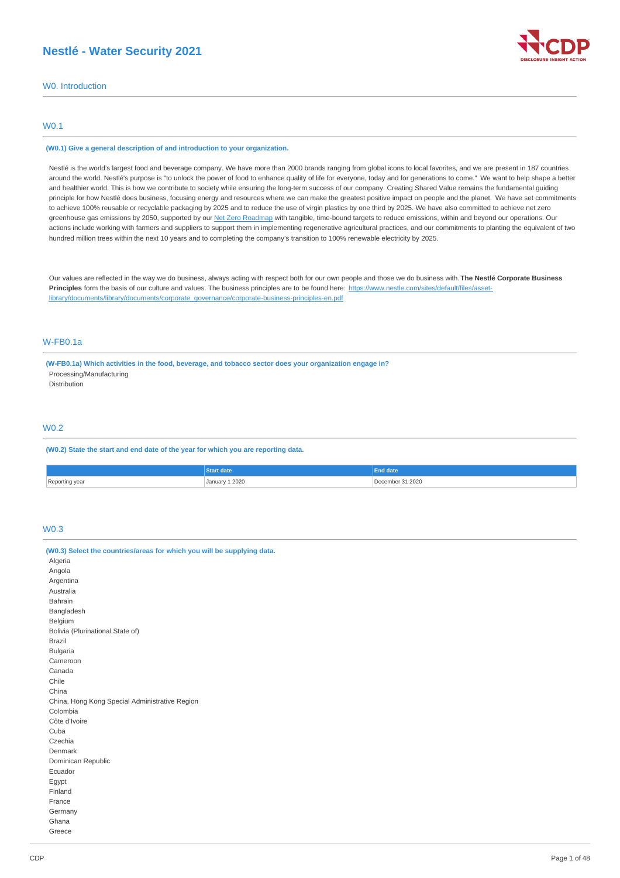# Nestlé - Water Security 2021

## W0. Introduction

### W0.1

**(W0.1) Give a general description of and introduction to your organization.**

Nestlé is the world's largest food and beverage company. We have more than 2000 brands ranging from global icons to local favorites, and we are present in 187 countries around the world. Nestlé's purpose is "to unlock the power of food to enhance quality of life for everyone, today and for generations to come." We want to help shape a better and healthier world. This is how we contribute to society while ensuring the long-term success of our company. Creating Shared Value remains the fundamental guiding principle for how Nestlé does business, focusing energy and resources where we can make the greatest positive impact on people and the planet. We have set commitments to achieve 100% reusable or recyclable packaging by 2025 and to reduce the use of virgin plastics by one third by 2025. We have also committed to achieve net zero greenhouse gas emissions by 2050, supported by our Net Zero Roadmap with tangible, time-bound targets to reduce emissions, within and beyond our operations. Our actions include working with farmers and suppliers to support them in implementing regenerative agricultural practices, and our commitments to planting the equivalent of two hundred million trees within the next 10 years and to completing the company's transition to 100% renewable electricity by 2025.

Our values are reflected in the way we do business, always acting with respect both for our own people and those we do business with. **The Nestlé Corporate Business Principles** form the basis of our culture and values. The business principles are to be found here: https://www.nestle.com/sites/default/files/asset-library/documents/library/documents/corporate_governance/corporate-business-principles-en.pdf

### W-FB0.1a

**(W-FB0.1a) Which activities in the food, beverage, and tobacco sector does your organization engage in?**

Processing/Manufacturing
Distribution

### W0.2

**(W0.2) State the start and end date of the year for which you are reporting data.**

| | Start date | End date |
|---|---|---|
| Reporting year | January 1 2020 | December 31 2020 |

### W0.3

**(W0.3) Select the countries/areas for which you will be supplying data.**

Algeria
Angola
Argentina
Australia
Bahrain
Bangladesh
Belgium
Bolivia (Plurinational State of)
Brazil
Bulgaria
Cameroon
Canada
Chile
China
China, Hong Kong Special Administrative Region
Colombia
Côte d'Ivoire
Cuba
Czechia
Denmark
Dominican Republic
Ecuador
Egypt
Finland
France
Germany
Ghana
Greece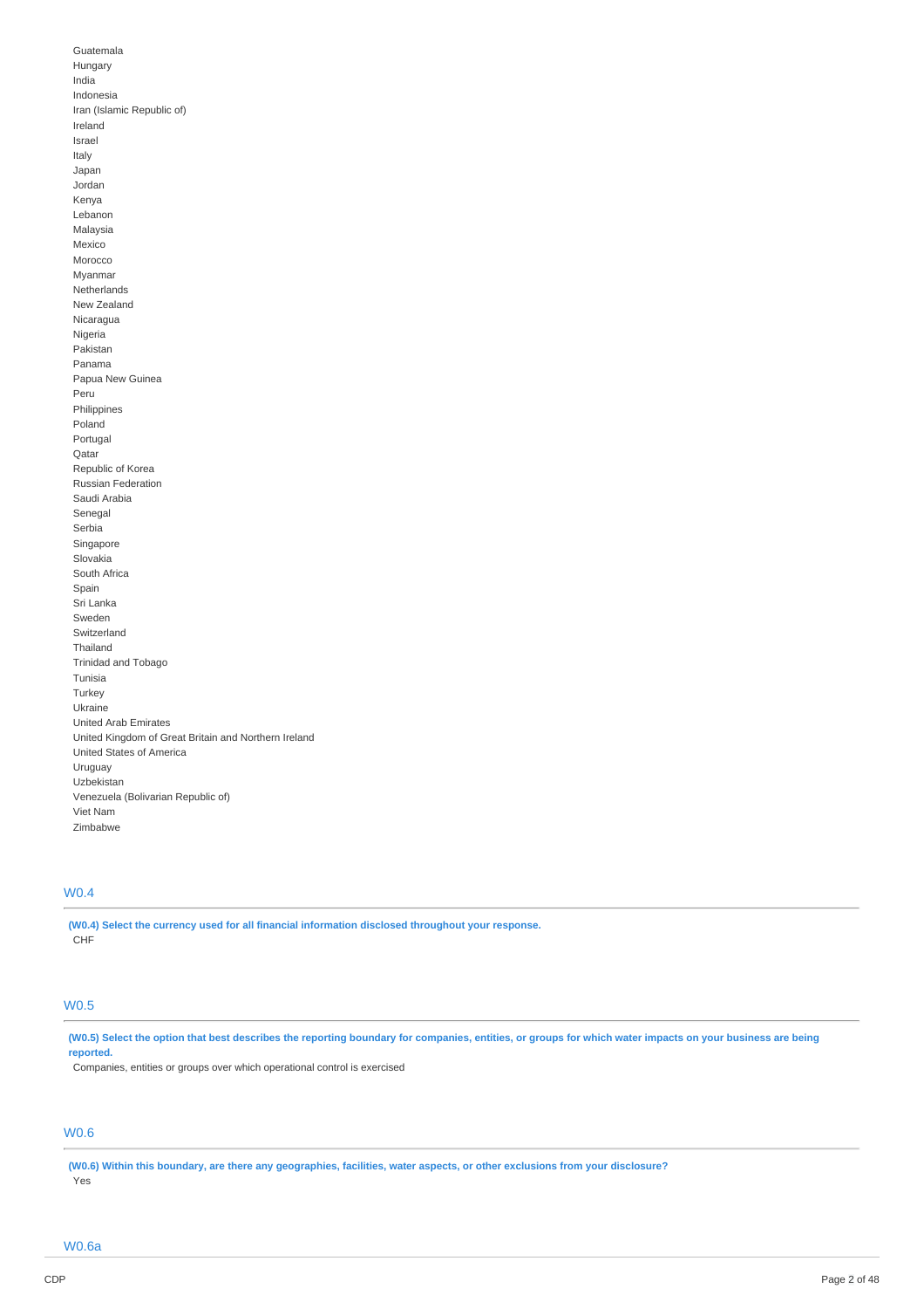Guatemala
Hungary
India
Indonesia
Iran (Islamic Republic of)
Ireland
Israel
Italy
Japan
Jordan
Kenya
Lebanon
Malaysia
Mexico
Morocco
Myanmar
Netherlands
New Zealand
Nicaragua
Nigeria
Pakistan
Panama
Papua New Guinea
Peru
Philippines
Poland
Portugal
Qatar
Republic of Korea
Russian Federation
Saudi Arabia
Senegal
Serbia
Singapore
Slovakia
South Africa
Spain
Sri Lanka
Sweden
Switzerland
Thailand
Trinidad and Tobago
Tunisia
Turkey
Ukraine
United Arab Emirates
United Kingdom of Great Britain and Northern Ireland
United States of America
Uruguay
Uzbekistan
Venezuela (Bolivarian Republic of)
Viet Nam
Zimbabwe

## W0.4

**(W0.4) Select the currency used for all financial information disclosed throughout your response.**

CHF

## W0.5

**(W0.5) Select the option that best describes the reporting boundary for companies, entities, or groups for which water impacts on your business are being reported.**

Companies, entities or groups over which operational control is exercised

## W0.6

**(W0.6) Within this boundary, are there any geographies, facilities, water aspects, or other exclusions from your disclosure?**

Yes

## W0.6a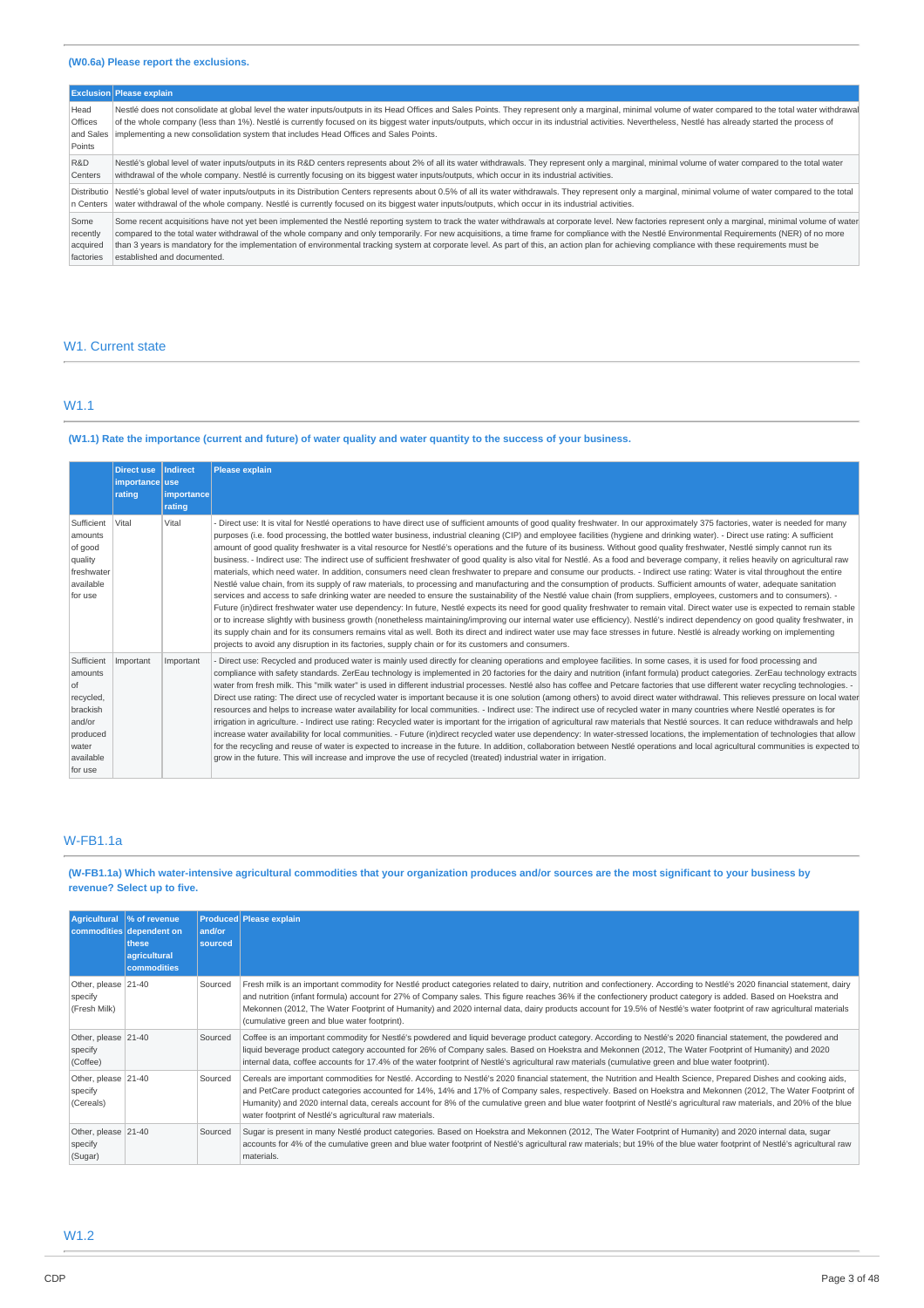### (W0.6a) Please report the exclusions.

| Exclusion | Please explain |
|---|---|
| Head Offices and Sales Points | Nestlé does not consolidate at global level the water inputs/outputs in its Head Offices and Sales Points. They represent only a marginal, minimal volume of water compared to the total water withdrawal of the whole company (less than 1%). Nestlé is currently focused on its biggest water inputs/outputs, which occur in its industrial activities. Nevertheless, Nestlé has already started the process of implementing a new consolidation system that includes Head Offices and Sales Points. |
| R&D Centers | Nestlé's global level of water inputs/outputs in its R&D centers represents about 2% of all its water withdrawals. They represent only a marginal, minimal volume of water compared to the total water withdrawal of the whole company. Nestlé is currently focusing on its biggest water inputs/outputs, which occur in its industrial activities. |
| Distribution Centers | Nestlé's global level of water inputs/outputs in its Distribution Centers represents about 0.5% of all its water withdrawals. They represent only a marginal, minimal volume of water compared to the total water withdrawal of the whole company. Nestlé is currently focused on its biggest water inputs/outputs, which occur in its industrial activities. |
| Some recently acquired factories | Some recent acquisitions have not yet been implemented the Nestlé reporting system to track the water withdrawals at corporate level. New factories represent only a marginal, minimal volume of water compared to the total water withdrawal of the whole company and only temporarily. For new acquisitions, a time frame for compliance with the Nestlé Environmental Requirements (NER) of no more than 3 years is mandatory for the implementation of environmental tracking system at corporate level. As part of this, an action plan for achieving compliance with these requirements must be established and documented. |

## W1. Current state

## W1.1

### (W1.1) Rate the importance (current and future) of water quality and water quantity to the success of your business.

| | Direct use importance rating | Indirect use importance rating | Please explain |
|---|---|---|---|
| Sufficient amounts of good quality freshwater available for use | Vital | Vital | - Direct use: It is vital for Nestlé operations to have direct use of sufficient amounts of good quality freshwater. In our approximately 375 factories, water is needed for many purposes (i.e. food processing, the bottled water business, industrial cleaning (CIP) and employee facilities (hygiene and drinking water). - Direct use rating: A sufficient amount of good quality freshwater is a vital resource for Nestlé's operations and the future of its business. Without good quality freshwater, Nestlé simply cannot run its business. - Indirect use: The indirect use of sufficient freshwater of good quality is also vital for Nestlé. As a food and beverage company, it relies heavily on agricultural raw materials, which need water. In addition, consumers need clean freshwater to prepare and consume our products. - Indirect use rating: Water is vital throughout the entire Nestlé value chain, from its supply of raw materials, to processing and manufacturing and the consumption of products. Sufficient amounts of water, adequate sanitation services and access to safe drinking water are needed to ensure the sustainability of the Nestlé value chain (from suppliers, employees, customers and to consumers). - Future (in)direct freshwater water use dependency: In future, Nestlé expects its need for good quality freshwater to remain vital. Direct water use is expected to remain stable or to increase slightly with business growth (nonetheless maintaining/improving our internal water use efficiency). Nestlé's indirect dependency on good quality freshwater, in its supply chain and for its consumers remains vital as well. Both its direct and indirect water use may face stresses in future. Nestlé is already working on implementing projects to avoid any disruption in its factories, supply chain or for its customers and consumers. |
| Sufficient amounts of recycled, brackish and/or produced water available for use | Important | Important | - Direct use: Recycled and produced water is mainly used directly for cleaning operations and employee facilities. In some cases, it is used for food processing and compliance with safety standards. ZerEau technology is implemented in 20 factories for the dairy and nutrition (infant formula) product categories. ZerEau technology extracts water from fresh milk. This "milk water" is used in different industrial processes. Nestlé also has coffee and Petcare factories that use different water recycling technologies. - Direct use rating: The direct use of recycled water is important because it is one solution (among others) to avoid direct water withdrawal. This relieves pressure on local water resources and helps to increase water availability for local communities. - Indirect use: The indirect use of recycled water in many countries where Nestlé operates is for irrigation in agriculture. - Indirect use rating: Recycled water is important for the irrigation of agricultural raw materials that Nestlé sources. It can reduce withdrawals and help increase water availability for local communities. - Future (in)direct recycled water use dependency: In water-stressed locations, the implementation of technologies that allow for the recycling and reuse of water is expected to increase in the future. In addition, collaboration between Nestlé operations and local agricultural communities is expected to grow in the future. This will increase and improve the use of recycled (treated) industrial water in irrigation. |

## W-FB1.1a

### (W-FB1.1a) Which water-intensive agricultural commodities that your organization produces and/or sources are the most significant to your business by revenue? Select up to five.

| Agricultural commodities | % of revenue dependent on these agricultural commodities | Produced and/or sourced | Please explain |
|---|---|---|---|
| Other, please specify (Fresh Milk) | 21-40 | Sourced | Fresh milk is an important commodity for Nestlé product categories related to dairy, nutrition and confectionery. According to Nestlé's 2020 financial statement, dairy and nutrition (infant formula) account for 27% of Company sales. This figure reaches 36% if the confectionery product category is added. Based on Hoekstra and Mekonnen (2012, The Water Footprint of Humanity) and 2020 internal data, dairy products account for 19.5% of Nestlé's water footprint of raw agricultural materials (cumulative green and blue water footprint). |
| Other, please specify (Coffee) | 21-40 | Sourced | Coffee is an important commodity for Nestlé's powdered and liquid beverage product category. According to Nestlé's 2020 financial statement, the powdered and liquid beverage product category accounted for 26% of Company sales. Based on Hoekstra and Mekonnen (2012, The Water Footprint of Humanity) and 2020 internal data, coffee accounts for 17.4% of the water footprint of Nestlé's agricultural raw materials (cumulative green and blue water footprint). |
| Other, please specify (Cereals) | 21-40 | Sourced | Cereals are important commodities for Nestlé. According to Nestlé's 2020 financial statement, the Nutrition and Health Science, Prepared Dishes and cooking aids, and PetCare product categories accounted for 14%, 14% and 17% of Company sales, respectively. Based on Hoekstra and Mekonnen (2012, The Water Footprint of Humanity) and 2020 internal data, cereals account for 8% of the cumulative green and blue water footprint of Nestlé's agricultural raw materials, and 20% of the blue water footprint of Nestlé's agricultural raw materials. |
| Other, please specify (Sugar) | 21-40 | Sourced | Sugar is present in many Nestlé product categories. Based on Hoekstra and Mekonnen (2012, The Water Footprint of Humanity) and 2020 internal data, sugar accounts for 4% of the cumulative green and blue water footprint of Nestlé's agricultural raw materials; but 19% of the blue water footprint of Nestlé's agricultural raw materials. |

## W1.2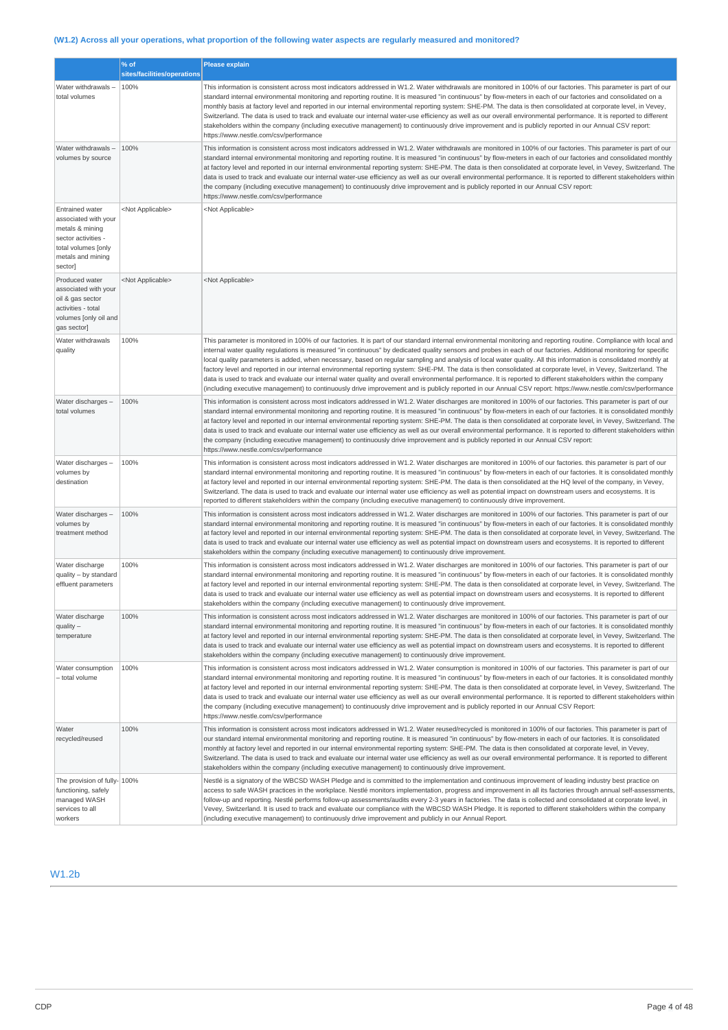### (W1.2) Across all your operations, what proportion of the following water aspects are regularly measured and monitored?

| | % of sites/facilities/operations | Please explain |
|---|---|---|
| Water withdrawals – total volumes | 100% | This information is consistent across most indicators addressed in W1.2. Water withdrawals are monitored in 100% of our factories. This parameter is part of our standard internal environmental monitoring and reporting routine. It is measured "in continuous" by flow-meters in each of our factories and consolidated on a monthly basis at factory level and reported in our internal environmental reporting system: SHE-PM. The data is then consolidated at corporate level, in Vevey, Switzerland. The data is used to track and evaluate our internal water-use efficiency as well as our overall environmental performance. It is reported to different stakeholders within the company (including executive management) to continuously drive improvement and is publicly reported in our Annual CSV report: https://www.nestle.com/csv/performance |
| Water withdrawals – volumes by source | 100% | This information is consistent across most indicators addressed in W1.2. Water withdrawals are monitored in 100% of our factories. This parameter is part of our standard internal environmental monitoring and reporting routine. It is measured "in continuous" by flow-meters in each of our factories and consolidated monthly at factory level and reported in our internal environmental reporting system: SHE-PM. The data is then consolidated at corporate level, in Vevey, Switzerland. The data is used to track and evaluate our internal water-use efficiency as well as our overall environmental performance. It is reported to different stakeholders within the company (including executive management) to continuously drive improvement and is publicly reported in our Annual CSV report: https://www.nestle.com/csv/performance |
| Entrained water associated with your metals & mining sector activities - total volumes [only metals and mining sector] | <Not Applicable> | <Not Applicable> |
| Produced water associated with your oil & gas sector activities - total volumes [only oil and gas sector] | <Not Applicable> | <Not Applicable> |
| Water withdrawals quality | 100% | This parameter is monitored in 100% of our factories. It is part of our standard internal environmental monitoring and reporting routine. Compliance with local and internal water quality regulations is measured "in continuous" by dedicated quality sensors and probes in each of our factories. Additional monitoring for specific local quality parameters is added, when necessary, based on regular sampling and analysis of local water quality. All this information is consolidated monthly at factory level and reported in our internal environmental reporting system: SHE-PM. The data is then consolidated at corporate level, in Vevey, Switzerland. The data is used to track and evaluate our internal water quality and overall environmental performance. It is reported to different stakeholders within the company (including executive management) to continuously drive improvement and is publicly reported in our Annual CSV report: https://www.nestle.com/csv/performance |
| Water discharges – total volumes | 100% | This information is consistent across most indicators addressed in W1.2. Water discharges are monitored in 100% of our factories. This parameter is part of our standard internal environmental monitoring and reporting routine. It is measured "in continuous" by flow-meters in each of our factories. It is consolidated monthly at factory level and reported in our internal environmental reporting system: SHE-PM. The data is then consolidated at corporate level, in Vevey, Switzerland. The data is used to track and evaluate our internal water use efficiency as well as our overall environmental performance. It is reported to different stakeholders within the company (including executive management) to continuously drive improvement and is publicly reported in our Annual CSV report: https://www.nestle.com/csv/performance |
| Water discharges – volumes by destination | 100% | This information is consistent across most indicators addressed in W1.2. Water discharges are monitored in 100% of our factories. this parameter is part of our standard internal environmental monitoring and reporting routine. It is measured "in continuous" by flow-meters in each of our factories. It is consolidated monthly at factory level and reported in our internal environmental reporting system: SHE-PM. The data is then consolidated at the HQ level of the company, in Vevey, Switzerland. The data is used to track and evaluate our internal water use efficiency as well as potential impact on downstream users and ecosystems. It is reported to different stakeholders within the company (including executive management) to continuously drive improvement. |
| Water discharges – volumes by treatment method | 100% | This information is consistent across most indicators addressed in W1.2. Water discharges are monitored in 100% of our factories. This parameter is part of our standard internal environmental monitoring and reporting routine. It is measured "in continuous" by flow-meters in each of our factories. It is consolidated monthly at factory level and reported in our internal environmental reporting system: SHE-PM. The data is then consolidated at corporate level, in Vevey, Switzerland. The data is used to track and evaluate our internal water use efficiency as well as potential impact on downstream users and ecosystems. It is reported to different stakeholders within the company (including executive management) to continuously drive improvement. |
| Water discharge quality – by standard effluent parameters | 100% | This information is consistent across most indicators addressed in W1.2. Water discharges are monitored in 100% of our factories. This parameter is part of our standard internal environmental monitoring and reporting routine. It is measured "in continuous" by flow-meters in each of our factories. It is consolidated monthly at factory level and reported in our internal environmental reporting system: SHE-PM. The data is then consolidated at corporate level, in Vevey, Switzerland. The data is used to track and evaluate our internal water use efficiency as well as potential impact on downstream users and ecosystems. It is reported to different stakeholders within the company (including executive management) to continuously drive improvement. |
| Water discharge quality – temperature | 100% | This information is consistent across most indicators addressed in W1.2. Water discharges are monitored in 100% of our factories. This parameter is part of our standard internal environmental monitoring and reporting routine. It is measured "in continuous" by flow-meters in each of our factories. It is consolidated monthly at factory level and reported in our internal environmental reporting system: SHE-PM. The data is then consolidated at corporate level, in Vevey, Switzerland. The data is used to track and evaluate our internal water use efficiency as well as potential impact on downstream users and ecosystems. It is reported to different stakeholders within the company (including executive management) to continuously drive improvement. |
| Water consumption – total volume | 100% | This information is consistent across most indicators addressed in W1.2. Water consumption is monitored in 100% of our factories. This parameter is part of our standard internal environmental monitoring and reporting routine. It is measured "in continuous" by flow-meters in each of our factories. It is consolidated monthly at factory level and reported in our internal environmental reporting system: SHE-PM. The data is then consolidated at corporate level, in Vevey, Switzerland. The data is used to track and evaluate our internal water use efficiency as well as our overall environmental performance. It is reported to different stakeholders within the company (including executive management) to continuously drive improvement and is publicly reported in our Annual CSV Report: https://www.nestle.com/csv/performance |
| Water recycled/reused | 100% | This information is consistent across most indicators addressed in W1.2. Water reused/recycled is monitored in 100% of our factories. This parameter is part of our standard internal environmental monitoring and reporting routine. It is measured "in continuous" by flow-meters in each of our factories. It is consolidated monthly at factory level and reported in our internal environmental reporting system: SHE-PM. The data is then consolidated at corporate level, in Vevey, Switzerland. The data is used to track and evaluate our internal water use efficiency as well as our overall environmental performance. It is reported to different stakeholders within the company (including executive management) to continuously drive improvement. |
| The provision of fully-functioning, safely managed WASH services to all workers | 100% | Nestlé is a signatory of the WBCSD WASH Pledge and is committed to the implementation and continuous improvement of leading industry best practice on access to safe WASH practices in the workplace. Nestlé monitors implementation, progress and improvement in all its factories through annual self-assessments, follow-up and reporting. Nestlé performs follow-up assessments/audits every 2-3 years in factories. The data is collected and consolidated at corporate level, in Vevey, Switzerland. It is used to track and evaluate our compliance with the WBCSD WASH Pledge. It is reported to different stakeholders within the company (including executive management) to continuously drive improvement and publicly in our Annual Report. |

## W1.2b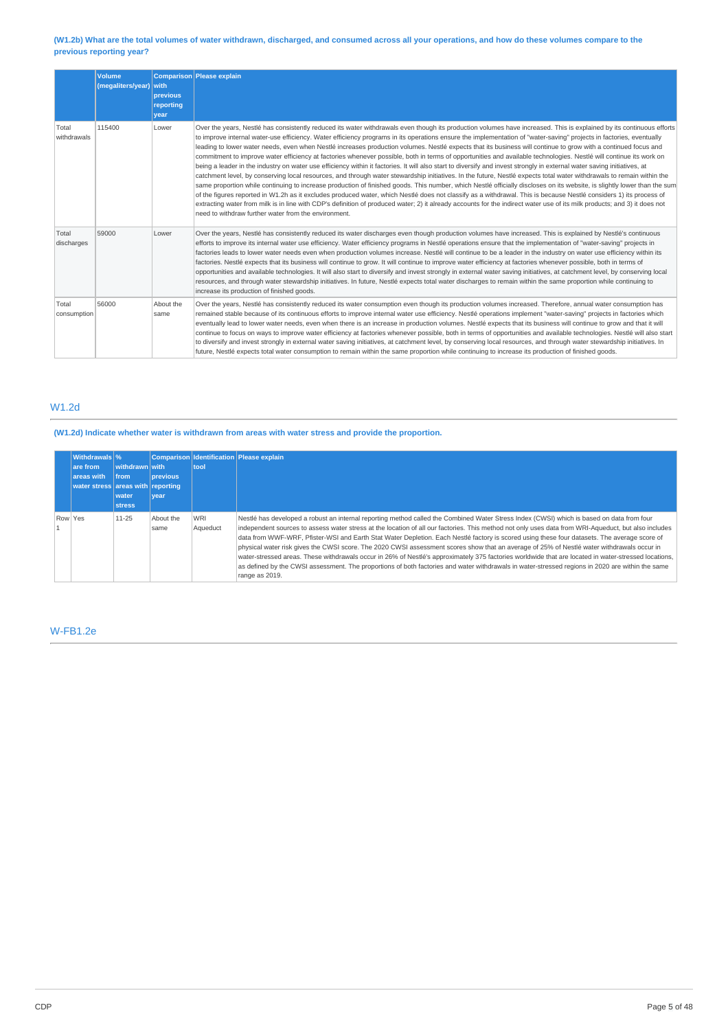**(W1.2b) What are the total volumes of water withdrawn, discharged, and consumed across all your operations, and how do these volumes compare to the previous reporting year?**

| | Volume (megaliters/year) | Comparison with previous reporting year | Please explain |
|---|---|---|---|
| Total withdrawals | 115400 | Lower | Over the years, Nestlé has consistently reduced its water withdrawals even though its production volumes have increased. This is explained by its continuous efforts to improve internal water-use efficiency. Water efficiency programs in its operations ensure the implementation of "water-saving" projects in factories, eventually leading to lower water needs, even when Nestlé increases production volumes. Nestlé expects that its business will continue to grow with a continued focus and commitment to improve water efficiency at factories whenever possible, both in terms of opportunities and available technologies. Nestlé will continue its work on being a leader in the industry on water use efficiency within it factories. It will also start to diversify and invest strongly in external water saving initiatives, at catchment level, by conserving local resources, and through water stewardship initiatives. In the future, Nestlé expects total water withdrawals to remain within the same proportion while continuing to increase production of finished goods. This number, which Nestlé officially discloses on its website, is slightly lower than the sum of the figures reported in W1.2h as it excludes produced water, which Nestlé does not classify as a withdrawal. This is because Nestlé considers 1) its process of extracting water from milk is in line with CDP's definition of produced water; 2) it already accounts for the indirect water use of its milk products; and 3) it does not need to withdraw further water from the environment. |
| Total discharges | 59000 | Lower | Over the years, Nestlé has consistently reduced its water discharges even though production volumes have increased. This is explained by Nestlé's continuous efforts to improve its internal water use efficiency. Water efficiency programs in Nestlé operations ensure that the implementation of "water-saving" projects in factories leads to lower water needs even when production volumes increase. Nestlé will continue to be a leader in the industry on water use efficiency within its factories. Nestlé expects that its business will continue to grow. It will continue to improve water efficiency at factories whenever possible, both in terms of opportunities and available technologies. It will also start to diversify and invest strongly in external water saving initiatives, at catchment level, by conserving local resources, and through water stewardship initiatives. In future, Nestlé expects total water discharges to remain within the same proportion while continuing to increase its production of finished goods. |
| Total consumption | 56000 | About the same | Over the years, Nestlé has consistently reduced its water consumption even though its production volumes increased. Therefore, annual water consumption has remained stable because of its continuous efforts to improve internal water use efficiency. Nestlé operations implement "water-saving" projects in factories which eventually lead to lower water needs, even when there is an increase in production volumes. Nestlé expects that its business will continue to grow and that it will continue to focus on ways to improve water efficiency at factories whenever possible, both in terms of opportunities and available technologies. Nestlé will also start to diversify and invest strongly in external water saving initiatives, at catchment level, by conserving local resources, and through water stewardship initiatives. In future, Nestlé expects total water consumption to remain within the same proportion while continuing to increase its production of finished goods. |

## W1.2d

**(W1.2d) Indicate whether water is withdrawn from areas with water stress and provide the proportion.**

| | Withdrawals are from areas with water stress | % withdrawn from areas with water stress | Comparison with previous reporting year | Identification tool | Please explain |
|---|---|---|---|---|---|
| Row 1 | Yes | 11-25 | About the same | WRI Aqueduct | Nestlé has developed a robust an internal reporting method called the Combined Water Stress Index (CWSI) which is based on data from four independent sources to assess water stress at the location of all our factories. This method not only uses data from WRI-Aqueduct, but also includes data from WWF-WRF, Pfister-WSI and Earth Stat Water Depletion. Each Nestlé factory is scored using these four datasets. The average score of physical water risk gives the CWSI score. The 2020 CWSI assessment scores show that an average of 25% of Nestlé water withdrawals occur in water-stressed areas. These withdrawals occur in 26% of Nestlé's approximately 375 factories worldwide that are located in water-stressed locations, as defined by the CWSI assessment. The proportions of both factories and water withdrawals in water-stressed regions in 2020 are within the same range as 2019. |

## W-FB1.2e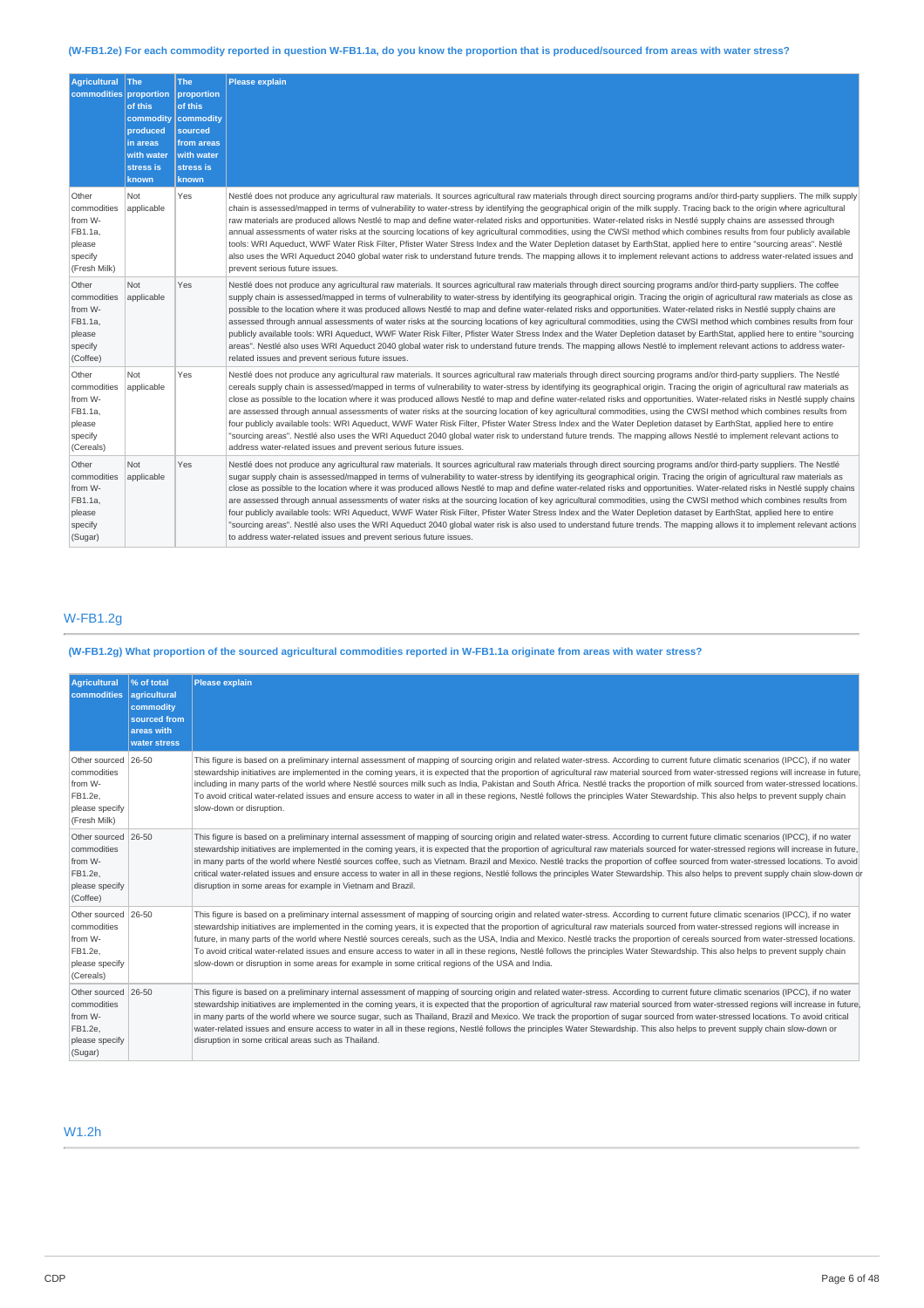**(W-FB1.2e) For each commodity reported in question W-FB1.1a, do you know the proportion that is produced/sourced from areas with water stress?**

| Agricultural commodities | The proportion of this commodity produced in areas with water stress is known | The proportion of this commodity sourced from areas with water stress is known | Please explain |
|---|---|---|---|
| Other commodities from W-FB1.1a, please specify (Fresh Milk) | Not applicable | Yes | Nestlé does not produce any agricultural raw materials. It sources agricultural raw materials through direct sourcing programs and/or third-party suppliers. The milk supply chain is assessed/mapped in terms of vulnerability to water-stress by identifying the geographical origin of the milk supply. Tracing back to the origin where agricultural raw materials are produced allows Nestlé to map and define water-related risks and opportunities. Water-related risks in Nestlé supply chains are assessed through annual assessments of water risks at the sourcing locations of key agricultural commodities, using the CWSI method which combines results from four publicly available tools: WRI Aqueduct, WWF Water Risk Filter, Pfister Water Stress Index and the Water Depletion dataset by EarthStat, applied here to entire "sourcing areas". Nestlé also uses the WRI Aqueduct 2040 global water risk to understand future trends. The mapping allows it to implement relevant actions to address water-related issues and prevent serious future issues. |
| Other commodities from W-FB1.1a, please specify (Coffee) | Not applicable | Yes | Nestlé does not produce any agricultural raw materials. It sources agricultural raw materials through direct sourcing programs and/or third-party suppliers. The coffee supply chain is assessed/mapped in terms of vulnerability to water-stress by identifying its geographical origin. Tracing the origin of agricultural raw materials as close as possible to the location where it was produced allows Nestlé to map and define water-related risks and opportunities. Water-related risks in Nestlé supply chains are assessed through annual assessments of water risks at the sourcing locations of key agricultural commodities, using the CWSI method which combines results from four publicly available tools: WRI Aqueduct, WWF Water Risk Filter, Pfister Water Stress Index and the Water Depletion dataset by EarthStat, applied here to entire "sourcing areas". Nestlé also uses WRI Aqueduct 2040 global water risk to understand future trends. The mapping allows Nestlé to implement relevant actions to address water-related issues and prevent serious future issues. |
| Other commodities from W-FB1.1a, please specify (Cereals) | Not applicable | Yes | Nestlé does not produce any agricultural raw materials. It sources agricultural raw materials through direct sourcing programs and/or third-party suppliers. The Nestlé cereals supply chain is assessed/mapped in terms of vulnerability to water-stress by identifying its geographical origin. Tracing the origin of agricultural raw materials as close as possible to the location where it was produced allows Nestlé to map and define water-related risks and opportunities. Water-related risks in Nestlé supply chains are assessed through annual assessments of water risks at the sourcing location of key agricultural commodities, using the CWSI method which combines results from four publicly available tools: WRI Aqueduct, WWF Water Risk Filter, Pfister Water Stress Index and the Water Depletion dataset by EarthStat, applied here to entire "sourcing areas". Nestlé also uses the WRI Aqueduct 2040 global water risk to understand future trends. The mapping allows Nestlé to implement relevant actions to address water-related issues and prevent serious future issues. |
| Other commodities from W-FB1.1a, please specify (Sugar) | Not applicable | Yes | Nestlé does not produce any agricultural raw materials. It sources agricultural raw materials through direct sourcing programs and/or third-party suppliers. The Nestlé sugar supply chain is assessed/mapped in terms of vulnerability to water-stress by identifying its geographical origin. Tracing the origin of agricultural raw materials as close as possible to the location where it was produced allows Nestlé to map and define water-related risks and opportunities. Water-related risks in Nestlé supply chains are assessed through annual assessments of water risks at the sourcing location of key agricultural commodities, using the CWSI method which combines results from four publicly available tools: WRI Aqueduct, WWF Water Risk Filter, Pfister Water Stress Index and the Water Depletion dataset by EarthStat, applied here to entire "sourcing areas". Nestlé also uses the WRI Aqueduct 2040 global water risk is also used to understand future trends. The mapping allows it to implement relevant actions to address water-related issues and prevent serious future issues. |

## W-FB1.2g

**(W-FB1.2g) What proportion of the sourced agricultural commodities reported in W-FB1.1a originate from areas with water stress?**

| Agricultural commodities | % of total agricultural commodity sourced from areas with water stress | Please explain |
|---|---|---|
| Other sourced commodities from W-FB1.2e, please specify (Fresh Milk) | 26-50 | This figure is based on a preliminary internal assessment of mapping of sourcing origin and related water-stress. According to current future climatic scenarios (IPCC), if no water stewardship initiatives are implemented in the coming years, it is expected that the proportion of agricultural raw material sourced from water-stressed regions will increase in future, including in many parts of the world where Nestlé sources milk such as India, Pakistan and South Africa. Nestlé tracks the proportion of milk sourced from water-stressed locations. To avoid critical water-related issues and ensure access to water in all in these regions, Nestlé follows the principles Water Stewardship. This also helps to prevent supply chain slow-down or disruption. |
| Other sourced commodities from W-FB1.2e, please specify (Coffee) | 26-50 | This figure is based on a preliminary internal assessment of mapping of sourcing origin and related water-stress. According to current future climatic scenarios (IPCC), if no water stewardship initiatives are implemented in the coming years, it is expected that the proportion of agricultural raw materials sourced for water-stressed regions will increase in future, in many parts of the world where Nestlé sources coffee, such as Vietnam. Brazil and Mexico. Nestlé tracks the proportion of coffee sourced from water-stressed locations. To avoid critical water-related issues and ensure access to water in all in these regions, Nestlé follows the principles Water Stewardship. This also helps to prevent supply chain slow-down or disruption in some areas for example in Vietnam and Brazil. |
| Other sourced commodities from W-FB1.2e, please specify (Cereals) | 26-50 | This figure is based on a preliminary internal assessment of mapping of sourcing origin and related water-stress. According to current future climatic scenarios (IPCC), if no water stewardship initiatives are implemented in the coming years, it is expected that the proportion of agricultural raw materials sourced from water-stressed regions will increase in future, in many parts of the world where Nestlé sources cereals, such as the USA, India and Mexico. Nestlé tracks the proportion of cereals sourced from water-stressed locations. To avoid critical water-related issues and ensure access to water in all in these regions, Nestlé follows the principles Water Stewardship. This also helps to prevent supply chain slow-down or disruption in some areas for example in some critical regions of the USA and India. |
| Other sourced commodities from W-FB1.2e, please specify (Sugar) | 26-50 | This figure is based on a preliminary internal assessment of mapping of sourcing origin and related water-stress. According to current future climatic scenarios (IPCC), if no water stewardship initiatives are implemented in the coming years, it is expected that the proportion of agricultural raw material sourced from water-stressed regions will increase in future, in many parts of the world where we source sugar, such as Thailand, Brazil and Mexico. We track the proportion of sugar sourced from water-stressed locations. To avoid critical water-related issues and ensure access to water in all in these regions, Nestlé follows the principles Water Stewardship. This also helps to prevent supply chain slow-down or disruption in some critical areas such as Thailand. |

## W1.2h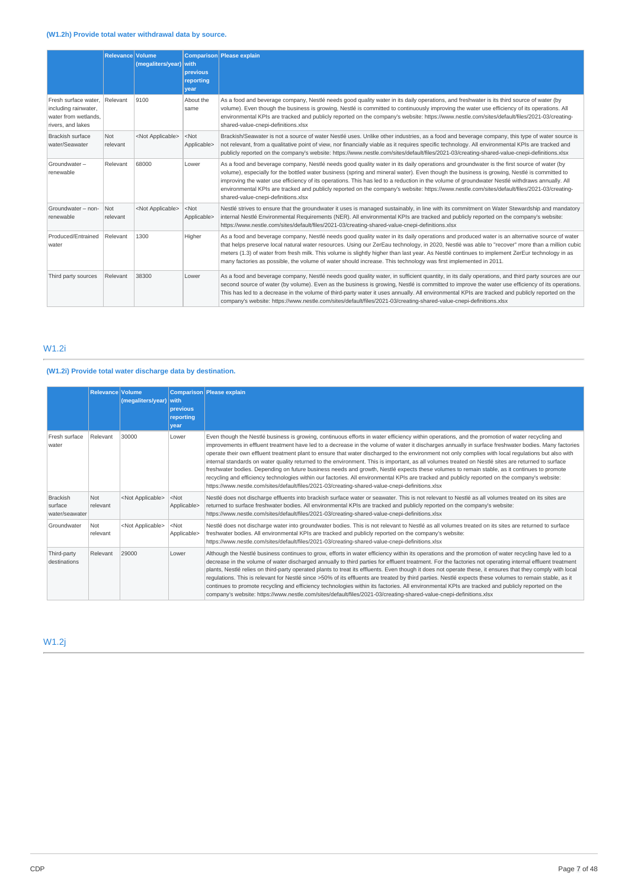### (W1.2h) Provide total water withdrawal data by source.

| | Relevance | Volume (megaliters/year) | Comparison with previous reporting year | Please explain |
|---|---|---|---|---|
| Fresh surface water, including rainwater, water from wetlands, rivers, and lakes | Relevant | 9100 | About the same | As a food and beverage company, Nestlé needs good quality water in its daily operations, and freshwater is its third source of water (by volume). Even though the business is growing, Nestlé is committed to continuously improving the water use efficiency of its operations. All environmental KPIs are tracked and publicly reported on the company's website: https://www.nestle.com/sites/default/files/2021-03/creating-shared-value-cnepi-definitions.xlsx |
| Brackish surface water/Seawater | Not relevant | <Not Applicable> | <Not Applicable> | Brackish/Seawater is not a source of water Nestlé uses. Unlike other industries, as a food and beverage company, this type of water source is not relevant, from a qualitative point of view, nor financially viable as it requires specific technology. All environmental KPIs are tracked and publicly reported on the company's website: https://www.nestle.com/sites/default/files/2021-03/creating-shared-value-cnepi-definitions.xlsx |
| Groundwater – renewable | Relevant | 68000 | Lower | As a food and beverage company, Nestlé needs good quality water in its daily operations and groundwater is the first source of water (by volume), especially for the bottled water business (spring and mineral water). Even though the business is growing, Nestlé is committed to improving the water use efficiency of its operations. This has led to a reduction in the volume of groundwater Nestlé withdraws annually. All environmental KPIs are tracked and publicly reported on the company's website: https://www.nestle.com/sites/default/files/2021-03/creating-shared-value-cnepi-definitions.xlsx |
| Groundwater – non-renewable | Not relevant | <Not Applicable> | <Not Applicable> | Nestlé strives to ensure that the groundwater it uses is managed sustainably, in line with its commitment on Water Stewardship and mandatory internal Nestlé Environmental Requirements (NER). All environmental KPIs are tracked and publicly reported on the company's website: https://www.nestle.com/sites/default/files/2021-03/creating-shared-value-cnepi-definitions.xlsx |
| Produced/Entrained water | Relevant | 1300 | Higher | As a food and beverage company, Nestlé needs good quality water in its daily operations and produced water is an alternative source of water that helps preserve local natural water resources. Using our ZerEau technology, in 2020, Nestlé was able to "recover" more than a million cubic meters (1.3) of water from fresh milk. This volume is slightly higher than last year. As Nestlé continues to implement ZerEur technology in as many factories as possible, the volume of water should increase. This technology was first implemented in 2011. |
| Third party sources | Relevant | 38300 | Lower | As a food and beverage company, Nestlé needs good quality water, in sufficient quantity, in its daily operations, and third party sources are our second source of water (by volume). Even as the business is growing, Nestlé is committed to improve the water use efficiency of its operations. This has led to a decrease in the volume of third-party water it uses annually. All environmental KPIs are tracked and publicly reported on the company's website: https://www.nestle.com/sites/default/files/2021-03/creating-shared-value-cnepi-definitions.xlsx |

## W1.2i

### (W1.2i) Provide total water discharge data by destination.

| | Relevance | Volume (megaliters/year) | Comparison with previous reporting year | Please explain |
|---|---|---|---|---|
| Fresh surface water | Relevant | 30000 | Lower | Even though the Nestlé business is growing, continuous efforts in water efficiency within operations, and the promotion of water recycling and improvements in effluent treatment have led to a decrease in the volume of water it discharges annually in surface freshwater bodies. Many factories operate their own effluent treatment plant to ensure that water discharged to the environment not only complies with local regulations but also with internal standards on water quality returned to the environment. This is important, as all volumes treated on Nestlé sites are returned to surface freshwater bodies. Depending on future business needs and growth, Nestlé expects these volumes to remain stable, as it continues to promote recycling and efficiency technologies within our factories. All environmental KPIs are tracked and publicly reported on the company's website: https://www.nestle.com/sites/default/files/2021-03/creating-shared-value-cnepi-definitions.xlsx |
| Brackish surface water/seawater | Not relevant | <Not Applicable> | <Not Applicable> | Nestlé does not discharge effluents into brackish surface water or seawater. This is not relevant to Nestlé as all volumes treated on its sites are returned to surface freshwater bodies. All environmental KPIs are tracked and publicly reported on the company's website: https://www.nestle.com/sites/default/files/2021-03/creating-shared-value-cnepi-definitions.xlsx |
| Groundwater | Not relevant | <Not Applicable> | <Not Applicable> | Nestlé does not discharge water into groundwater bodies. This is not relevant to Nestlé as all volumes treated on its sites are returned to surface freshwater bodies. All environmental KPIs are tracked and publicly reported on the company's website: https://www.nestle.com/sites/default/files/2021-03/creating-shared-value-cnepi-definitions.xlsx |
| Third-party destinations | Relevant | 29000 | Lower | Although the Nestlé business continues to grow, efforts in water efficiency within its operations and the promotion of water recycling have led to a decrease in the volume of water discharged annually to third parties for effluent treatment. For the factories not operating internal effluent treatment plants, Nestlé relies on third-party operated plants to treat its effluents. Even though it does not operate these, it ensures that they comply with local regulations. This is relevant for Nestlé since >50% of its effluents are treated by third parties. Nestlé expects these volumes to remain stable, as it continues to promote recycling and efficiency technologies within its factories. All environmental KPIs are tracked and publicly reported on the company's website: https://www.nestle.com/sites/default/files/2021-03/creating-shared-value-cnepi-definitions.xlsx |

## W1.2j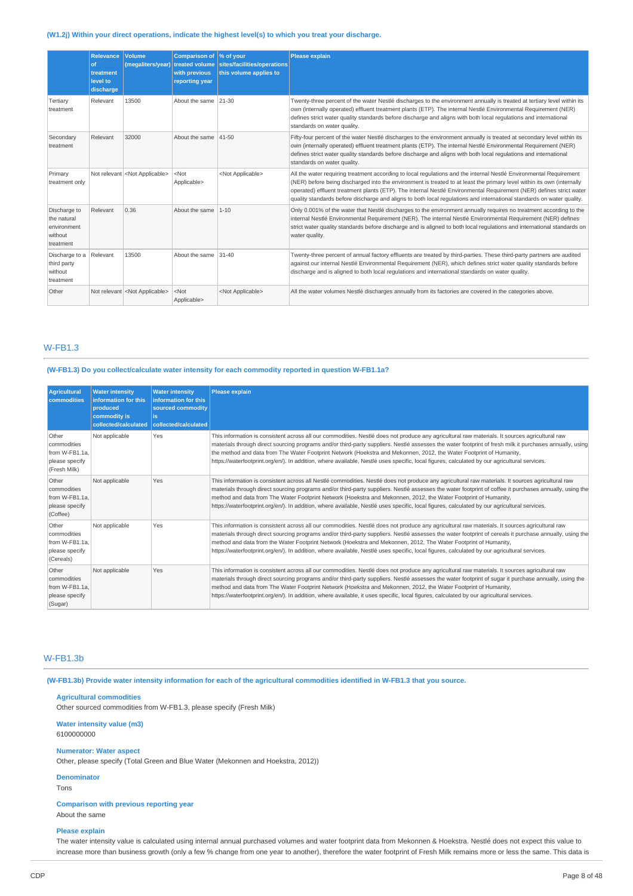**(W1.2j) Within your direct operations, indicate the highest level(s) to which you treat your discharge.**

| | Relevance of treatment level to discharge | Volume (megaliters/year) | Comparison of treated volume with previous reporting year | % of your sites/facilities/operations this volume applies to | Please explain |
|---|---|---|---|---|---|
| Tertiary treatment | Relevant | 13500 | About the same | 21-30 | Twenty-three percent of the water Nestlé discharges to the environment annually is treated at tertiary level within its own (internally operated) effluent treatment plants (ETP). The internal Nestlé Environmental Requirement (NER) defines strict water quality standards before discharge and aligns with both local regulations and international standards on water quality. |
| Secondary treatment | Relevant | 32000 | About the same | 41-50 | Fifty-four percent of the water Nestlé discharges to the environment annually is treated at secondary level within its own (internally operated) effluent treatment plants (ETP). The internal Nestlé Environmental Requirement (NER) defines strict water quality standards before discharge and aligns with both local regulations and international standards on water quality. |
| Primary treatment only | Not relevant | <Not Applicable> | <Not Applicable> | <Not Applicable> | All the water requiring treatment according to local regulations and the internal Nestlé Environmental Requirement (NER) before being discharged into the environment is treated to at least the primary level within its own (internally operated) effluent treatment plants (ETP). The internal Nestlé Environmental Requirement (NER) defines strict water quality standards before discharge and aligns to both local regulations and international standards on water quality. |
| Discharge to the natural environment without treatment | Relevant | 0.36 | About the same | 1-10 | Only 0.001% of the water that Nestlé discharges to the environment annually requires no treatment according to the internal Nestlé Environmental Requirement (NER). The internal Nestlé Environmental Requirement (NER) defines strict water quality standards before discharge and is aligned to both local regulations and international standards on water quality. |
| Discharge to a third party without treatment | Relevant | 13500 | About the same | 31-40 | Twenty-three percent of annual factory effluents are treated by third-parties. These third-party partners are audited against our internal Nestlé Environmental Requirement (NER), which defines strict water quality standards before discharge and is aligned to both local regulations and international standards on water quality. |
| Other | Not relevant | <Not Applicable> | <Not Applicable> | <Not Applicable> | All the water volumes Nestlé discharges annually from its factories are covered in the categories above. |

## W-FB1.3

**(W-FB1.3) Do you collect/calculate water intensity for each commodity reported in question W-FB1.1a?**

| Agricultural commodities | Water intensity information for this produced commodity is collected/calculated | Water intensity information for this sourced commodity is collected/calculated | Please explain |
|---|---|---|---|
| Other commodities from W-FB1.1a, please specify (Fresh Milk) | Not applicable | Yes | This information is consistent across all our commodities. Nestlé does not produce any agricultural raw materials. It sources agricultural raw materials through direct sourcing programs and/or third-party suppliers. Nestlé assesses the water footprint of fresh milk it purchases annually, using the method and data from The Water Footprint Network (Hoekstra and Mekonnen, 2012, the Water Footprint of Humanity, https://waterfootprint.org/en/). In addition, where available, Nestlé uses specific, local figures, calculated by our agricultural services. |
| Other commodities from W-FB1.1a, please specify (Coffee) | Not applicable | Yes | This information is consistent across all Nestlé commodities. Nestlé does not produce any agricultural raw materials. It sources agricultural raw materials through direct sourcing programs and/or third-party suppliers. Nestlé assesses the water footprint of coffee it purchases annually, using the method and data from The Water Footprint Network (Hoekstra and Mekonnen, 2012, The Water Footprint of Humanity, https://waterfootprint.org/en/). In addition, where available, Nestlé uses specific, local figures, calculated by our agricultural services. |
| Other commodities from W-FB1.1a, please specify (Cereals) | Not applicable | Yes | This information is consistent across all our commodities. Nestlé does not produce any agricultural raw materials. It sources agricultural raw materials through direct sourcing programs and/or third-party suppliers. Nestlé assesses the water footprint of cereals it purchase annually, using the method and data from The Water Footprint Network (Hoekstra and Mekonnen, 2012, The Water Footprint of Humanity, https://waterfootprint.org/en/). In addition, where available, Nestlé uses specific, local figures, calculated by our agricultural services. |
| Other commodities from W-FB1.1a, please specify (Sugar) | Not applicable | Yes | This information is consistent across all our commodities. Nestlé does not produce any agricultural raw materials. It sources agricultural raw materials through direct sourcing programs and/or third-party suppliers. Nestlé assesses the water footprint of sugar it purchase annually, using the method and data from The Water Footprint Network (Hoekstra and Mekonnen, 2012, The Water Footprint of Humanity, https://waterfootprint.org/en/). In addition, where available, it uses specific, local figures, calculated by our agricultural services. |

## W-FB1.3b

**(W-FB1.3b) Provide water intensity information for each of the agricultural commodities identified in W-FB1.3 that you source.**

**Agricultural commodities**
Other sourced commodities from W-FB1.3, please specify (Fresh Milk)

**Water intensity value (m3)**
6100000000

**Numerator: Water aspect**
Other, please specify (Total Green and Blue Water (Mekonnen and Hoekstra, 2012))

**Denominator**
Tons

**Comparison with previous reporting year**
About the same

**Please explain**
The water intensity value is calculated using internal annual purchased volumes and water footprint data from Mekonnen & Hoekstra. Nestlé does not expect this value to increase more than business growth (only a few % change from one year to another), therefore the water footprint of Fresh Milk remains more or less the same. This data is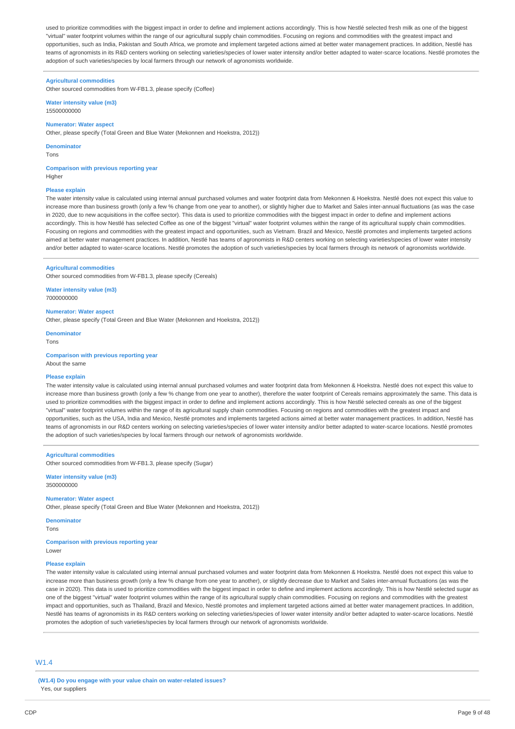used to prioritize commodities with the biggest impact in order to define and implement actions accordingly. This is how Nestlé selected fresh milk as one of the biggest "virtual" water footprint volumes within the range of our agricultural supply chain commodities. Focusing on regions and commodities with the greatest impact and opportunities, such as India, Pakistan and South Africa, we promote and implement targeted actions aimed at better water management practices. In addition, Nestlé has teams of agronomists in its R&D centers working on selecting varieties/species of lower water intensity and/or better adapted to water-scarce locations. Nestlé promotes the adoption of such varieties/species by local farmers through our network of agronomists worldwide.

**Agricultural commodities**
Other sourced commodities from W-FB1.3, please specify (Coffee)

**Water intensity value (m3)**
15500000000

**Numerator: Water aspect**
Other, please specify (Total Green and Blue Water (Mekonnen and Hoekstra, 2012))

**Denominator**
Tons

**Comparison with previous reporting year**
Higher

**Please explain**
The water intensity value is calculated using internal annual purchased volumes and water footprint data from Mekonnen & Hoekstra. Nestlé does not expect this value to increase more than business growth (only a few % change from one year to another), or slightly higher due to Market and Sales inter-annual fluctuations (as was the case in 2020, due to new acquisitions in the coffee sector). This data is used to prioritize commodities with the biggest impact in order to define and implement actions accordingly. This is how Nestlé has selected Coffee as one of the biggest "virtual" water footprint volumes within the range of its agricultural supply chain commodities. Focusing on regions and commodities with the greatest impact and opportunities, such as Vietnam. Brazil and Mexico, Nestlé promotes and implements targeted actions aimed at better water management practices. In addition, Nestlé has teams of agronomists in R&D centers working on selecting varieties/species of lower water intensity and/or better adapted to water-scarce locations. Nestlé promotes the adoption of such varieties/species by local farmers through its network of agronomists worldwide.

**Agricultural commodities**
Other sourced commodities from W-FB1.3, please specify (Cereals)

**Water intensity value (m3)**
7000000000

**Numerator: Water aspect**
Other, please specify (Total Green and Blue Water (Mekonnen and Hoekstra, 2012))

**Denominator**
Tons

**Comparison with previous reporting year**
About the same

**Please explain**
The water intensity value is calculated using internal annual purchased volumes and water footprint data from Mekonnen & Hoekstra. Nestlé does not expect this value to increase more than business growth (only a few % change from one year to another), therefore the water footprint of Cereals remains approximately the same. This data is used to prioritize commodities with the biggest impact in order to define and implement actions accordingly. This is how Nestlé selected cereals as one of the biggest "virtual" water footprint volumes within the range of its agricultural supply chain commodities. Focusing on regions and commodities with the greatest impact and opportunities, such as the USA, India and Mexico, Nestlé promotes and implements targeted actions aimed at better water management practices. In addition, Nestlé has teams of agronomists in our R&D centers working on selecting varieties/species of lower water intensity and/or better adapted to water-scarce locations. Nestlé promotes the adoption of such varieties/species by local farmers through our network of agronomists worldwide.

**Agricultural commodities**
Other sourced commodities from W-FB1.3, please specify (Sugar)

**Water intensity value (m3)**
3500000000

**Numerator: Water aspect**
Other, please specify (Total Green and Blue Water (Mekonnen and Hoekstra, 2012))

**Denominator**
Tons

**Comparison with previous reporting year**
Lower

**Please explain**
The water intensity value is calculated using internal annual purchased volumes and water footprint data from Mekonnen & Hoekstra. Nestlé does not expect this value to increase more than business growth (only a few % change from one year to another), or slightly decrease due to Market and Sales inter-annual fluctuations (as was the case in 2020). This data is used to prioritize commodities with the biggest impact in order to define and implement actions accordingly. This is how Nestlé selected sugar as one of the biggest "virtual" water footprint volumes within the range of its agricultural supply chain commodities. Focusing on regions and commodities with the greatest impact and opportunities, such as Thailand, Brazil and Mexico, Nestlé promotes and implement targeted actions aimed at better water management practices. In addition, Nestlé has teams of agronomists in its R&D centers working on selecting varieties/species of lower water intensity and/or better adapted to water-scarce locations. Nestlé promotes the adoption of such varieties/species by local farmers through our network of agronomists worldwide.

## W1.4

**(W1.4) Do you engage with your value chain on water-related issues?**
Yes, our suppliers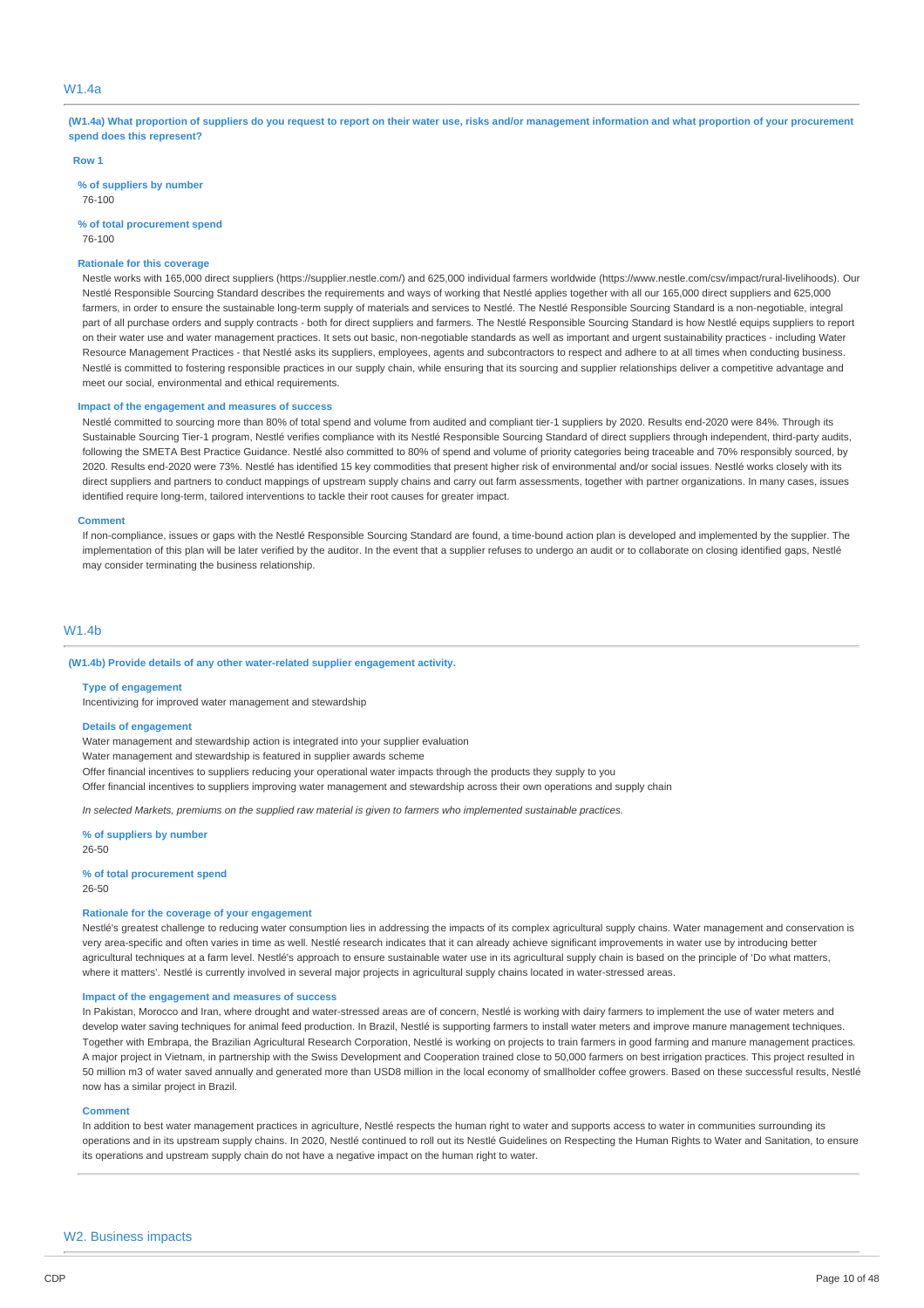## W1.4a

**(W1.4a) What proportion of suppliers do you request to report on their water use, risks and/or management information and what proportion of your procurement spend does this represent?**

**Row 1**

**% of suppliers by number**
76-100

**% of total procurement spend**
76-100

**Rationale for this coverage**
Nestle works with 165,000 direct suppliers (https://supplier.nestle.com/) and 625,000 individual farmers worldwide (https://www.nestle.com/csv/impact/rural-livelihoods). Our Nestlé Responsible Sourcing Standard describes the requirements and ways of working that Nestlé applies together with all our 165,000 direct suppliers and 625,000 farmers, in order to ensure the sustainable long-term supply of materials and services to Nestlé. The Nestlé Responsible Sourcing Standard is a non-negotiable, integral part of all purchase orders and supply contracts - both for direct suppliers and farmers. The Nestlé Responsible Sourcing Standard is how Nestlé equips suppliers to report on their water use and water management practices. It sets out basic, non-negotiable standards as well as important and urgent sustainability practices - including Water Resource Management Practices - that Nestlé asks its suppliers, employees, agents and subcontractors to respect and adhere to at all times when conducting business. Nestlé is committed to fostering responsible practices in our supply chain, while ensuring that its sourcing and supplier relationships deliver a competitive advantage and meet our social, environmental and ethical requirements.

**Impact of the engagement and measures of success**
Nestlé committed to sourcing more than 80% of total spend and volume from audited and compliant tier-1 suppliers by 2020. Results end-2020 were 84%. Through its Sustainable Sourcing Tier-1 program, Nestlé verifies compliance with its Nestlé Responsible Sourcing Standard of direct suppliers through independent, third-party audits, following the SMETA Best Practice Guidance. Nestlé also committed to 80% of spend and volume of priority categories being traceable and 70% responsibly sourced, by 2020. Results end-2020 were 73%. Nestlé has identified 15 key commodities that present higher risk of environmental and/or social issues. Nestlé works closely with its direct suppliers and partners to conduct mappings of upstream supply chains and carry out farm assessments, together with partner organizations. In many cases, issues identified require long-term, tailored interventions to tackle their root causes for greater impact.

**Comment**
If non-compliance, issues or gaps with the Nestlé Responsible Sourcing Standard are found, a time-bound action plan is developed and implemented by the supplier. The implementation of this plan will be later verified by the auditor. In the event that a supplier refuses to undergo an audit or to collaborate on closing identified gaps, Nestlé may consider terminating the business relationship.

## W1.4b

**(W1.4b) Provide details of any other water-related supplier engagement activity.**

**Type of engagement**
Incentivizing for improved water management and stewardship

**Details of engagement**
Water management and stewardship action is integrated into your supplier evaluation
Water management and stewardship is featured in supplier awards scheme
Offer financial incentives to suppliers reducing your operational water impacts through the products they supply to you
Offer financial incentives to suppliers improving water management and stewardship across their own operations and supply chain

*In selected Markets, premiums on the supplied raw material is given to farmers who implemented sustainable practices.*

**% of suppliers by number**
26-50

**% of total procurement spend**
26-50

**Rationale for the coverage of your engagement**
Nestlé's greatest challenge to reducing water consumption lies in addressing the impacts of its complex agricultural supply chains. Water management and conservation is very area-specific and often varies in time as well. Nestlé research indicates that it can already achieve significant improvements in water use by introducing better agricultural techniques at a farm level. Nestlé's approach to ensure sustainable water use in its agricultural supply chain is based on the principle of 'Do what matters, where it matters'. Nestlé is currently involved in several major projects in agricultural supply chains located in water-stressed areas.

**Impact of the engagement and measures of success**
In Pakistan, Morocco and Iran, where drought and water-stressed areas are of concern, Nestlé is working with dairy farmers to implement the use of water meters and develop water saving techniques for animal feed production. In Brazil, Nestlé is supporting farmers to install water meters and improve manure management techniques. Together with Embrapa, the Brazilian Agricultural Research Corporation, Nestlé is working on projects to train farmers in good farming and manure management practices. A major project in Vietnam, in partnership with the Swiss Development and Cooperation trained close to 50,000 farmers on best irrigation practices. This project resulted in 50 million m3 of water saved annually and generated more than USD8 million in the local economy of smallholder coffee growers. Based on these successful results, Nestlé now has a similar project in Brazil.

**Comment**
In addition to best water management practices in agriculture, Nestlé respects the human right to water and supports access to water in communities surrounding its operations and in its upstream supply chains. In 2020, Nestlé continued to roll out its Nestlé Guidelines on Respecting the Human Rights to Water and Sanitation, to ensure its operations and upstream supply chain do not have a negative impact on the human right to water.

## W2. Business impacts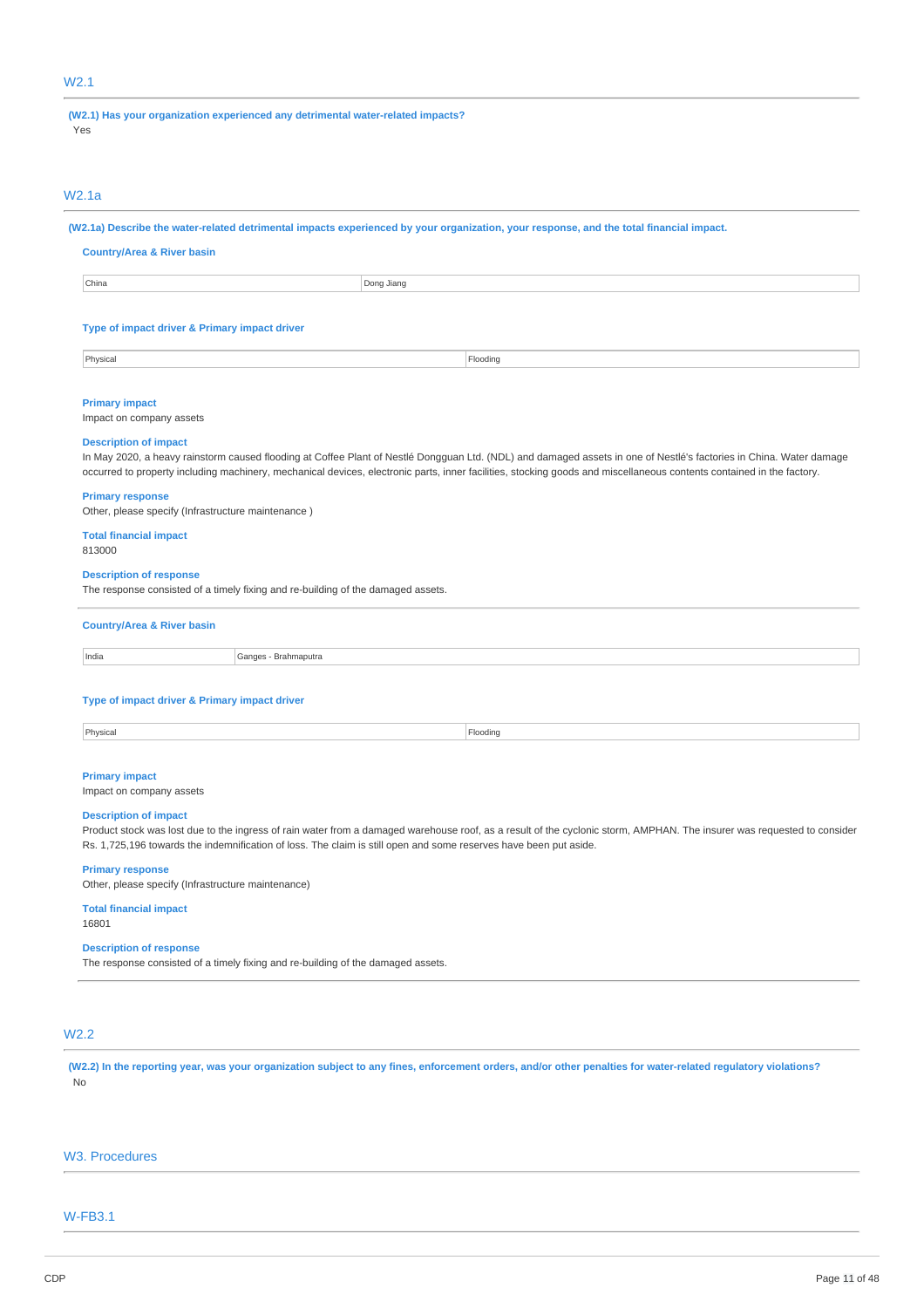## W2.1

**(W2.1) Has your organization experienced any detrimental water-related impacts?**

Yes

## W2.1a

**(W2.1a) Describe the water-related detrimental impacts experienced by your organization, your response, and the total financial impact.**

**Country/Area & River basin**

| China | Dong Jiang |
|---|---|

**Type of impact driver & Primary impact driver**

| Physical | Flooding |
|---|---|

**Primary impact**

Impact on company assets

**Description of impact**

In May 2020, a heavy rainstorm caused flooding at Coffee Plant of Nestlé Dongguan Ltd. (NDL) and damaged assets in one of Nestlé's factories in China. Water damage occurred to property including machinery, mechanical devices, electronic parts, inner facilities, stocking goods and miscellaneous contents contained in the factory.

**Primary response**

Other, please specify (Infrastructure maintenance )

**Total financial impact**

813000

**Description of response**

The response consisted of a timely fixing and re-building of the damaged assets.

---

**Country/Area & River basin**

| India | Ganges - Brahmaputra |
|---|---|

**Type of impact driver & Primary impact driver**

| Physical | Flooding |
|---|---|

**Primary impact**

Impact on company assets

**Description of impact**

Product stock was lost due to the ingress of rain water from a damaged warehouse roof, as a result of the cyclonic storm, AMPHAN. The insurer was requested to consider Rs. 1,725,196 towards the indemnification of loss. The claim is still open and some reserves have been put aside.

**Primary response**

Other, please specify (Infrastructure maintenance)

**Total financial impact**

16801

**Description of response**

The response consisted of a timely fixing and re-building of the damaged assets.

## W2.2

**(W2.2) In the reporting year, was your organization subject to any fines, enforcement orders, and/or other penalties for water-related regulatory violations?**

No

# W3. Procedures

## W-FB3.1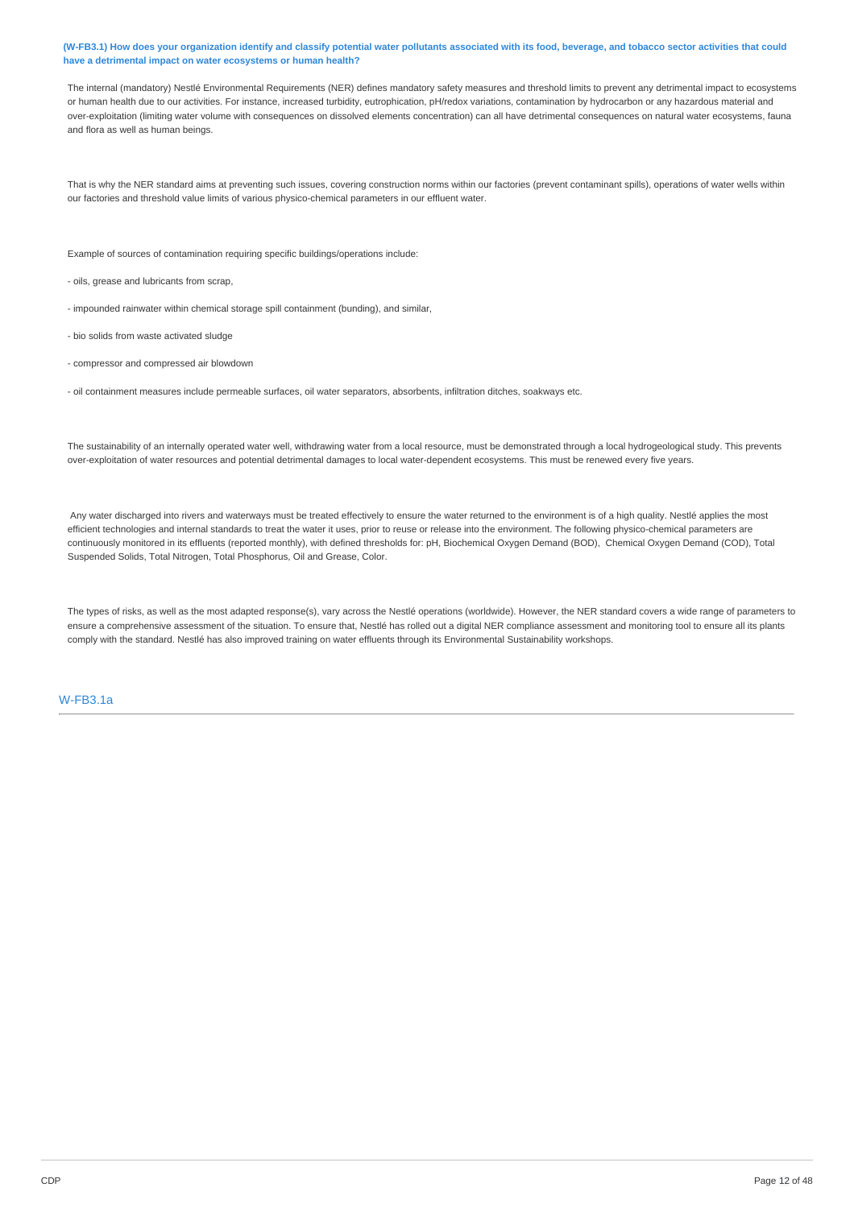**(W-FB3.1) How does your organization identify and classify potential water pollutants associated with its food, beverage, and tobacco sector activities that could have a detrimental impact on water ecosystems or human health?**

The internal (mandatory) Nestlé Environmental Requirements (NER) defines mandatory safety measures and threshold limits to prevent any detrimental impact to ecosystems or human health due to our activities. For instance, increased turbidity, eutrophication, pH/redox variations, contamination by hydrocarbon or any hazardous material and over-exploitation (limiting water volume with consequences on dissolved elements concentration) can all have detrimental consequences on natural water ecosystems, fauna and flora as well as human beings.

That is why the NER standard aims at preventing such issues, covering construction norms within our factories (prevent contaminant spills), operations of water wells within our factories and threshold value limits of various physico-chemical parameters in our effluent water.

Example of sources of contamination requiring specific buildings/operations include:

- oils, grease and lubricants from scrap,

- impounded rainwater within chemical storage spill containment (bunding), and similar,

- bio solids from waste activated sludge

- compressor and compressed air blowdown

- oil containment measures include permeable surfaces, oil water separators, absorbents, infiltration ditches, soakways etc.

The sustainability of an internally operated water well, withdrawing water from a local resource, must be demonstrated through a local hydrogeological study. This prevents over-exploitation of water resources and potential detrimental damages to local water-dependent ecosystems. This must be renewed every five years.

Any water discharged into rivers and waterways must be treated effectively to ensure the water returned to the environment is of a high quality. Nestlé applies the most efficient technologies and internal standards to treat the water it uses, prior to reuse or release into the environment. The following physico-chemical parameters are continuously monitored in its effluents (reported monthly), with defined thresholds for: pH, Biochemical Oxygen Demand (BOD), Chemical Oxygen Demand (COD), Total Suspended Solids, Total Nitrogen, Total Phosphorus, Oil and Grease, Color.

The types of risks, as well as the most adapted response(s), vary across the Nestlé operations (worldwide). However, the NER standard covers a wide range of parameters to ensure a comprehensive assessment of the situation. To ensure that, Nestlé has rolled out a digital NER compliance assessment and monitoring tool to ensure all its plants comply with the standard. Nestlé has also improved training on water effluents through its Environmental Sustainability workshops.

## W-FB3.1a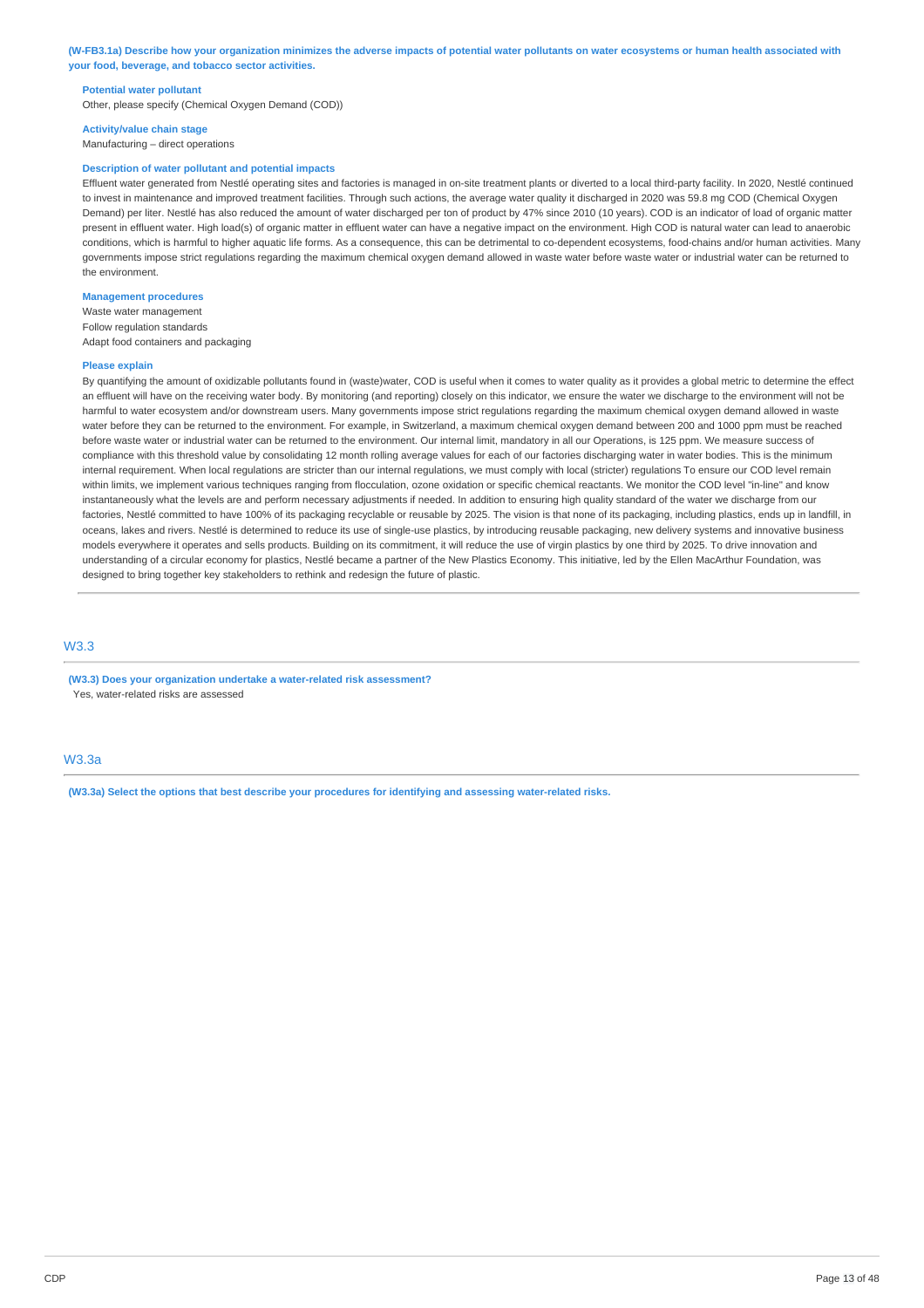**(W-FB3.1a) Describe how your organization minimizes the adverse impacts of potential water pollutants on water ecosystems or human health associated with your food, beverage, and tobacco sector activities.**

**Potential water pollutant**

Other, please specify (Chemical Oxygen Demand (COD))

**Activity/value chain stage**

Manufacturing – direct operations

**Description of water pollutant and potential impacts**

Effluent water generated from Nestlé operating sites and factories is managed in on-site treatment plants or diverted to a local third-party facility. In 2020, Nestlé continued to invest in maintenance and improved treatment facilities. Through such actions, the average water quality it discharged in 2020 was 59.8 mg COD (Chemical Oxygen Demand) per liter. Nestlé has also reduced the amount of water discharged per ton of product by 47% since 2010 (10 years). COD is an indicator of load of organic matter present in effluent water. High load(s) of organic matter in effluent water can have a negative impact on the environment. High COD is natural water can lead to anaerobic conditions, which is harmful to higher aquatic life forms. As a consequence, this can be detrimental to co-dependent ecosystems, food-chains and/or human activities. Many governments impose strict regulations regarding the maximum chemical oxygen demand allowed in waste water before waste water or industrial water can be returned to the environment.

**Management procedures**

Waste water management
Follow regulation standards
Adapt food containers and packaging

**Please explain**

By quantifying the amount of oxidizable pollutants found in (waste)water, COD is useful when it comes to water quality as it provides a global metric to determine the effect an effluent will have on the receiving water body. By monitoring (and reporting) closely on this indicator, we ensure the water we discharge to the environment will not be harmful to water ecosystem and/or downstream users. Many governments impose strict regulations regarding the maximum chemical oxygen demand allowed in waste water before they can be returned to the environment. For example, in Switzerland, a maximum chemical oxygen demand between 200 and 1000 ppm must be reached before waste water or industrial water can be returned to the environment. Our internal limit, mandatory in all our Operations, is 125 ppm. We measure success of compliance with this threshold value by consolidating 12 month rolling average values for each of our factories discharging water in water bodies. This is the minimum internal requirement. When local regulations are stricter than our internal regulations, we must comply with local (stricter) regulations To ensure our COD level remain within limits, we implement various techniques ranging from flocculation, ozone oxidation or specific chemical reactants. We monitor the COD level "in-line" and know instantaneously what the levels are and perform necessary adjustments if needed. In addition to ensuring high quality standard of the water we discharge from our factories, Nestlé committed to have 100% of its packaging recyclable or reusable by 2025. The vision is that none of its packaging, including plastics, ends up in landfill, in oceans, lakes and rivers. Nestlé is determined to reduce its use of single-use plastics, by introducing reusable packaging, new delivery systems and innovative business models everywhere it operates and sells products. Building on its commitment, it will reduce the use of virgin plastics by one third by 2025. To drive innovation and understanding of a circular economy for plastics, Nestlé became a partner of the New Plastics Economy. This initiative, led by the Ellen MacArthur Foundation, was designed to bring together key stakeholders to rethink and redesign the future of plastic.

## W3.3

**(W3.3) Does your organization undertake a water-related risk assessment?**

Yes, water-related risks are assessed

## W3.3a

**(W3.3a) Select the options that best describe your procedures for identifying and assessing water-related risks.**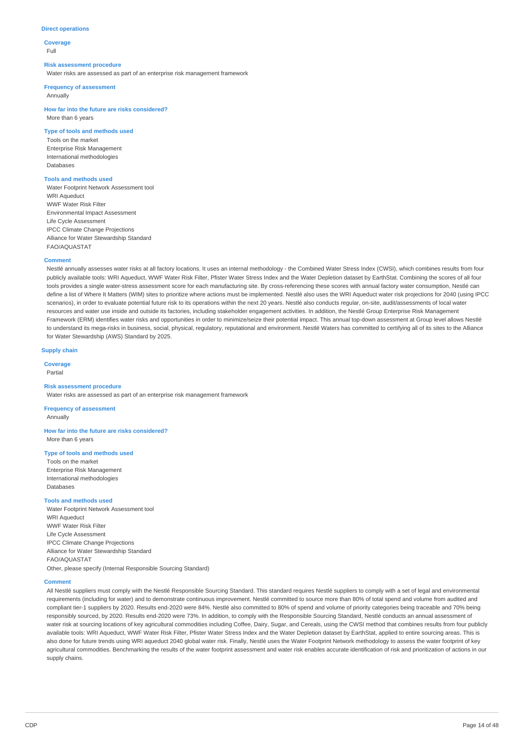### Direct operations

**Coverage**

Full

**Risk assessment procedure**

Water risks are assessed as part of an enterprise risk management framework

**Frequency of assessment**

Annually

**How far into the future are risks considered?**

More than 6 years

**Type of tools and methods used**

Tools on the market
Enterprise Risk Management
International methodologies
Databases

**Tools and methods used**

Water Footprint Network Assessment tool
WRI Aqueduct
WWF Water Risk Filter
Environmental Impact Assessment
Life Cycle Assessment
IPCC Climate Change Projections
Alliance for Water Stewardship Standard
FAO/AQUASTAT

**Comment**

Nestlé annually assesses water risks at all factory locations. It uses an internal methodology - the Combined Water Stress Index (CWSI), which combines results from four publicly available tools: WRI Aqueduct, WWF Water Risk Filter, Pfister Water Stress Index and the Water Depletion dataset by EarthStat. Combining the scores of all four tools provides a single water-stress assessment score for each manufacturing site. By cross-referencing these scores with annual factory water consumption, Nestlé can define a list of Where It Matters (WIM) sites to prioritize where actions must be implemented. Nestlé also uses the WRI Aqueduct water risk projections for 2040 (using IPCC scenarios), in order to evaluate potential future risk to its operations within the next 20 years. Nestlé also conducts regular, on-site, audit/assessments of local water resources and water use inside and outside its factories, including stakeholder engagement activities. In addition, the Nestlé Group Enterprise Risk Management Framework (ERM) identifies water risks and opportunities in order to minimize/seize their potential impact. This annual top-down assessment at Group level allows Nestlé to understand its mega-risks in business, social, physical, regulatory, reputational and environment. Nestlé Waters has committed to certifying all of its sites to the Alliance for Water Stewardship (AWS) Standard by 2025.

### Supply chain

**Coverage**

Partial

**Risk assessment procedure**

Water risks are assessed as part of an enterprise risk management framework

**Frequency of assessment**

Annually

**How far into the future are risks considered?**

More than 6 years

**Type of tools and methods used**

Tools on the market
Enterprise Risk Management
International methodologies
Databases

**Tools and methods used**

Water Footprint Network Assessment tool
WRI Aqueduct
WWF Water Risk Filter
Life Cycle Assessment
IPCC Climate Change Projections
Alliance for Water Stewardship Standard
FAO/AQUASTAT
Other, please specify (Internal Responsible Sourcing Standard)

**Comment**

All Nestlé suppliers must comply with the Nestlé Responsible Sourcing Standard. This standard requires Nestlé suppliers to comply with a set of legal and environmental requirements (including for water) and to demonstrate continuous improvement. Nestlé committed to source more than 80% of total spend and volume from audited and compliant tier-1 suppliers by 2020. Results end-2020 were 84%. Nestlé also committed to 80% of spend and volume of priority categories being traceable and 70% being responsibly sourced, by 2020. Results end-2020 were 73%. In addition, to comply with the Responsible Sourcing Standard, Nestlé conducts an annual assessment of water risk at sourcing locations of key agricultural commodities including Coffee, Dairy, Sugar, and Cereals, using the CWSI method that combines results from four publicly available tools: WRI Aqueduct, WWF Water Risk Filter, Pfister Water Stress Index and the Water Depletion dataset by EarthStat, applied to entire sourcing areas. This is also done for future trends using WRI aqueduct 2040 global water risk. Finally, Nestlé uses the Water Footprint Network methodology to assess the water footprint of key agricultural commodities. Benchmarking the results of the water footprint assessment and water risk enables accurate identification of risk and prioritization of actions in our supply chains.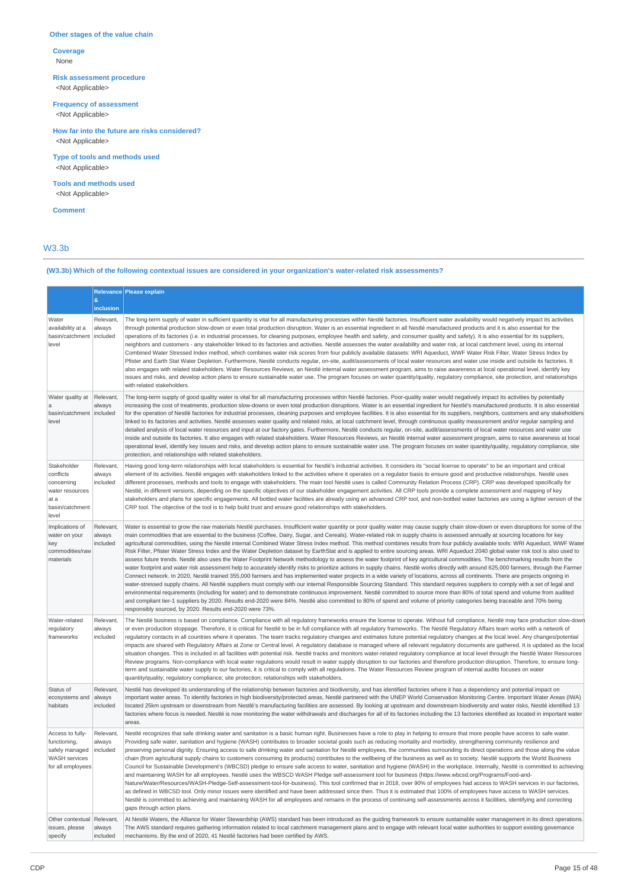**Other stages of the value chain**

**Coverage**
None

**Risk assessment procedure**
<Not Applicable>

**Frequency of assessment**
<Not Applicable>

**How far into the future are risks considered?**
<Not Applicable>

**Type of tools and methods used**
<Not Applicable>

**Tools and methods used**
<Not Applicable>

**Comment**

## W3.3b

**(W3.3b) Which of the following contextual issues are considered in your organization's water-related risk assessments?**

| | Relevance & inclusion | Please explain |
|---|---|---|
| Water availability at a basin/catchment level | Relevant, always included | The long-term supply of water in sufficient quantity is vital for all manufacturing processes within Nestlé factories. Insufficient water availability would negatively impact its activities through potential production slow-down or even total production disruption. Water is an essential ingredient in all Nestlé manufactured products and it is also essential for the operations of its factories (i.e. in industrial processes, for cleaning purposes, employee health and safety, and consumer quality and safety). It is also essential for its suppliers, neighbors and customers - any stakeholder linked to its factories and activities. Nestlé assesses the water availability and water risk, at local catchment level, using its internal Combined Water Stressed Index method, which combines water risk scores from four publicly available datasets: WRI Aqueduct, WWF Water Risk Filter, Water Stress Index by Pfister and Earth Stat Water Depletion. Furthermore, Nestlé conducts regular, on-site, audit/assessments of local water resources and water use inside and outside its factories. It also engages with related stakeholders. Water Resources Reviews, an Nestlé internal water assessment program, aims to raise awareness at local operational level, identify key issues and risks, and develop action plans to ensure sustainable water use. The program focuses on water quantity/quality, regulatory compliance, site protection, and relationships with related stakeholders. |
| Water quality at a basin/catchment level | Relevant, always included | The long-term supply of good quality water is vital for all manufacturing processes within Nestlé factories. Poor-quality water would negatively impact its activities by potentially increasing the cost of treatments, production slow-downs or even total production disruptions. Water is an essential ingredient for Nestlé's manufactured products. It is also essential for the operation of Nestlé factories for industrial processes, cleaning purposes and employee facilities. It is also essential for its suppliers, neighbors, customers and any stakeholders linked to its factories and activities. Nestlé assesses water quality and related risks, at local catchment level, through continuous quality measurement and/or regular sampling and detailed analysis of local water resources and input at our factory gates. Furthermore, Nestlé conducts regular, on-site, audit/assessments of local water resources and water use inside and outside its factories. It also engages with related stakeholders. Water Resources Reviews, an Nestlé internal water assessment program, aims to raise awareness at local operational level, identify key issues and risks, and develop action plans to ensure sustainable water use. The program focuses on water quantity/quality, regulatory compliance, site protection, and relationships with related stakeholders. |
| Stakeholder conflicts concerning water resources at a basin/catchment level | Relevant, always included | Having good long-term relationships with local stakeholders is essential for Nestlé's industrial activities. It considers its "social license to operate" to be an important and critical element of its activities. Nestlé engages with stakeholders linked to the activities where it operates on a regulator basis to ensure good and productive relationships. Nestlé uses different processes, methods and tools to engage with stakeholders. The main tool Nestlé uses is called Community Relation Process (CRP). CRP was developed specifically for Nestlé, in different versions, depending on the specific objectives of our stakeholder engagement activities. All CRP tools provide a complete assessment and mapping of key stakeholders and plans for specific engagements. All bottled water facilities are already using an advanced CRP tool, and non-bottled water factories are using a lighter version of the CRP tool. The objective of the tool is to help build trust and ensure good relationships with stakeholders. |
| Implications of water on your key commodities/raw materials | Relevant, always included | Water is essential to grow the raw materials Nestlé purchases. Insufficient water quantity or poor quality water may cause supply chain slow-down or even disruptions for some of the main commodities that are essential to the business (Coffee, Dairy, Sugar, and Cereals). Water-related risk in supply chains is assessed annually at sourcing locations for key agricultural commodities, using the Nestlé internal Combined Water Stress Index method. This method combines results from four publicly available tools: WRI Aqueduct, WWF Water Risk Filter, Pfister Water Stress Index and the Water Depletion dataset by EarthStat and is applied to entire sourcing areas. WRI Aqueduct 2040 global water risk tool is also used to assess future trends. Nestlé also uses the Water Footprint Network methodology to assess the water footprint of key agricultural commodities. The benchmarking results from the water footprint and water risk assessment help to accurately identify risks to prioritize actions in supply chains. Nestlé works directly with around 625,000 farmers, through the Farmer Connect network. In 2020, Nestlé trained 355,000 farmers and has implemented water projects in a wide variety of locations, across all continents. There are projects ongoing in water-stressed supply chains. All Nestlé suppliers must comply with our internal Responsible Sourcing Standard. This standard requires suppliers to comply with a set of legal and environmental requirements (including for water) and to demonstrate continuous improvement. Nestlé committed to source more than 80% of total spend and volume from audited and compliant tier-1 suppliers by 2020. Results end-2020 were 84%. Nestlé also committed to 80% of spend and volume of priority categories being traceable and 70% being responsibly sourced, by 2020. Results end-2020 were 73%. |
| Water-related regulatory frameworks | Relevant, always included | The Nestlé business is based on compliance. Compliance with all regulatory frameworks ensure the license to operate. Without full compliance, Nestlé may face production slow-down or even production stoppage. Therefore, it is critical for Nestlé to be in full compliance with all regulatory frameworks. The Nestlé Regulatory Affairs team works with a network of regulatory contacts in all countries where it operates. The team tracks regulatory changes and estimates future potential regulatory changes at the local level. Any changes/potential impacts are shared with Regulatory Affairs at Zone or Central level. A regulatory database is managed where all relevant regulatory documents are gathered. It is updated as the local situation changes. This is included in all facilities with potential risk. Nestlé tracks and monitors water-related regulatory compliance at local level through the Nestlé Water Resources Review programs. Non-compliance with local water regulations would result in water supply disruption to our factories and therefore production disruption. Therefore, to ensure long-term and sustainable water supply to our factories, it is critical to comply with all regulations. The Water Resources Review program of internal audits focuses on water quantity/quality; regulatory compliance; site protection; relationships with stakeholders. |
| Status of ecosystems and habitats | Relevant, always included | Nestlé has developed its understanding of the relationship between factories and biodiversity, and has identified factories where it has a dependency and potential impact on important water areas. To identify factories in high biodiversity/protected areas, Nestlé partnered with the UNEP World Conservation Monitoring Centre. Important Water Areas (IWA) located 25km upstream or downstream from Nestlé's manufacturing facilities are assessed. By looking at upstream and downstream biodiversity and water risks, Nestlé identified 13 factories where focus is needed. Nestlé is now monitoring the water withdrawals and discharges for all of its factories including the 13 factories identified as located in important water areas. |
| Access to fully-functioning, safely managed WASH services for all employees | Relevant, always included | Nestlé recognizes that safe drinking water and sanitation is a basic human right. Businesses have a role to play in helping to ensure that more people have access to safe water. Providing safe water, sanitation and hygiene (WASH) contributes to broader societal goals such as reducing mortality and morbidity, strengthening community resilience and preserving personal dignity. Ensuring access to safe drinking water and sanitation for Nestlé employees, the communities surrounding its direct operations and those along the value chain (from agricultural supply chains to customers consuming its products) contributes to the wellbeing of the business as well as to society. Nestlé supports the World Business Council for Sustainable Development's (WBCSD) pledge to ensure safe access to water, sanitation and hygiene (WASH) in the workplace. Internally, Nestlé is committed to achieving and maintaining WASH for all employees. Nestlé uses the WBSCD WASH Pledge self-assessment tool for business (https://www.wbcsd.org/Programs/Food-and-Nature/Water/Resources/WASH-Pledge-Self-assessment-tool-for-business). This tool confirmed that in 2018, over 90% of employees had access to WASH services in our factories, as defined in WBCSD tool. Only minor issues were identified and have been addressed since then. Thus it is estimated that 100% of employees have access to WASH services. Nestlé is committed to achieving and maintaining WASH for all employees and remains in the process of continuing self-assessments across it facilities, identifying and correcting gaps through action plans. |
| Other contextual issues, please specify | Relevant, always included | At Nestlé Waters, the Alliance for Water Stewardship (AWS) standard has been introduced as the guiding framework to ensure sustainable water management in its direct operations. The AWS standard requires gathering information related to local catchment management plans and to engage with relevant local water authorities to support existing governance mechanisms. By the end of 2020, 41 Nestlé factories had been certified by AWS. |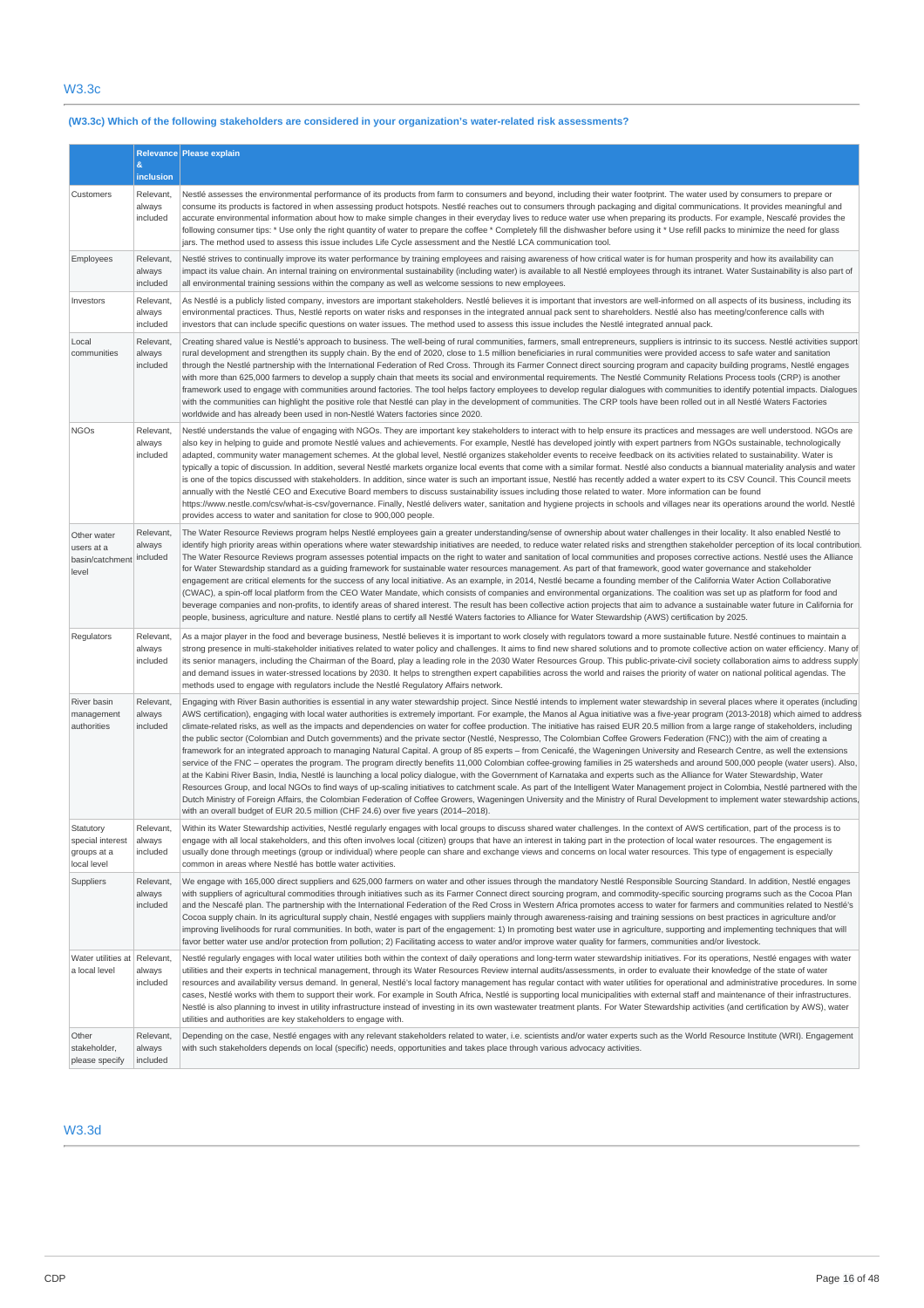## W3.3c

**(W3.3c) Which of the following stakeholders are considered in your organization's water-related risk assessments?**

| | Relevance & inclusion | Please explain |
|---|---|---|
| Customers | Relevant, always included | Nestlé assesses the environmental performance of its products from farm to consumers and beyond, including their water footprint. The water used by consumers to prepare or consume its products is factored in when assessing product hotspots. Nestlé reaches out to consumers through packaging and digital communications. It provides meaningful and accurate environmental information about how to make simple changes in their everyday lives to reduce water use when preparing its products. For example, Nescafé provides the following consumer tips: * Use only the right quantity of water to prepare the coffee * Completely fill the dishwasher before using it * Use refill packs to minimize the need for glass jars. The method used to assess this issue includes Life Cycle assessment and the Nestlé LCA communication tool. |
| Employees | Relevant, always included | Nestlé strives to continually improve its water performance by training employees and raising awareness of how critical water is for human prosperity and how its availability can impact its value chain. An internal training on environmental sustainability (including water) is available to all Nestlé employees through its intranet. Water Sustainability is also part of all environmental training sessions within the company as well as welcome sessions to new employees. |
| Investors | Relevant, always included | As Nestlé is a publicly listed company, investors are important stakeholders. Nestlé believes it is important that investors are well-informed on all aspects of its business, including its environmental practices. Thus, Nestlé reports on water risks and responses in the integrated annual pack sent to shareholders. Nestlé also has meeting/conference calls with investors that can include specific questions on water issues. The method used to assess this issue includes the Nestlé integrated annual pack. |
| Local communities | Relevant, always included | Creating shared value is Nestlé's approach to business. The well-being of rural communities, farmers, small entrepreneurs, suppliers is intrinsic to its success. Nestlé activities support rural development and strengthen its supply chain. By the end of 2020, close to 1.5 million beneficiaries in rural communities were provided access to safe water and sanitation through the Nestlé partnership with the International Federation of Red Cross. Through its Farmer Connect direct sourcing program and capacity building programs, Nestlé engages with more than 625,000 farmers to develop a supply chain that meets its social and environmental requirements. The Nestlé Community Relations Process tools (CRP) is another framework used to engage with communities around factories. The tool helps factory employees to develop regular dialogues with communities to identify potential impacts. Dialogues with the communities can highlight the positive role that Nestlé can play in the development of communities. The CRP tools have been rolled out in all Nestlé Waters Factories worldwide and has already been used in non-Nestlé Waters factories since 2020. |
| NGOs | Relevant, always included | Nestlé understands the value of engaging with NGOs. They are important key stakeholders to interact with to help ensure its practices and messages are well understood. NGOs are also key in helping to guide and promote Nestlé values and achievements. For example, Nestlé has developed jointly with expert partners from NGOs sustainable, technologically adapted, community water management schemes. At the global level, Nestlé organizes stakeholder events to receive feedback on its activities related to sustainability. Water is typically a topic of discussion. In addition, several Nestlé markets organize local stakeholder events that come with a similar format. Nestlé also conducts a biannual materiality analysis and water is one of the topics discussed with stakeholders. In addition, since water is such an important issue, Nestlé has recently added a water expert to its CSV Council. This Council meets annually with the Nestlé CEO and Executive Board members to discuss sustainability issues including those related to water. More information can be found https://www.nestle.com/csv/what-is-csv/governance. Finally, Nestlé delivers water, sanitation and hygiene projects in schools and villages near its operations around the world. Nestlé provides access to water and sanitation for close to 900,000 people. |
| Other water users at a basin/catchment level | Relevant, always included | The Water Resource Reviews program helps Nestlé employees gain a greater understanding/sense of ownership about water challenges in their locality. It also enabled Nestlé to identify high priority areas within operations where water stewardship initiatives are needed, to reduce water related risks and strengthen stakeholder perception of its local contribution. The Water Resource Reviews program assesses potential impacts on the right to water and sanitation of local communities and proposes corrective actions. Nestlé uses the Alliance for Water Stewardship standard as a guiding framework for sustainable water resources management. As part of that framework, good water governance and stakeholder engagement are critical elements for the success of any local initiative. As an example, in 2014, Nestlé became a founding member of the California Water Action Collaborative (CWAC), a spin-off local platform from the CEO Water Mandate, which consists of companies and environmental organizations. The coalition was set up as platform for food and beverage companies and non-profits, to identify areas of shared interest. The result has been collective action projects that aim to advance a sustainable water future in California for people, business, agriculture and nature. Nestlé plans to certify all Nestlé Waters factories to Alliance for Water Stewardship (AWS) certification by 2025. |
| Regulators | Relevant, always included | As a major player in the food and beverage business, Nestlé believes it is important to work closely with regulators toward a more sustainable future. Nestlé continues to maintain a strong presence in multi-stakeholder initiatives related to water policy and challenges. It aims to find new shared solutions and to promote collective action on water efficiency. Many of its senior managers, including the Chairman of the Board, play a leading role in the 2030 Water Resources Group. This public-private-civil society collaboration aims to address supply and demand issues in water-stressed locations by 2030. It helps to strengthen expert capabilities across the world and raises the priority of water on national political agendas. The methods used to engage with regulators include the Nestlé Regulatory Affairs network. |
| River basin management authorities | Relevant, always included | Engaging with River Basin authorities is essential in any water stewardship project. Since Nestlé intends to implement water stewardship in several places where it operates (including AWS certification), engaging with local water authorities is extremely important. For example, the Manos al Agua initiative was a five-year program (2013-2018) which aimed to address climate-related risks, as well as the impacts and dependencies on water for coffee production. The initiative has raised EUR 20.5 million from a large range of stakeholders, including the public sector (Colombian and Dutch governments) and the private sector (Nestlé, Nespresso, The Colombian Coffee Growers Federation (FNC)) with the aim of creating a framework for an integrated approach to managing Natural Capital. A group of 85 experts – from Cenicafé, the Wageningen University and Research Centre, as well the extensions service of the FNC – operates the program. The program directly benefits 11,000 Colombian coffee-growing families in 25 watersheds and around 500,000 people (water users). Also, at the Kabini River Basin, India, Nestlé is launching a local policy dialogue, with the Government of Karnataka and experts such as the Alliance for Water Stewardship, Water Resources Group, and local NGOs to find ways of up-scaling initiatives to catchment scale. As part of the Intelligent Water Management project in Colombia, Nestlé partnered with the Dutch Ministry of Foreign Affairs, the Colombian Federation of Coffee Growers, Wageningen University and the Ministry of Rural Development to implement water stewardship actions, with an overall budget of EUR 20.5 million (CHF 24.6) over five years (2014–2018). |
| Statutory special interest groups at a local level | Relevant, always included | Within its Water Stewardship activities, Nestlé regularly engages with local groups to discuss shared water challenges. In the context of AWS certification, part of the process is to engage with all local stakeholders, and this often involves local (citizen) groups that have an interest in taking part in the protection of local water resources. The engagement is usually done through meetings (group or individual) where people can share and exchange views and concerns on local water resources. This type of engagement is especially common in areas where Nestlé has bottle water activities. |
| Suppliers | Relevant, always included | We engage with 165,000 direct suppliers and 625,000 farmers on water and other issues through the mandatory Nestlé Responsible Sourcing Standard. In addition, Nestlé engages with suppliers of agricultural commodities through initiatives such as its Farmer Connect direct sourcing program, and commodity-specific sourcing programs such as the Cocoa Plan and the Nescafé plan. The partnership with the International Federation of the Red Cross in Western Africa promotes access to water for farmers and communities related to Nestlé's Cocoa supply chain. In its agricultural supply chain, Nestlé engages with suppliers mainly through awareness-raising and training sessions on best practices in agriculture and/or improving livelihoods for rural communities. In both, water is part of the engagement: 1) In promoting best water use in agriculture, supporting and implementing techniques that will favor better water use and/or protection from pollution; 2) Facilitating access to water and/or improve water quality for farmers, communities and/or livestock. |
| Water utilities at a local level | Relevant, always included | Nestlé regularly engages with local water utilities both within the context of daily operations and long-term water stewardship initiatives. For its operations, Nestlé engages with water utilities and their experts in technical management, through its Water Resources Review internal audits/assessments, in order to evaluate their knowledge of the state of water resources and availability versus demand. In general, Nestlé's local factory management has regular contact with water utilities for operational and administrative procedures. In some cases, Nestlé works with them to support their work. For example in South Africa, Nestlé is supporting local municipalities with external staff and maintenance of their infrastructures. Nestlé is also planning to invest in utility infrastructure instead of investing in its own wastewater treatment plants. For Water Stewardship activities (and certification by AWS), water utilities and authorities are key stakeholders to engage with. |
| Other stakeholder, please specify | Relevant, always included | Depending on the case, Nestlé engages with any relevant stakeholders related to water, i.e. scientists and/or water experts such as the World Resource Institute (WRI). Engagement with such stakeholders depends on local (specific) needs, opportunities and takes place through various advocacy activities. |

## W3.3d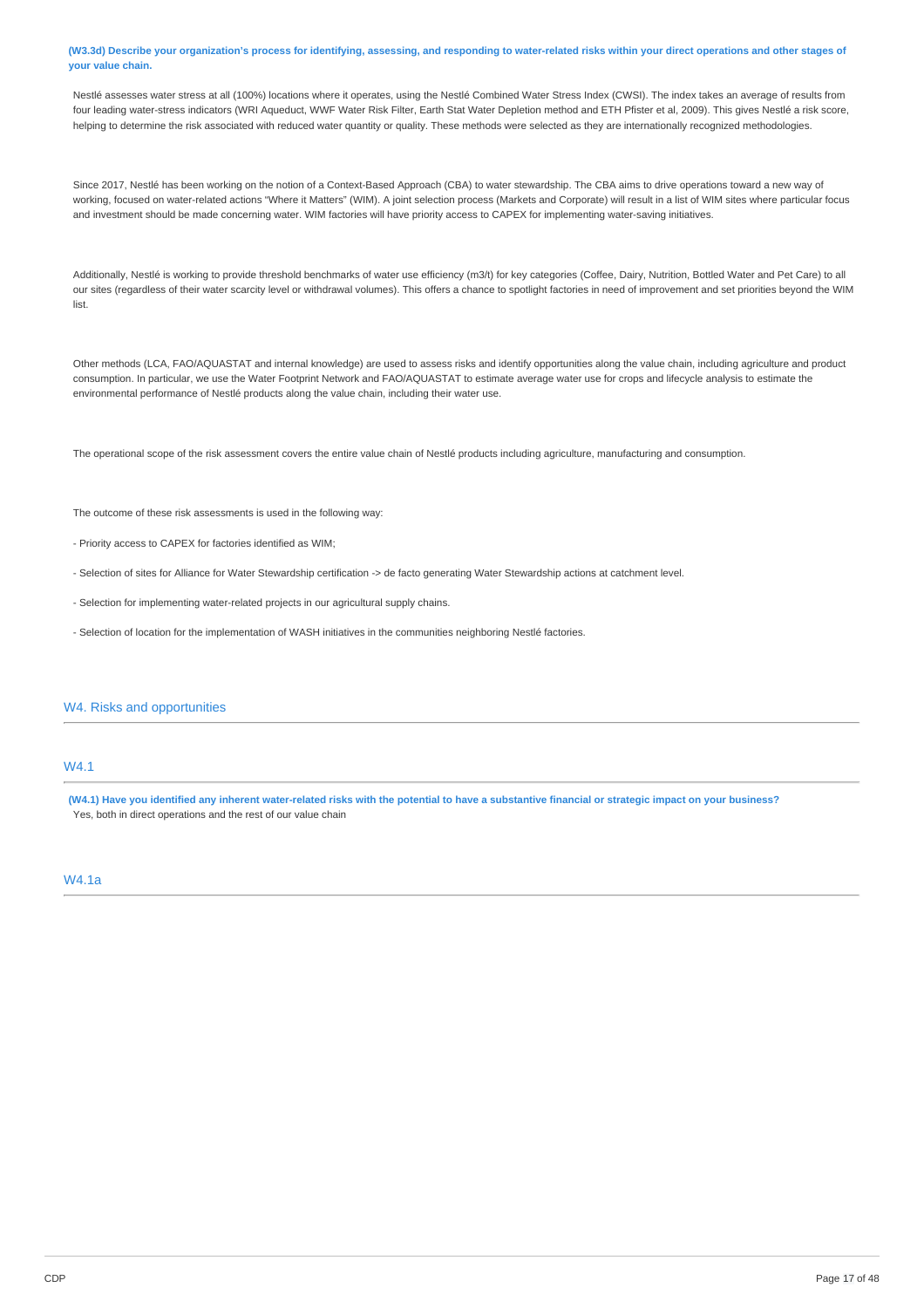**(W3.3d) Describe your organization's process for identifying, assessing, and responding to water-related risks within your direct operations and other stages of your value chain.**

Nestlé assesses water stress at all (100%) locations where it operates, using the Nestlé Combined Water Stress Index (CWSI). The index takes an average of results from four leading water-stress indicators (WRI Aqueduct, WWF Water Risk Filter, Earth Stat Water Depletion method and ETH Pfister et al, 2009). This gives Nestlé a risk score, helping to determine the risk associated with reduced water quantity or quality. These methods were selected as they are internationally recognized methodologies.

Since 2017, Nestlé has been working on the notion of a Context-Based Approach (CBA) to water stewardship. The CBA aims to drive operations toward a new way of working, focused on water-related actions "Where it Matters" (WIM). A joint selection process (Markets and Corporate) will result in a list of WIM sites where particular focus and investment should be made concerning water. WIM factories will have priority access to CAPEX for implementing water-saving initiatives.

Additionally, Nestlé is working to provide threshold benchmarks of water use efficiency (m3/t) for key categories (Coffee, Dairy, Nutrition, Bottled Water and Pet Care) to all our sites (regardless of their water scarcity level or withdrawal volumes). This offers a chance to spotlight factories in need of improvement and set priorities beyond the WIM list.

Other methods (LCA, FAO/AQUASTAT and internal knowledge) are used to assess risks and identify opportunities along the value chain, including agriculture and product consumption. In particular, we use the Water Footprint Network and FAO/AQUASTAT to estimate average water use for crops and lifecycle analysis to estimate the environmental performance of Nestlé products along the value chain, including their water use.

The operational scope of the risk assessment covers the entire value chain of Nestlé products including agriculture, manufacturing and consumption.

The outcome of these risk assessments is used in the following way:

- Priority access to CAPEX for factories identified as WIM;

- Selection of sites for Alliance for Water Stewardship certification -> de facto generating Water Stewardship actions at catchment level.

- Selection for implementing water-related projects in our agricultural supply chains.

- Selection of location for the implementation of WASH initiatives in the communities neighboring Nestlé factories.

## W4. Risks and opportunities

### W4.1

**(W4.1) Have you identified any inherent water-related risks with the potential to have a substantive financial or strategic impact on your business?**

Yes, both in direct operations and the rest of our value chain

### W4.1a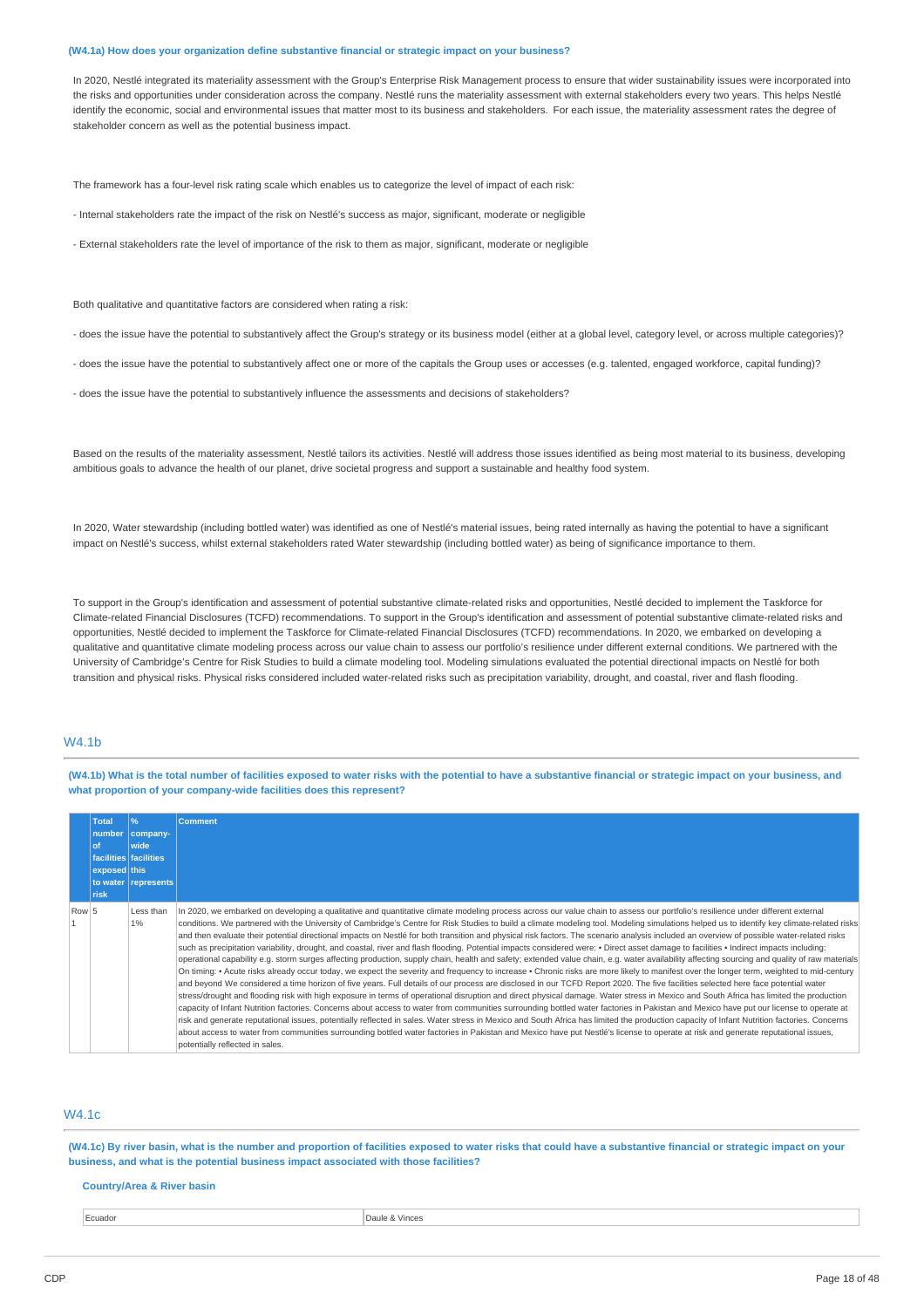**(W4.1a) How does your organization define substantive financial or strategic impact on your business?**

In 2020, Nestlé integrated its materiality assessment with the Group's Enterprise Risk Management process to ensure that wider sustainability issues were incorporated into the risks and opportunities under consideration across the company. Nestlé runs the materiality assessment with external stakeholders every two years. This helps Nestlé identify the economic, social and environmental issues that matter most to its business and stakeholders. For each issue, the materiality assessment rates the degree of stakeholder concern as well as the potential business impact.

The framework has a four-level risk rating scale which enables us to categorize the level of impact of each risk:

- Internal stakeholders rate the impact of the risk on Nestlé's success as major, significant, moderate or negligible

- External stakeholders rate the level of importance of the risk to them as major, significant, moderate or negligible

Both qualitative and quantitative factors are considered when rating a risk:

- does the issue have the potential to substantively affect the Group's strategy or its business model (either at a global level, category level, or across multiple categories)?

- does the issue have the potential to substantively affect one or more of the capitals the Group uses or accesses (e.g. talented, engaged workforce, capital funding)?

- does the issue have the potential to substantively influence the assessments and decisions of stakeholders?

Based on the results of the materiality assessment, Nestlé tailors its activities. Nestlé will address those issues identified as being most material to its business, developing ambitious goals to advance the health of our planet, drive societal progress and support a sustainable and healthy food system.

In 2020, Water stewardship (including bottled water) was identified as one of Nestlé's material issues, being rated internally as having the potential to have a significant impact on Nestlé's success, whilst external stakeholders rated Water stewardship (including bottled water) as being of significance importance to them.

To support in the Group's identification and assessment of potential substantive climate-related risks and opportunities, Nestlé decided to implement the Taskforce for Climate-related Financial Disclosures (TCFD) recommendations. To support in the Group's identification and assessment of potential substantive climate-related risks and opportunities, Nestlé decided to implement the Taskforce for Climate-related Financial Disclosures (TCFD) recommendations. In 2020, we embarked on developing a qualitative and quantitative climate modeling process across our value chain to assess our portfolio's resilience under different external conditions. We partnered with the University of Cambridge's Centre for Risk Studies to build a climate modeling tool. Modeling simulations evaluated the potential directional impacts on Nestlé for both transition and physical risks. Physical risks considered included water-related risks such as precipitation variability, drought, and coastal, river and flash flooding.

## W4.1b

**(W4.1b) What is the total number of facilities exposed to water risks with the potential to have a substantive financial or strategic impact on your business, and what proportion of your company-wide facilities does this represent?**

| | Total number of facilities exposed to water risk | % company-wide facilities this represents | Comment |
|---|---|---|---|
| Row 1 | 5 | Less than 1% | In 2020, we embarked on developing a qualitative and quantitative climate modeling process across our value chain to assess our portfolio's resilience under different external conditions. We partnered with the University of Cambridge's Centre for Risk Studies to build a climate modeling tool. Modeling simulations helped us to identify key climate-related risks and then evaluate their potential directional impacts on Nestlé for both transition and physical risk factors. The scenario analysis included an overview of possible water-related risks such as precipitation variability, drought, and coastal, river and flash flooding. Potential impacts considered were: • Direct asset damage to facilities • Indirect impacts including: operational capability e.g. storm surges affecting production, supply chain, health and safety; extended value chain, e.g. water availability affecting sourcing and quality of raw materials On timing: • Acute risks already occur today, we expect the severity and frequency to increase • Chronic risks are more likely to manifest over the longer term, weighted to mid-century and beyond We considered a time horizon of five years. Full details of our process are disclosed in our TCFD Report 2020. The five facilities selected here face potential water stress/drought and flooding risk with high exposure in terms of operational disruption and direct physical damage. Water stress in Mexico and South Africa has limited the production capacity of Infant Nutrition factories. Concerns about access to water from communities surrounding bottled water factories in Pakistan and Mexico have put our license to operate at risk and generate reputational issues, potentially reflected in sales. Water stress in Mexico and South Africa has limited the production capacity of Infant Nutrition factories. Concerns about access to water from communities surrounding bottled water factories in Pakistan and Mexico have put Nestlé's license to operate at risk and generate reputational issues, potentially reflected in sales. |

## W4.1c

**(W4.1c) By river basin, what is the number and proportion of facilities exposed to water risks that could have a substantive financial or strategic impact on your business, and what is the potential business impact associated with those facilities?**

**Country/Area & River basin**

| Ecuador | Daule & Vinces |
|---|---|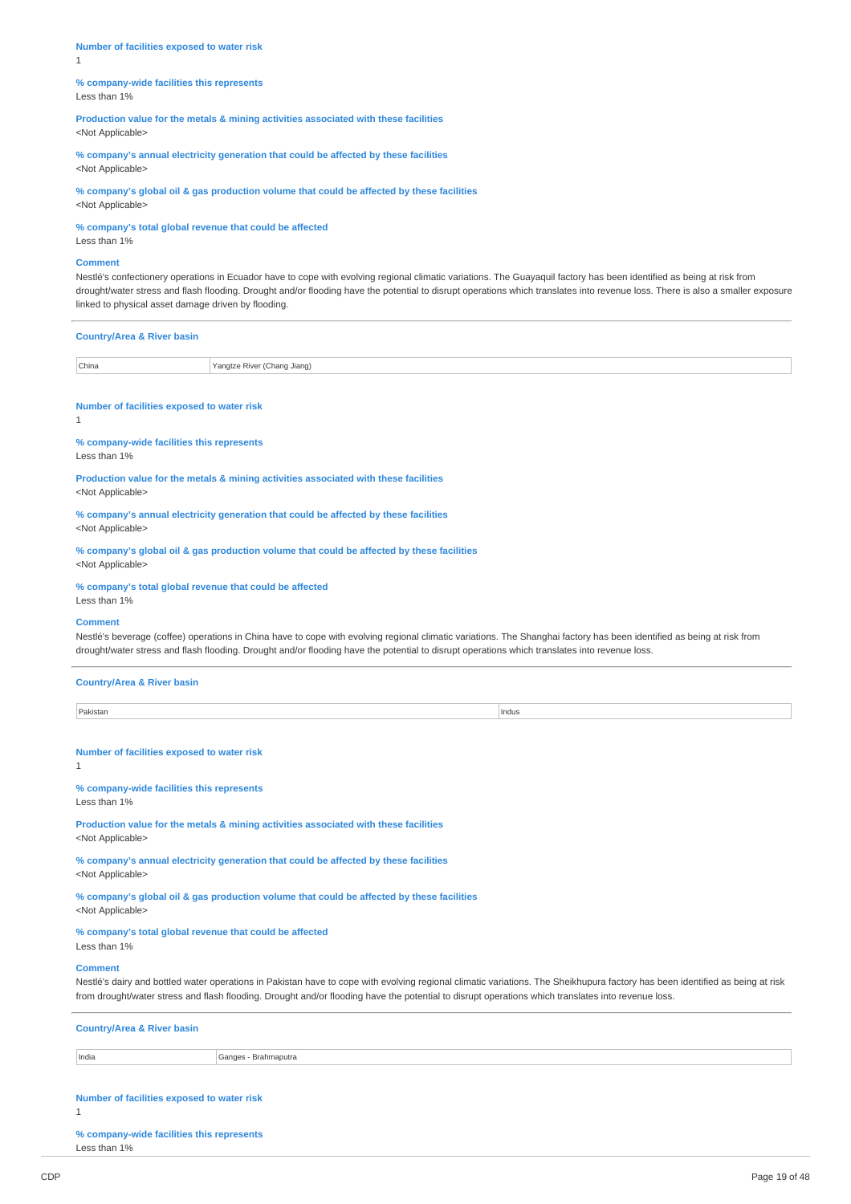**Number of facilities exposed to water risk**
1

**% company-wide facilities this represents**
Less than 1%

**Production value for the metals & mining activities associated with these facilities**
<Not Applicable>

**% company's annual electricity generation that could be affected by these facilities**
<Not Applicable>

**% company's global oil & gas production volume that could be affected by these facilities**
<Not Applicable>

**% company's total global revenue that could be affected**
Less than 1%

**Comment**
Nestlé's confectionery operations in Ecuador have to cope with evolving regional climatic variations. The Guayaquil factory has been identified as being at risk from drought/water stress and flash flooding. Drought and/or flooding have the potential to disrupt operations which translates into revenue loss. There is also a smaller exposure linked to physical asset damage driven by flooding.

---

**Country/Area & River basin**

| China | Yangtze River (Chang Jiang) |
|---|---|

**Number of facilities exposed to water risk**
1

**% company-wide facilities this represents**
Less than 1%

**Production value for the metals & mining activities associated with these facilities**
<Not Applicable>

**% company's annual electricity generation that could be affected by these facilities**
<Not Applicable>

**% company's global oil & gas production volume that could be affected by these facilities**
<Not Applicable>

**% company's total global revenue that could be affected**
Less than 1%

**Comment**
Nestlé's beverage (coffee) operations in China have to cope with evolving regional climatic variations. The Shanghai factory has been identified as being at risk from drought/water stress and flash flooding. Drought and/or flooding have the potential to disrupt operations which translates into revenue loss.

---

**Country/Area & River basin**

| Pakistan | Indus |
|---|---|

**Number of facilities exposed to water risk**
1

**% company-wide facilities this represents**
Less than 1%

**Production value for the metals & mining activities associated with these facilities**
<Not Applicable>

**% company's annual electricity generation that could be affected by these facilities**
<Not Applicable>

**% company's global oil & gas production volume that could be affected by these facilities**
<Not Applicable>

**% company's total global revenue that could be affected**
Less than 1%

**Comment**
Nestlé's dairy and bottled water operations in Pakistan have to cope with evolving regional climatic variations. The Sheikhupura factory has been identified as being at risk from drought/water stress and flash flooding. Drought and/or flooding have the potential to disrupt operations which translates into revenue loss.

---

**Country/Area & River basin**

| India | Ganges - Brahmaputra |
|---|---|

**Number of facilities exposed to water risk**
1

**% company-wide facilities this represents**
Less than 1%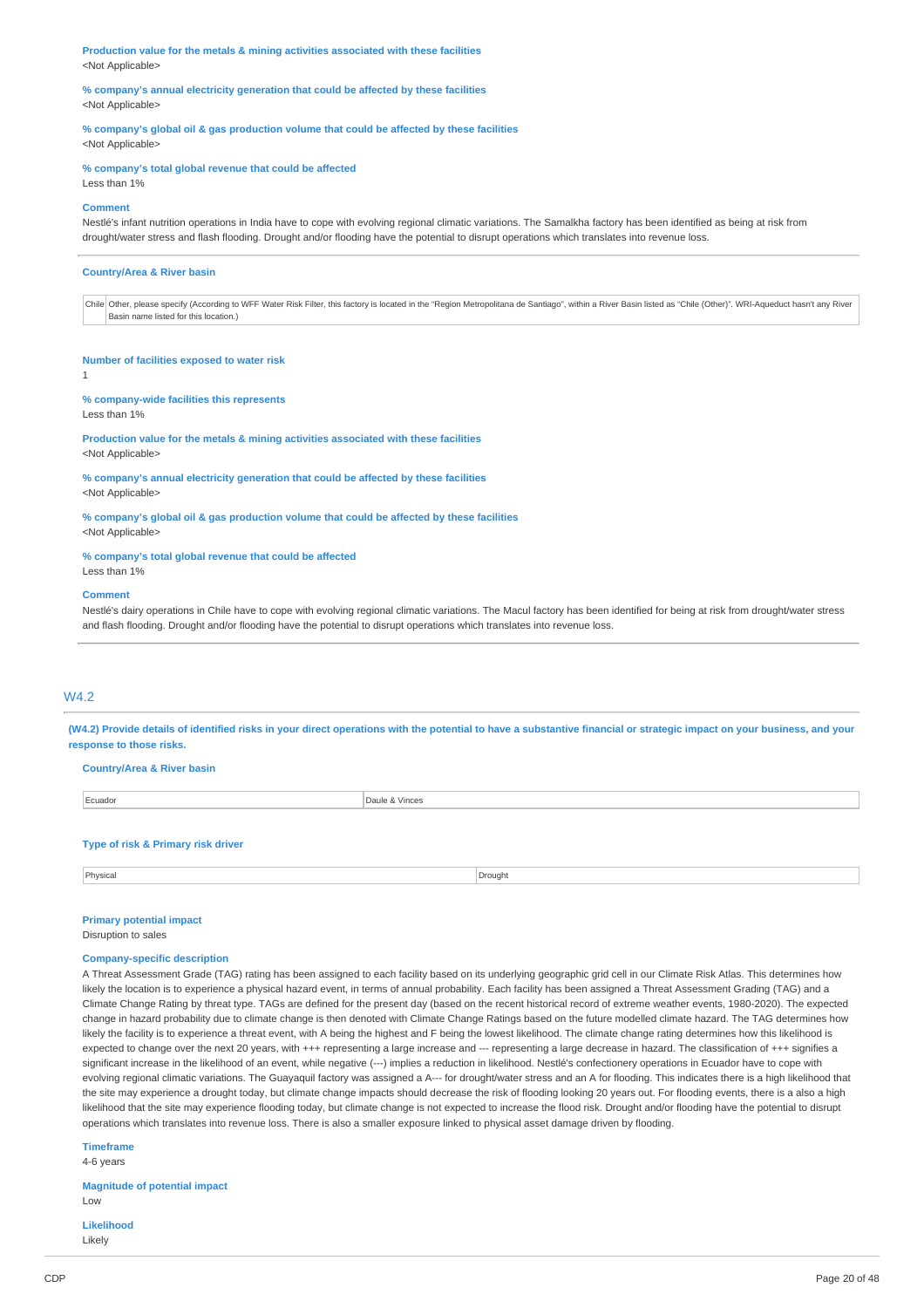**Production value for the metals & mining activities associated with these facilities**
<Not Applicable>

**% company's annual electricity generation that could be affected by these facilities**
<Not Applicable>

**% company's global oil & gas production volume that could be affected by these facilities**
<Not Applicable>

**% company's total global revenue that could be affected**
Less than 1%

**Comment**
Nestlé's infant nutrition operations in India have to cope with evolving regional climatic variations. The Samalkha factory has been identified as being at risk from drought/water stress and flash flooding. Drought and/or flooding have the potential to disrupt operations which translates into revenue loss.

---

**Country/Area & River basin**

| Chile | Other, please specify (According to WFF Water Risk Filter, this factory is located in the "Region Metropolitana de Santiago", within a River Basin listed as "Chile (Other)". WRI-Aqueduct hasn't any River Basin name listed for this location.) |
|---|---|

**Number of facilities exposed to water risk**
1

**% company-wide facilities this represents**
Less than 1%

**Production value for the metals & mining activities associated with these facilities**
<Not Applicable>

**% company's annual electricity generation that could be affected by these facilities**
<Not Applicable>

**% company's global oil & gas production volume that could be affected by these facilities**
<Not Applicable>

**% company's total global revenue that could be affected**
Less than 1%

**Comment**
Nestlé's dairy operations in Chile have to cope with evolving regional climatic variations. The Macul factory has been identified for being at risk from drought/water stress and flash flooding. Drought and/or flooding have the potential to disrupt operations which translates into revenue loss.

---

## W4.2

**(W4.2) Provide details of identified risks in your direct operations with the potential to have a substantive financial or strategic impact on your business, and your response to those risks.**

**Country/Area & River basin**

| Ecuador | Daule & Vinces |
|---|---|

**Type of risk & Primary risk driver**

| Physical | Drought |
|---|---|

**Primary potential impact**
Disruption to sales

**Company-specific description**
A Threat Assessment Grade (TAG) rating has been assigned to each facility based on its underlying geographic grid cell in our Climate Risk Atlas. This determines how likely the location is to experience a physical hazard event, in terms of annual probability. Each facility has been assigned a Threat Assessment Grading (TAG) and a Climate Change Rating by threat type. TAGs are defined for the present day (based on the recent historical record of extreme weather events, 1980-2020). The expected change in hazard probability due to climate change is then denoted with Climate Change Ratings based on the future modelled climate hazard. The TAG determines how likely the facility is to experience a threat event, with A being the highest and F being the lowest likelihood. The climate change rating determines how this likelihood is expected to change over the next 20 years, with +++ representing a large increase and --- representing a large decrease in hazard. The classification of +++ signifies a significant increase in the likelihood of an event, while negative (---) implies a reduction in likelihood. Nestlé's confectionery operations in Ecuador have to cope with evolving regional climatic variations. The Guayaquil factory was assigned a A--- for drought/water stress and an A for flooding. This indicates there is a high likelihood that the site may experience a drought today, but climate change impacts should decrease the risk of flooding looking 20 years out. For flooding events, there is a also a high likelihood that the site may experience flooding today, but climate change is not expected to increase the flood risk. Drought and/or flooding have the potential to disrupt operations which translates into revenue loss. There is also a smaller exposure linked to physical asset damage driven by flooding.

**Timeframe**
4-6 years

**Magnitude of potential impact**
Low

**Likelihood**
Likely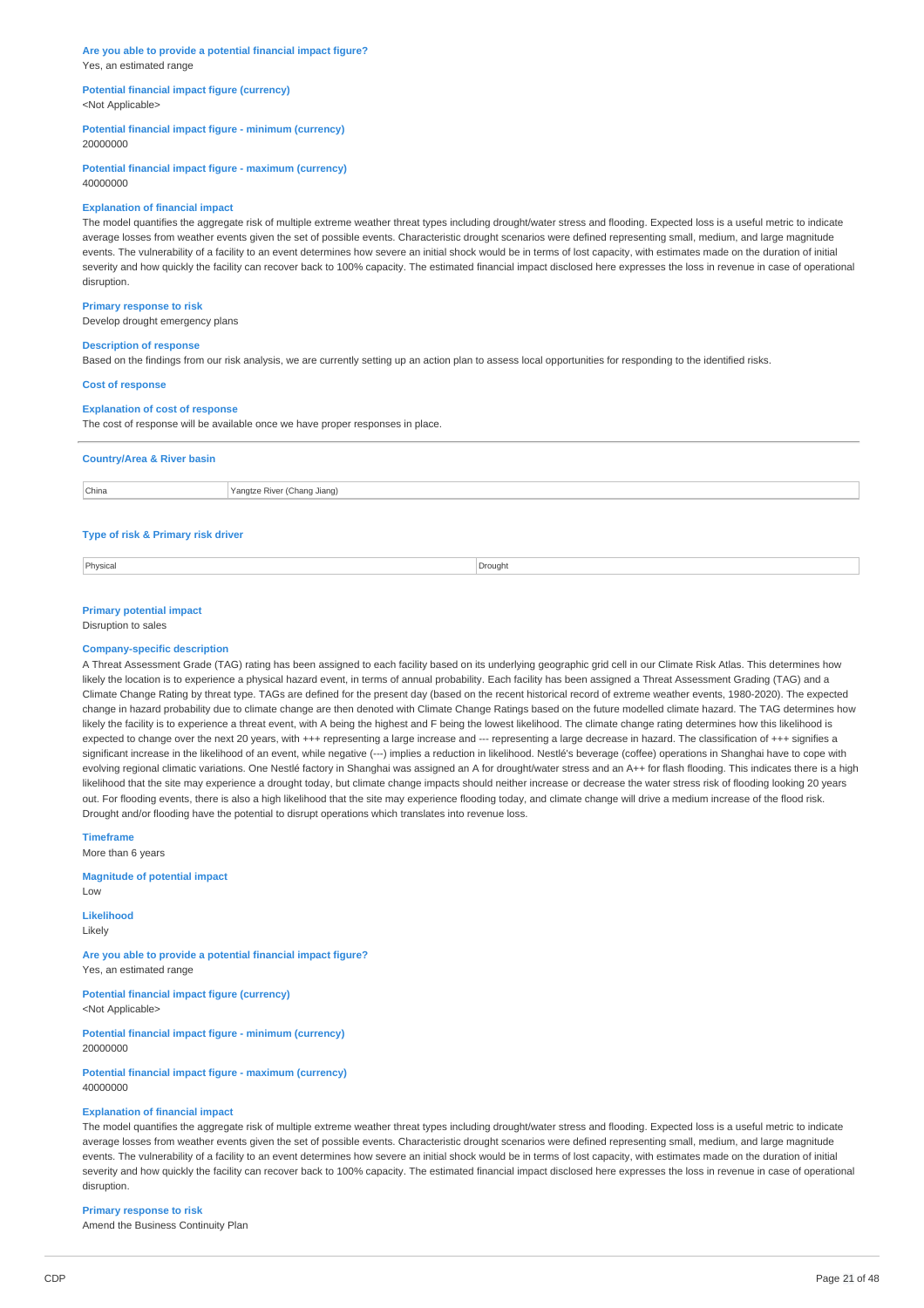**Are you able to provide a potential financial impact figure?**
Yes, an estimated range

**Potential financial impact figure (currency)**
<Not Applicable>

**Potential financial impact figure - minimum (currency)**
20000000

**Potential financial impact figure - maximum (currency)**
40000000

**Explanation of financial impact**
The model quantifies the aggregate risk of multiple extreme weather threat types including drought/water stress and flooding. Expected loss is a useful metric to indicate average losses from weather events given the set of possible events. Characteristic drought scenarios were defined representing small, medium, and large magnitude events. The vulnerability of a facility to an event determines how severe an initial shock would be in terms of lost capacity, with estimates made on the duration of initial severity and how quickly the facility can recover back to 100% capacity. The estimated financial impact disclosed here expresses the loss in revenue in case of operational disruption.

**Primary response to risk**
Develop drought emergency plans

**Description of response**
Based on the findings from our risk analysis, we are currently setting up an action plan to assess local opportunities for responding to the identified risks.

**Cost of response**

**Explanation of cost of response**
The cost of response will be available once we have proper responses in place.

---

**Country/Area & River basin**

| China | Yangtze River (Chang Jiang) |
|---|---|

**Type of risk & Primary risk driver**

| Physical | Drought |
|---|---|

**Primary potential impact**
Disruption to sales

**Company-specific description**
A Threat Assessment Grade (TAG) rating has been assigned to each facility based on its underlying geographic grid cell in our Climate Risk Atlas. This determines how likely the location is to experience a physical hazard event, in terms of annual probability. Each facility has been assigned a Threat Assessment Grading (TAG) and a Climate Change Rating by threat type. TAGs are defined for the present day (based on the recent historical record of extreme weather events, 1980-2020). The expected change in hazard probability due to climate change are then denoted with Climate Change Ratings based on the future modelled climate hazard. The TAG determines how likely the facility is to experience a threat event, with A being the highest and F being the lowest likelihood. The climate change rating determines how this likelihood is expected to change over the next 20 years, with +++ representing a large increase and --- representing a large decrease in hazard. The classification of +++ signifies a significant increase in the likelihood of an event, while negative (---) implies a reduction in likelihood. Nestlé's beverage (coffee) operations in Shanghai have to cope with evolving regional climatic variations. One Nestlé factory in Shanghai was assigned an A for drought/water stress and an A++ for flash flooding. This indicates there is a high likelihood that the site may experience a drought today, but climate change impacts should neither increase or decrease the water stress risk of flooding looking 20 years out. For flooding events, there is also a high likelihood that the site may experience flooding today, and climate change will drive a medium increase of the flood risk. Drought and/or flooding have the potential to disrupt operations which translates into revenue loss.

**Timeframe**
More than 6 years

**Magnitude of potential impact**
Low

**Likelihood**
Likely

**Are you able to provide a potential financial impact figure?**
Yes, an estimated range

**Potential financial impact figure (currency)**
<Not Applicable>

**Potential financial impact figure - minimum (currency)**
20000000

**Potential financial impact figure - maximum (currency)**
40000000

**Explanation of financial impact**
The model quantifies the aggregate risk of multiple extreme weather threat types including drought/water stress and flooding. Expected loss is a useful metric to indicate average losses from weather events given the set of possible events. Characteristic drought scenarios were defined representing small, medium, and large magnitude events. The vulnerability of a facility to an event determines how severe an initial shock would be in terms of lost capacity, with estimates made on the duration of initial severity and how quickly the facility can recover back to 100% capacity. The estimated financial impact disclosed here expresses the loss in revenue in case of operational disruption.

**Primary response to risk**
Amend the Business Continuity Plan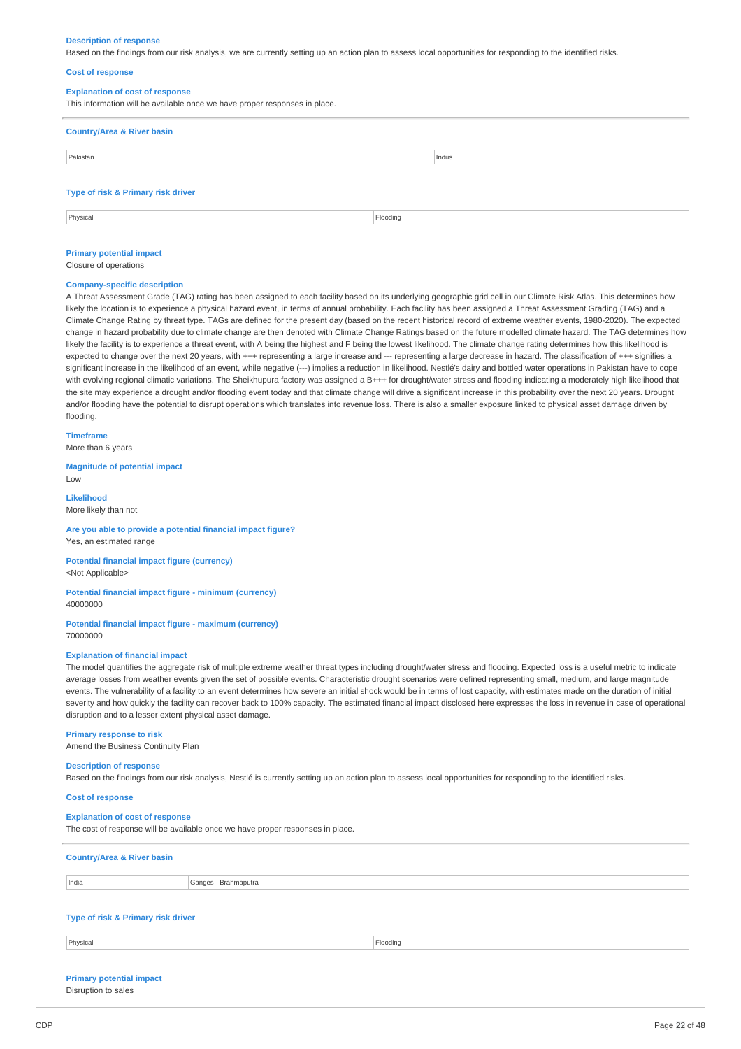**Description of response**

Based on the findings from our risk analysis, we are currently setting up an action plan to assess local opportunities for responding to the identified risks.

**Cost of response**

**Explanation of cost of response**

This information will be available once we have proper responses in place.

**Country/Area & River basin**

| Pakistan | Indus |
|---|---|

**Type of risk & Primary risk driver**

| Physical | Flooding |
|---|---|

**Primary potential impact**

Closure of operations

**Company-specific description**

A Threat Assessment Grade (TAG) rating has been assigned to each facility based on its underlying geographic grid cell in our Climate Risk Atlas. This determines how likely the location is to experience a physical hazard event, in terms of annual probability. Each facility has been assigned a Threat Assessment Grading (TAG) and a Climate Change Rating by threat type. TAGs are defined for the present day (based on the recent historical record of extreme weather events, 1980-2020). The expected change in hazard probability due to climate change are then denoted with Climate Change Ratings based on the future modelled climate hazard. The TAG determines how likely the facility is to experience a threat event, with A being the highest and F being the lowest likelihood. The climate change rating determines how this likelihood is expected to change over the next 20 years, with +++ representing a large increase and --- representing a large decrease in hazard. The classification of +++ signifies a significant increase in the likelihood of an event, while negative (---) implies a reduction in likelihood. Nestlé's dairy and bottled water operations in Pakistan have to cope with evolving regional climatic variations. The Sheikhupura factory was assigned a B+++ for drought/water stress and flooding indicating a moderately high likelihood that the site may experience a drought and/or flooding event today and that climate change will drive a significant increase in this probability over the next 20 years. Drought and/or flooding have the potential to disrupt operations which translates into revenue loss. There is also a smaller exposure linked to physical asset damage driven by flooding.

**Timeframe**

More than 6 years

**Magnitude of potential impact**

Low

**Likelihood**

More likely than not

**Are you able to provide a potential financial impact figure?**

Yes, an estimated range

**Potential financial impact figure (currency)**

<Not Applicable>

**Potential financial impact figure - minimum (currency)**

40000000

**Potential financial impact figure - maximum (currency)**

70000000

**Explanation of financial impact**

The model quantifies the aggregate risk of multiple extreme weather threat types including drought/water stress and flooding. Expected loss is a useful metric to indicate average losses from weather events given the set of possible events. Characteristic drought scenarios were defined representing small, medium, and large magnitude events. The vulnerability of a facility to an event determines how severe an initial shock would be in terms of lost capacity, with estimates made on the duration of initial severity and how quickly the facility can recover back to 100% capacity. The estimated financial impact disclosed here expresses the loss in revenue in case of operational disruption and to a lesser extent physical asset damage.

**Primary response to risk**

Amend the Business Continuity Plan

**Description of response**

Based on the findings from our risk analysis, Nestlé is currently setting up an action plan to assess local opportunities for responding to the identified risks.

**Cost of response**

**Explanation of cost of response**

The cost of response will be available once we have proper responses in place.

**Country/Area & River basin**

| India | Ganges - Brahmaputra |
|---|---|

**Type of risk & Primary risk driver**

| Physical | Flooding |
|---|---|

**Primary potential impact**

Disruption to sales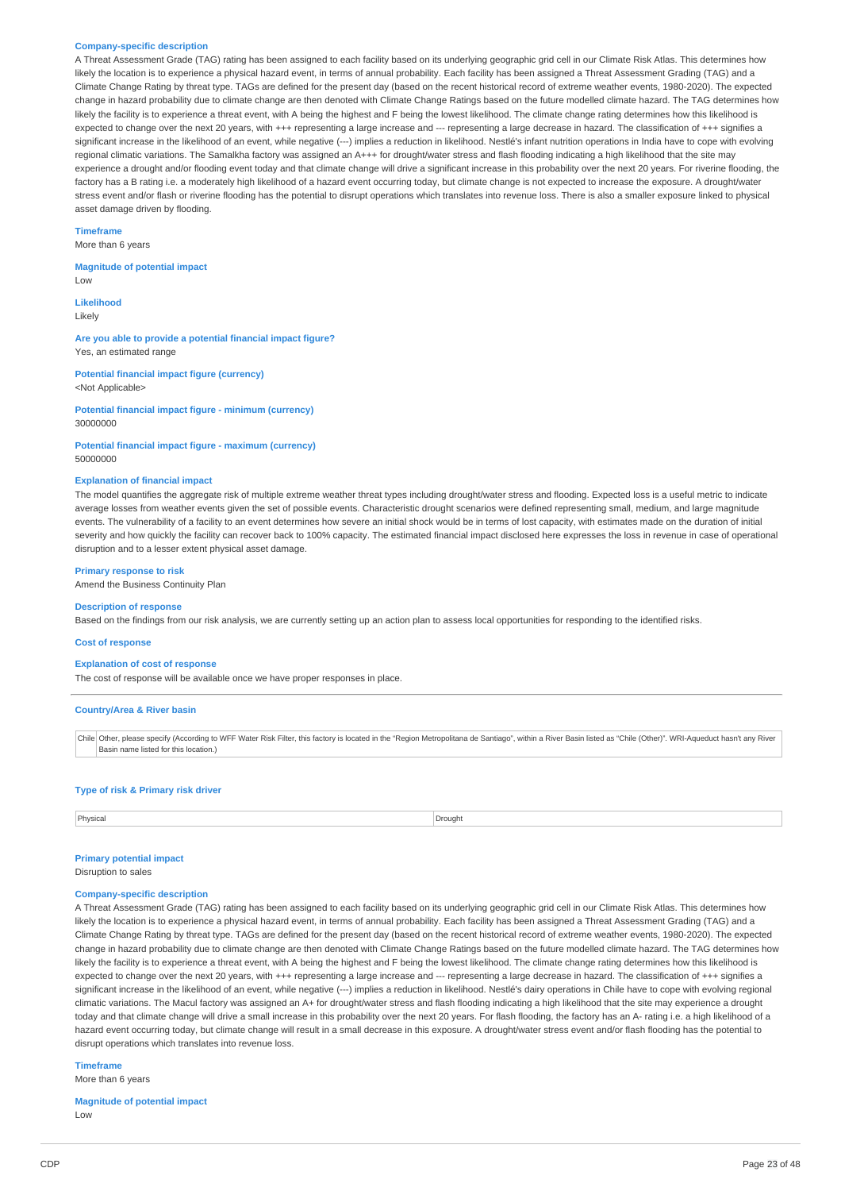**Company-specific description**

A Threat Assessment Grade (TAG) rating has been assigned to each facility based on its underlying geographic grid cell in our Climate Risk Atlas. This determines how likely the location is to experience a physical hazard event, in terms of annual probability. Each facility has been assigned a Threat Assessment Grading (TAG) and a Climate Change Rating by threat type. TAGs are defined for the present day (based on the recent historical record of extreme weather events, 1980-2020). The expected change in hazard probability due to climate change are then denoted with Climate Change Ratings based on the future modelled climate hazard. The TAG determines how likely the facility is to experience a threat event, with A being the highest and F being the lowest likelihood. The climate change rating determines how this likelihood is expected to change over the next 20 years, with +++ representing a large increase and --- representing a large decrease in hazard. The classification of +++ signifies a significant increase in the likelihood of an event, while negative (---) implies a reduction in likelihood. Nestlé's infant nutrition operations in India have to cope with evolving regional climatic variations. The Samalkha factory was assigned an A+++ for drought/water stress and flash flooding indicating a high likelihood that the site may experience a drought and/or flooding event today and that climate change will drive a significant increase in this probability over the next 20 years. For riverine flooding, the factory has a B rating i.e. a moderately high likelihood of a hazard event occurring today, but climate change is not expected to increase the exposure. A drought/water stress event and/or flash or riverine flooding has the potential to disrupt operations which translates into revenue loss. There is also a smaller exposure linked to physical asset damage driven by flooding.

**Timeframe**

More than 6 years

**Magnitude of potential impact**

Low

**Likelihood**

Likely

**Are you able to provide a potential financial impact figure?**

Yes, an estimated range

**Potential financial impact figure (currency)**

<Not Applicable>

**Potential financial impact figure - minimum (currency)**

30000000

**Potential financial impact figure - maximum (currency)**

50000000

**Explanation of financial impact**

The model quantifies the aggregate risk of multiple extreme weather threat types including drought/water stress and flooding. Expected loss is a useful metric to indicate average losses from weather events given the set of possible events. Characteristic drought scenarios were defined representing small, medium, and large magnitude events. The vulnerability of a facility to an event determines how severe an initial shock would be in terms of lost capacity, with estimates made on the duration of initial severity and how quickly the facility can recover back to 100% capacity. The estimated financial impact disclosed here expresses the loss in revenue in case of operational disruption and to a lesser extent physical asset damage.

**Primary response to risk**

Amend the Business Continuity Plan

**Description of response**

Based on the findings from our risk analysis, we are currently setting up an action plan to assess local opportunities for responding to the identified risks.

**Cost of response**

**Explanation of cost of response**

The cost of response will be available once we have proper responses in place.

---

**Country/Area & River basin**

| Chile | Other, please specify (According to WFF Water Risk Filter, this factory is located in the "Region Metropolitana de Santiago", within a River Basin listed as "Chile (Other)". WRI-Aqueduct hasn't any River Basin name listed for this location.) |
|---|---|

**Type of risk & Primary risk driver**

| Physical | Drought |
|---|---|

**Primary potential impact**

Disruption to sales

**Company-specific description**

A Threat Assessment Grade (TAG) rating has been assigned to each facility based on its underlying geographic grid cell in our Climate Risk Atlas. This determines how likely the location is to experience a physical hazard event, in terms of annual probability. Each facility has been assigned a Threat Assessment Grading (TAG) and a Climate Change Rating by threat type. TAGs are defined for the present day (based on the recent historical record of extreme weather events, 1980-2020). The expected change in hazard probability due to climate change are then denoted with Climate Change Ratings based on the future modelled climate hazard. The TAG determines how likely the facility is to experience a threat event, with A being the highest and F being the lowest likelihood. The climate change rating determines how this likelihood is expected to change over the next 20 years, with +++ representing a large increase and --- representing a large decrease in hazard. The classification of +++ signifies a significant increase in the likelihood of an event, while negative (---) implies a reduction in likelihood. Nestlé's dairy operations in Chile have to cope with evolving regional climatic variations. The Macul factory was assigned an A+ for drought/water stress and flash flooding indicating a high likelihood that the site may experience a drought today and that climate change will drive a small increase in this probability over the next 20 years. For flash flooding, the factory has an A- rating i.e. a high likelihood of a hazard event occurring today, but climate change will result in a small decrease in this exposure. A drought/water stress event and/or flash flooding has the potential to disrupt operations which translates into revenue loss.

**Timeframe**

More than 6 years

**Magnitude of potential impact**

Low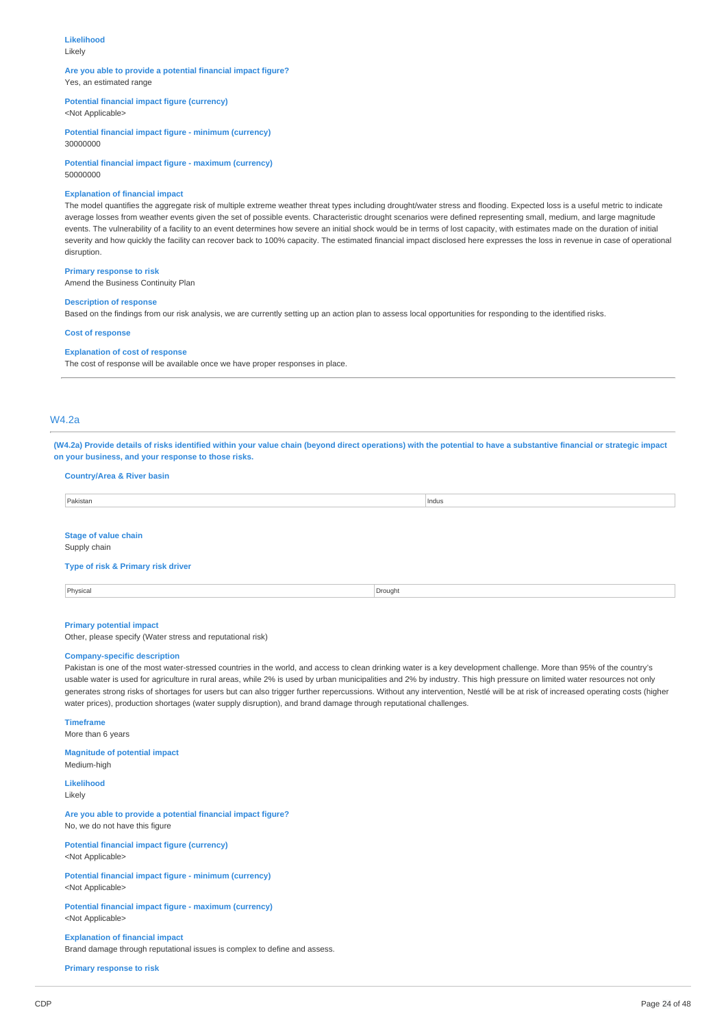**Likelihood**
Likely

**Are you able to provide a potential financial impact figure?**
Yes, an estimated range

**Potential financial impact figure (currency)**
<Not Applicable>

**Potential financial impact figure - minimum (currency)**
30000000

**Potential financial impact figure - maximum (currency)**
50000000

**Explanation of financial impact**
The model quantifies the aggregate risk of multiple extreme weather threat types including drought/water stress and flooding. Expected loss is a useful metric to indicate average losses from weather events given the set of possible events. Characteristic drought scenarios were defined representing small, medium, and large magnitude events. The vulnerability of a facility to an event determines how severe an initial shock would be in terms of lost capacity, with estimates made on the duration of initial severity and how quickly the facility can recover back to 100% capacity. The estimated financial impact disclosed here expresses the loss in revenue in case of operational disruption.

**Primary response to risk**
Amend the Business Continuity Plan

**Description of response**
Based on the findings from our risk analysis, we are currently setting up an action plan to assess local opportunities for responding to the identified risks.

**Cost of response**

**Explanation of cost of response**
The cost of response will be available once we have proper responses in place.

---

## W4.2a

**(W4.2a) Provide details of risks identified within your value chain (beyond direct operations) with the potential to have a substantive financial or strategic impact on your business, and your response to those risks.**

**Country/Area & River basin**

| Pakistan | Indus |
|---|---|

**Stage of value chain**
Supply chain

**Type of risk & Primary risk driver**

| Physical | Drought |
|---|---|

**Primary potential impact**
Other, please specify (Water stress and reputational risk)

**Company-specific description**
Pakistan is one of the most water-stressed countries in the world, and access to clean drinking water is a key development challenge. More than 95% of the country's usable water is used for agriculture in rural areas, while 2% is used by urban municipalities and 2% by industry. This high pressure on limited water resources not only generates strong risks of shortages for users but can also trigger further repercussions. Without any intervention, Nestlé will be at risk of increased operating costs (higher water prices), production shortages (water supply disruption), and brand damage through reputational challenges.

**Timeframe**
More than 6 years

**Magnitude of potential impact**
Medium-high

**Likelihood**
Likely

**Are you able to provide a potential financial impact figure?**
No, we do not have this figure

**Potential financial impact figure (currency)**
<Not Applicable>

**Potential financial impact figure - minimum (currency)**
<Not Applicable>

**Potential financial impact figure - maximum (currency)**
<Not Applicable>

**Explanation of financial impact**
Brand damage through reputational issues is complex to define and assess.

**Primary response to risk**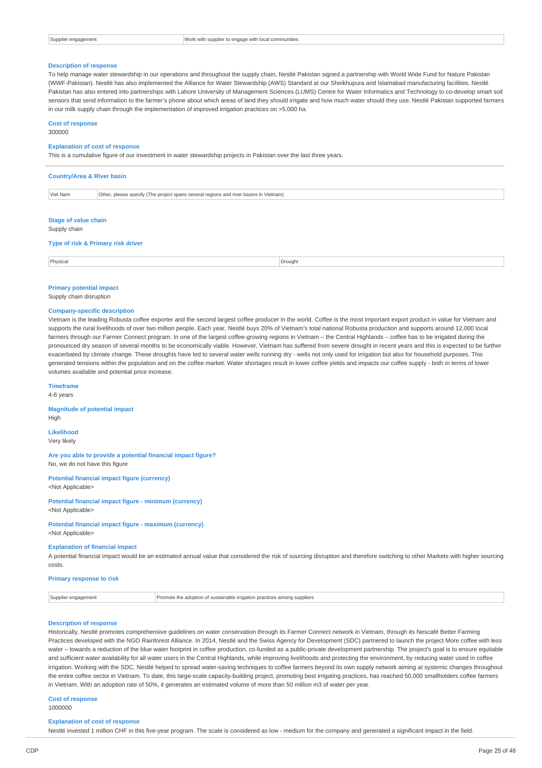| Supplier engagement | Work with supplier to engage with local communities |
|---|---|

**Description of response**

To help manage water stewardship in our operations and throughout the supply chain, Nestlé Pakistan signed a partnership with World Wide Fund for Nature Pakistan (WWF-Pakistan). Nestlé has also implemented the Alliance for Water Stewardship (AWS) Standard at our Sheikhupura and Islamabad manufacturing facilities. Nestlé Pakistan has also entered into partnerships with Lahore University of Management Sciences (LUMS) Centre for Water Informatics and Technology to co-develop smart soil sensors that send information to the farmer's phone about which areas of land they should irrigate and how much water should they use. Nestlé Pakistan supported farmers in our milk supply chain through the implementation of improved irrigation practices on >5,000 ha.

**Cost of response**

300000

**Explanation of cost of response**

This is a cumulative figure of our investment in water stewardship projects in Pakistan over the last three years.

---

**Country/Area & River basin**

| Viet Nam | Other, please specify (The project spans several regions and river basins in Vietnam) |
|---|---|

**Stage of value chain**

Supply chain

**Type of risk & Primary risk driver**

| Physical | Drought |
|---|---|

**Primary potential impact**

Supply chain disruption

**Company-specific description**

Vietnam is the leading Robusta coffee exporter and the second largest coffee producer in the world. Coffee is the most important export product in value for Vietnam and supports the rural livelihoods of over two million people. Each year, Nestlé buys 20% of Vietnam's total national Robusta production and supports around 12,000 local farmers through our Farmer Connect program. In one of the largest coffee-growing regions in Vietnam – the Central Highlands – coffee has to be irrigated during the pronounced dry season of several months to be economically viable. However, Vietnam has suffered from severe drought in recent years and this is expected to be further exacerbated by climate change. These droughts have led to several water wells running dry - wells not only used for irrigation but also for household purposes. This generated tensions within the population and on the coffee market. Water shortages result in lower coffee yields and impacts our coffee supply - both in terms of lower volumes available and potential price increase.

**Timeframe**

4-6 years

**Magnitude of potential impact**

High

**Likelihood**

Very likely

**Are you able to provide a potential financial impact figure?**

No, we do not have this figure

**Potential financial impact figure (currency)**

<Not Applicable>

**Potential financial impact figure - minimum (currency)**

<Not Applicable>

**Potential financial impact figure - maximum (currency)**

<Not Applicable>

**Explanation of financial impact**

A potential financial impact would be an estimated annual value that considered the risk of sourcing disruption and therefore switching to other Markets with higher sourcing costs.

**Primary response to risk**

| Supplier engagement | Promote the adoption of sustainable irrigation practices among suppliers |
|---|---|

**Description of response**

Historically, Nestlé promotes comprehensive guidelines on water conservation through its Farmer Connect network in Vietnam, through its Nescafé Better Farming Practices developed with the NGO Rainforest Alliance. In 2014, Nestlé and the Swiss Agency for Development (SDC) partnered to launch the project More coffee with less water – towards a reduction of the blue water footprint in coffee production, co-funded as a public-private development partnership. The project's goal is to ensure equitable and sufficient water availability for all water users in the Central Highlands, while improving livelihoods and protecting the environment, by reducing water used in coffee irrigation. Working with the SDC, Nestlé helped to spread water-saving techniques to coffee farmers beyond its own supply network aiming at systemic changes throughout the entire coffee sector in Vietnam. To date, this large-scale capacity-building project, promoting best irrigating practices, has reached 50,000 smallholders coffee farmers in Vietnam. With an adoption rate of 50%, it generates an estimated volume of more than 50 million m3 of water per year.

**Cost of response**

1000000

**Explanation of cost of response**

Nestlé invested 1 million CHF in this five-year program. The scale is considered as low - medium for the company and generated a significant impact in the field.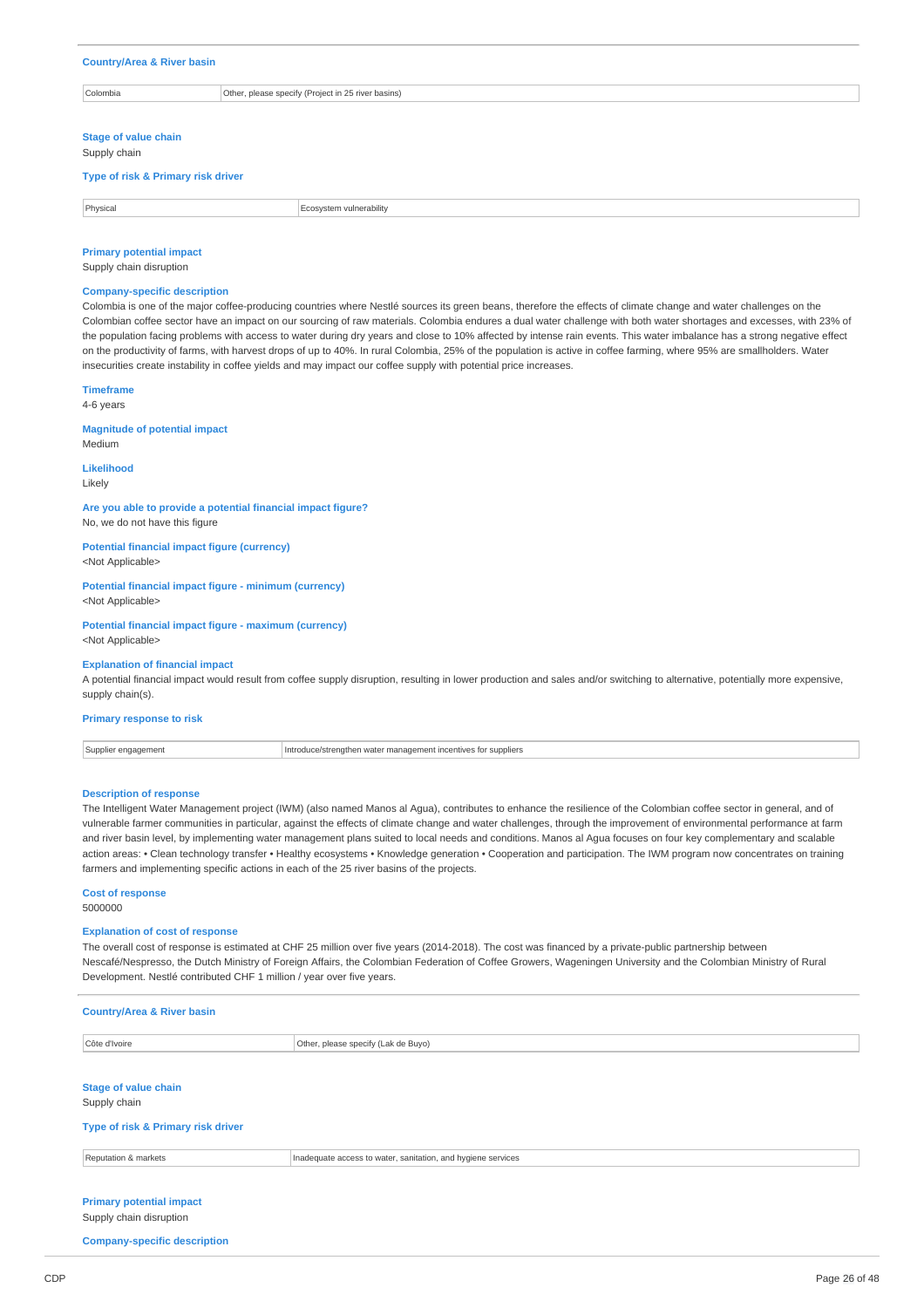**Country/Area & River basin**

| Colombia | Other, please specify (Project in 25 river basins) |
|---|---|

**Stage of value chain**

Supply chain

**Type of risk & Primary risk driver**

| Physical | Ecosystem vulnerability |
|---|---|

**Primary potential impact**

Supply chain disruption

**Company-specific description**

Colombia is one of the major coffee-producing countries where Nestlé sources its green beans, therefore the effects of climate change and water challenges on the Colombian coffee sector have an impact on our sourcing of raw materials. Colombia endures a dual water challenge with both water shortages and excesses, with 23% of the population facing problems with access to water during dry years and close to 10% affected by intense rain events. This water imbalance has a strong negative effect on the productivity of farms, with harvest drops of up to 40%. In rural Colombia, 25% of the population is active in coffee farming, where 95% are smallholders. Water insecurities create instability in coffee yields and may impact our coffee supply with potential price increases.

**Timeframe**

4-6 years

**Magnitude of potential impact**

Medium

**Likelihood**

Likely

**Are you able to provide a potential financial impact figure?**

No, we do not have this figure

**Potential financial impact figure (currency)**

<Not Applicable>

**Potential financial impact figure - minimum (currency)**

<Not Applicable>

**Potential financial impact figure - maximum (currency)**

<Not Applicable>

**Explanation of financial impact**

A potential financial impact would result from coffee supply disruption, resulting in lower production and sales and/or switching to alternative, potentially more expensive, supply chain(s).

**Primary response to risk**

| Supplier engagement | Introduce/strengthen water management incentives for suppliers |
|---|---|

**Description of response**

The Intelligent Water Management project (IWM) (also named Manos al Agua), contributes to enhance the resilience of the Colombian coffee sector in general, and of vulnerable farmer communities in particular, against the effects of climate change and water challenges, through the improvement of environmental performance at farm and river basin level, by implementing water management plans suited to local needs and conditions. Manos al Agua focuses on four key complementary and scalable action areas: • Clean technology transfer • Healthy ecosystems • Knowledge generation • Cooperation and participation. The IWM program now concentrates on training farmers and implementing specific actions in each of the 25 river basins of the projects.

**Cost of response**

5000000

**Explanation of cost of response**

The overall cost of response is estimated at CHF 25 million over five years (2014-2018). The cost was financed by a private-public partnership between Nescafé/Nespresso, the Dutch Ministry of Foreign Affairs, the Colombian Federation of Coffee Growers, Wageningen University and the Colombian Ministry of Rural Development. Nestlé contributed CHF 1 million / year over five years.

---

**Country/Area & River basin**

| Côte d'Ivoire | Other, please specify (Lak de Buyo) |
|---|---|

**Stage of value chain**

Supply chain

**Type of risk & Primary risk driver**

| Reputation & markets | Inadequate access to water, sanitation, and hygiene services |
|---|---|

**Primary potential impact**

Supply chain disruption

**Company-specific description**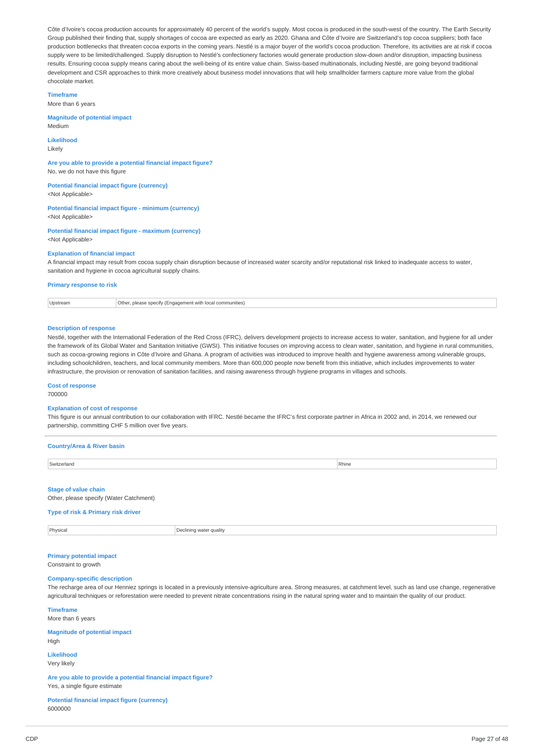Côte d'Ivoire's cocoa production accounts for approximately 40 percent of the world's supply. Most cocoa is produced in the south-west of the country. The Earth Security Group published their finding that, supply shortages of cocoa are expected as early as 2020. Ghana and Côte d'Ivoire are Switzerland's top cocoa suppliers; both face production bottlenecks that threaten cocoa exports in the coming years. Nestlé is a major buyer of the world's cocoa production. Therefore, its activities are at risk if cocoa supply were to be limited/challenged. Supply disruption to Nestlé's confectionery factories would generate production slow-down and/or disruption, impacting business results. Ensuring cocoa supply means caring about the well-being of its entire value chain. Swiss-based multinationals, including Nestlé, are going beyond traditional development and CSR approaches to think more creatively about business model innovations that will help smallholder farmers capture more value from the global chocolate market.

**Timeframe**
More than 6 years

**Magnitude of potential impact**
Medium

**Likelihood**
Likely

**Are you able to provide a potential financial impact figure?**
No, we do not have this figure

**Potential financial impact figure (currency)**
<Not Applicable>

**Potential financial impact figure - minimum (currency)**
<Not Applicable>

**Potential financial impact figure - maximum (currency)**
<Not Applicable>

**Explanation of financial impact**
A financial impact may result from cocoa supply chain disruption because of increased water scarcity and/or reputational risk linked to inadequate access to water, sanitation and hygiene in cocoa agricultural supply chains.

**Primary response to risk**

| Upstream | Other, please specify (Engagement with local communities) |
|---|---|

**Description of response**
Nestlé, together with the International Federation of the Red Cross (IFRC), delivers development projects to increase access to water, sanitation, and hygiene for all under the framework of its Global Water and Sanitation Initiative (GWSI). This initiative focuses on improving access to clean water, sanitation, and hygiene in rural communities, such as cocoa-growing regions in Côte d'Ivoire and Ghana. A program of activities was introduced to improve health and hygiene awareness among vulnerable groups, including schoolchildren, teachers, and local community members. More than 600,000 people now benefit from this initiative, which includes improvements to water infrastructure, the provision or renovation of sanitation facilities, and raising awareness through hygiene programs in villages and schools.

**Cost of response**
700000

**Explanation of cost of response**
This figure is our annual contribution to our collaboration with IFRC. Nestlé became the IFRC's first corporate partner in Africa in 2002 and, in 2014, we renewed our partnership, committing CHF 5 million over five years.

---

**Country/Area & River basin**

| Switzerland | Rhine |
|---|---|

**Stage of value chain**
Other, please specify (Water Catchment)

**Type of risk & Primary risk driver**

| Physical | Declining water quality |
|---|---|

**Primary potential impact**
Constraint to growth

**Company-specific description**
The recharge area of our Henniez springs is located in a previously intensive-agriculture area. Strong measures, at catchment level, such as land use change, regenerative agricultural techniques or reforestation were needed to prevent nitrate concentrations rising in the natural spring water and to maintain the quality of our product.

**Timeframe**
More than 6 years

**Magnitude of potential impact**
High

**Likelihood**
Very likely

**Are you able to provide a potential financial impact figure?**
Yes, a single figure estimate

**Potential financial impact figure (currency)**
6000000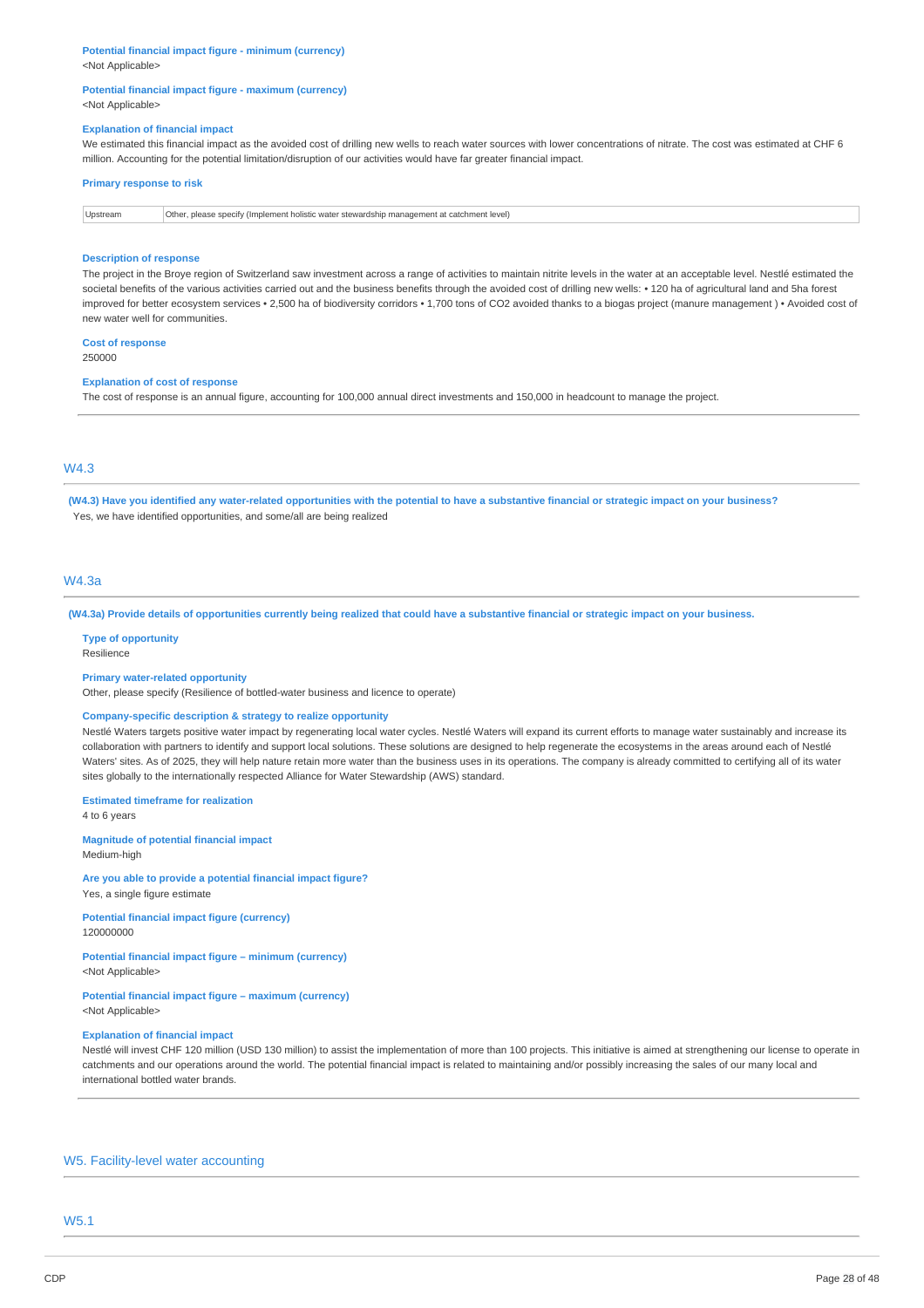**Potential financial impact figure - minimum (currency)**
<Not Applicable>

**Potential financial impact figure - maximum (currency)**
<Not Applicable>

**Explanation of financial impact**
We estimated this financial impact as the avoided cost of drilling new wells to reach water sources with lower concentrations of nitrate. The cost was estimated at CHF 6 million. Accounting for the potential limitation/disruption of our activities would have far greater financial impact.

**Primary response to risk**

| Upstream | Other, please specify (Implement holistic water stewardship management at catchment level) |
|---|---|

**Description of response**
The project in the Broye region of Switzerland saw investment across a range of activities to maintain nitrite levels in the water at an acceptable level. Nestlé estimated the societal benefits of the various activities carried out and the business benefits through the avoided cost of drilling new wells: • 120 ha of agricultural land and 5ha forest improved for better ecosystem services • 2,500 ha of biodiversity corridors • 1,700 tons of CO2 avoided thanks to a biogas project (manure management ) • Avoided cost of new water well for communities.

**Cost of response**
250000

**Explanation of cost of response**
The cost of response is an annual figure, accounting for 100,000 annual direct investments and 150,000 in headcount to manage the project.

## W4.3

**(W4.3) Have you identified any water-related opportunities with the potential to have a substantive financial or strategic impact on your business?**
Yes, we have identified opportunities, and some/all are being realized

## W4.3a

**(W4.3a) Provide details of opportunities currently being realized that could have a substantive financial or strategic impact on your business.**

**Type of opportunity**
Resilience

**Primary water-related opportunity**
Other, please specify (Resilience of bottled-water business and licence to operate)

**Company-specific description & strategy to realize opportunity**
Nestlé Waters targets positive water impact by regenerating local water cycles. Nestlé Waters will expand its current efforts to manage water sustainably and increase its collaboration with partners to identify and support local solutions. These solutions are designed to help regenerate the ecosystems in the areas around each of Nestlé Waters' sites. As of 2025, they will help nature retain more water than the business uses in its operations. The company is already committed to certifying all of its water sites globally to the internationally respected Alliance for Water Stewardship (AWS) standard.

**Estimated timeframe for realization**
4 to 6 years

**Magnitude of potential financial impact**
Medium-high

**Are you able to provide a potential financial impact figure?**
Yes, a single figure estimate

**Potential financial impact figure (currency)**
120000000

**Potential financial impact figure – minimum (currency)**
<Not Applicable>

**Potential financial impact figure – maximum (currency)**
<Not Applicable>

**Explanation of financial impact**
Nestlé will invest CHF 120 million (USD 130 million) to assist the implementation of more than 100 projects. This initiative is aimed at strengthening our license to operate in catchments and our operations around the world. The potential financial impact is related to maintaining and/or possibly increasing the sales of our many local and international bottled water brands.

# W5. Facility-level water accounting

## W5.1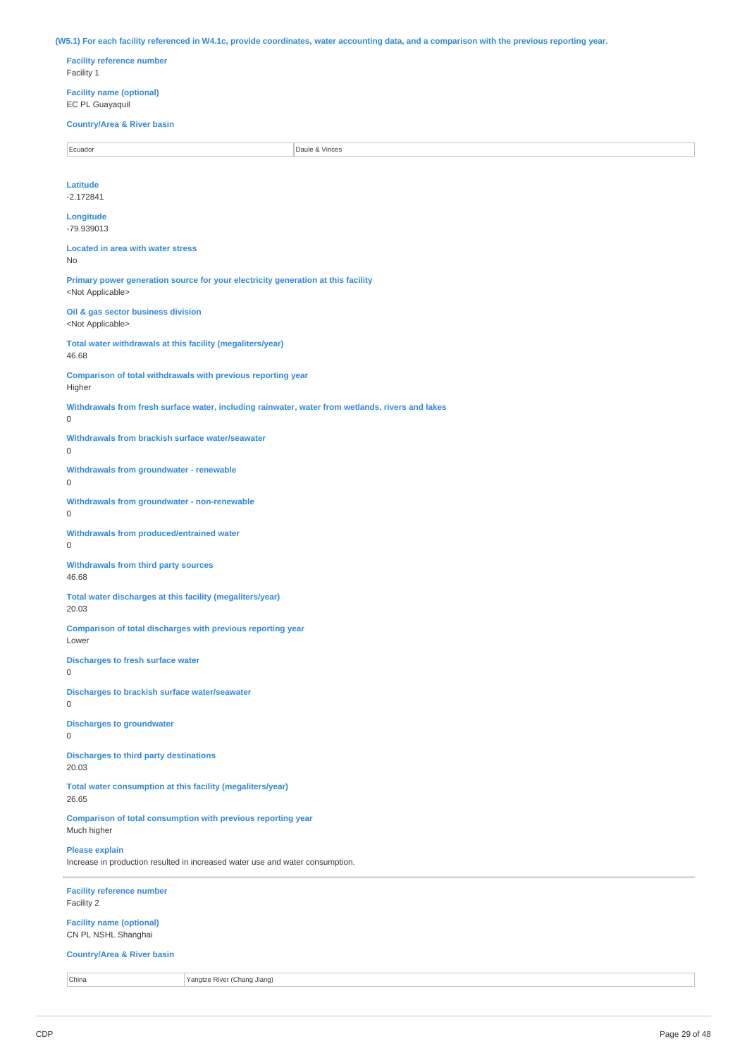**(W5.1) For each facility referenced in W4.1c, provide coordinates, water accounting data, and a comparison with the previous reporting year.**

**Facility reference number**
Facility 1

**Facility name (optional)**
EC PL Guayaquil

**Country/Area & River basin**

| Ecuador | Daule & Vinces |
|---|---|

**Latitude**
-2.172841

**Longitude**
-79.939013

**Located in area with water stress**
No

**Primary power generation source for your electricity generation at this facility**
<Not Applicable>

**Oil & gas sector business division**
<Not Applicable>

**Total water withdrawals at this facility (megaliters/year)**
46.68

**Comparison of total withdrawals with previous reporting year**
Higher

**Withdrawals from fresh surface water, including rainwater, water from wetlands, rivers and lakes**
0

**Withdrawals from brackish surface water/seawater**
0

**Withdrawals from groundwater - renewable**
0

**Withdrawals from groundwater - non-renewable**
0

**Withdrawals from produced/entrained water**
0

**Withdrawals from third party sources**
46.68

**Total water discharges at this facility (megaliters/year)**
20.03

**Comparison of total discharges with previous reporting year**
Lower

**Discharges to fresh surface water**
0

**Discharges to brackish surface water/seawater**
0

**Discharges to groundwater**
0

**Discharges to third party destinations**
20.03

**Total water consumption at this facility (megaliters/year)**
26.65

**Comparison of total consumption with previous reporting year**
Much higher

**Please explain**
Increase in production resulted in increased water use and water consumption.

---

**Facility reference number**
Facility 2

**Facility name (optional)**
CN PL NSHL Shanghai

**Country/Area & River basin**

| China | Yangtze River (Chang Jiang) |
|---|---|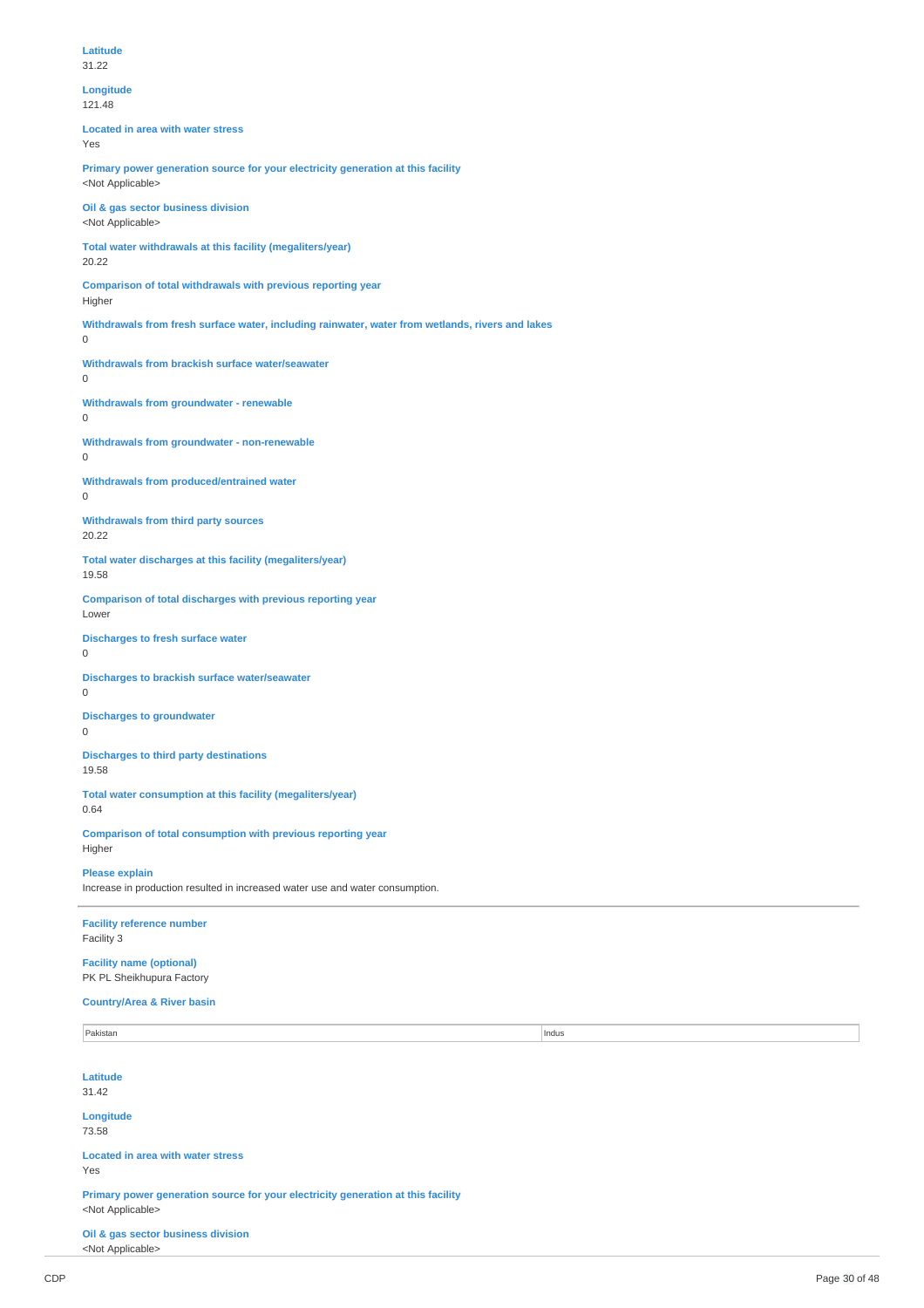**Latitude**
31.22

**Longitude**
121.48

**Located in area with water stress**
Yes

**Primary power generation source for your electricity generation at this facility**
<Not Applicable>

**Oil & gas sector business division**
<Not Applicable>

**Total water withdrawals at this facility (megaliters/year)**
20.22

**Comparison of total withdrawals with previous reporting year**
Higher

**Withdrawals from fresh surface water, including rainwater, water from wetlands, rivers and lakes**
0

**Withdrawals from brackish surface water/seawater**
0

**Withdrawals from groundwater - renewable**
0

**Withdrawals from groundwater - non-renewable**
0

**Withdrawals from produced/entrained water**
0

**Withdrawals from third party sources**
20.22

**Total water discharges at this facility (megaliters/year)**
19.58

**Comparison of total discharges with previous reporting year**
Lower

**Discharges to fresh surface water**
0

**Discharges to brackish surface water/seawater**
0

**Discharges to groundwater**
0

**Discharges to third party destinations**
19.58

**Total water consumption at this facility (megaliters/year)**
0.64

**Comparison of total consumption with previous reporting year**
Higher

**Please explain**
Increase in production resulted in increased water use and water consumption.

---

**Facility reference number**
Facility 3

**Facility name (optional)**
PK PL Sheikhupura Factory

**Country/Area & River basin**

| | |
|---|---|
| Pakistan | Indus |

**Latitude**
31.42

**Longitude**
73.58

**Located in area with water stress**
Yes

**Primary power generation source for your electricity generation at this facility**
<Not Applicable>

**Oil & gas sector business division**
<Not Applicable>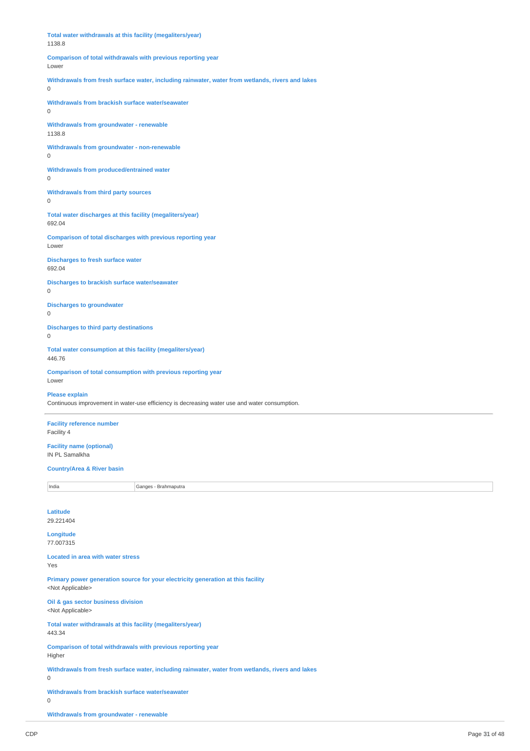**Total water withdrawals at this facility (megaliters/year)**
1138.8

**Comparison of total withdrawals with previous reporting year**
Lower

**Withdrawals from fresh surface water, including rainwater, water from wetlands, rivers and lakes**
0

**Withdrawals from brackish surface water/seawater**
0

**Withdrawals from groundwater - renewable**
1138.8

**Withdrawals from groundwater - non-renewable**
0

**Withdrawals from produced/entrained water**
0

**Withdrawals from third party sources**
0

**Total water discharges at this facility (megaliters/year)**
692.04

**Comparison of total discharges with previous reporting year**
Lower

**Discharges to fresh surface water**
692.04

**Discharges to brackish surface water/seawater**
0

**Discharges to groundwater**
0

**Discharges to third party destinations**
0

**Total water consumption at this facility (megaliters/year)**
446.76

**Comparison of total consumption with previous reporting year**
Lower

**Please explain**
Continuous improvement in water-use efficiency is decreasing water use and water consumption.

---

**Facility reference number**
Facility 4

**Facility name (optional)**
IN PL Samalkha

**Country/Area & River basin**

| India | Ganges - Brahmaputra |
|---|---|

**Latitude**
29.221404

**Longitude**
77.007315

**Located in area with water stress**
Yes

**Primary power generation source for your electricity generation at this facility**
<Not Applicable>

**Oil & gas sector business division**
<Not Applicable>

**Total water withdrawals at this facility (megaliters/year)**
443.34

**Comparison of total withdrawals with previous reporting year**
Higher

**Withdrawals from fresh surface water, including rainwater, water from wetlands, rivers and lakes**
0

**Withdrawals from brackish surface water/seawater**
0

**Withdrawals from groundwater - renewable**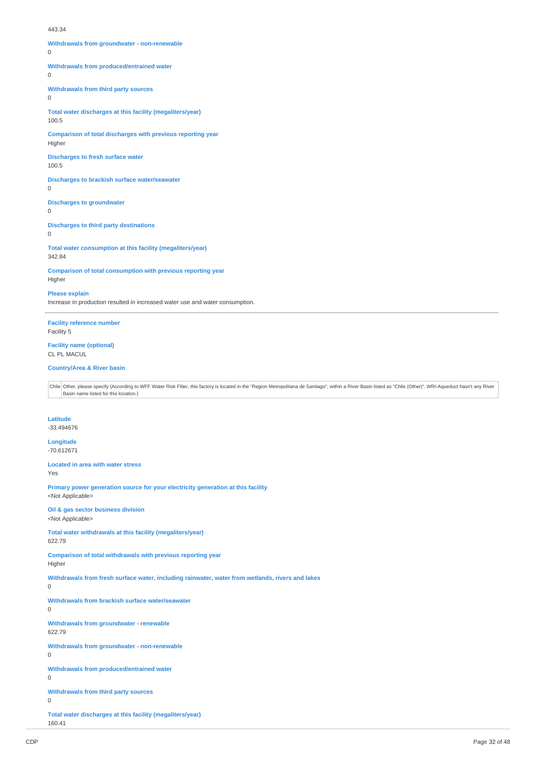443.34

**Withdrawals from groundwater - non-renewable**
0

**Withdrawals from produced/entrained water**
0

**Withdrawals from third party sources**
0

**Total water discharges at this facility (megaliters/year)**
100.5

**Comparison of total discharges with previous reporting year**
Higher

**Discharges to fresh surface water**
100.5

**Discharges to brackish surface water/seawater**
0

**Discharges to groundwater**
0

**Discharges to third party destinations**
0

**Total water consumption at this facility (megaliters/year)**
342.84

**Comparison of total consumption with previous reporting year**
Higher

**Please explain**
Increase in production resulted in increased water use and water consumption.

---

**Facility reference number**
Facility 5

**Facility name (optional)**
CL PL MACUL

**Country/Area & River basin**

| | |
|---|---|
| Chile | Other, please specify (According to WFF Water Risk Filter, this factory is located in the "Region Metropolitana de Santiago", within a River Basin listed as "Chile (Other)". WRI-Aqueduct hasn't any River Basin name listed for this location.) |

**Latitude**
-33.494676

**Longitude**
-70.612671

**Located in area with water stress**
Yes

**Primary power generation source for your electricity generation at this facility**
<Not Applicable>

**Oil & gas sector business division**
<Not Applicable>

**Total water withdrawals at this facility (megaliters/year)**
622.79

**Comparison of total withdrawals with previous reporting year**
Higher

**Withdrawals from fresh surface water, including rainwater, water from wetlands, rivers and lakes**
0

**Withdrawals from brackish surface water/seawater**
0

**Withdrawals from groundwater - renewable**
622.79

**Withdrawals from groundwater - non-renewable**
0

**Withdrawals from produced/entrained water**
0

**Withdrawals from third party sources**
0

**Total water discharges at this facility (megaliters/year)**
160.41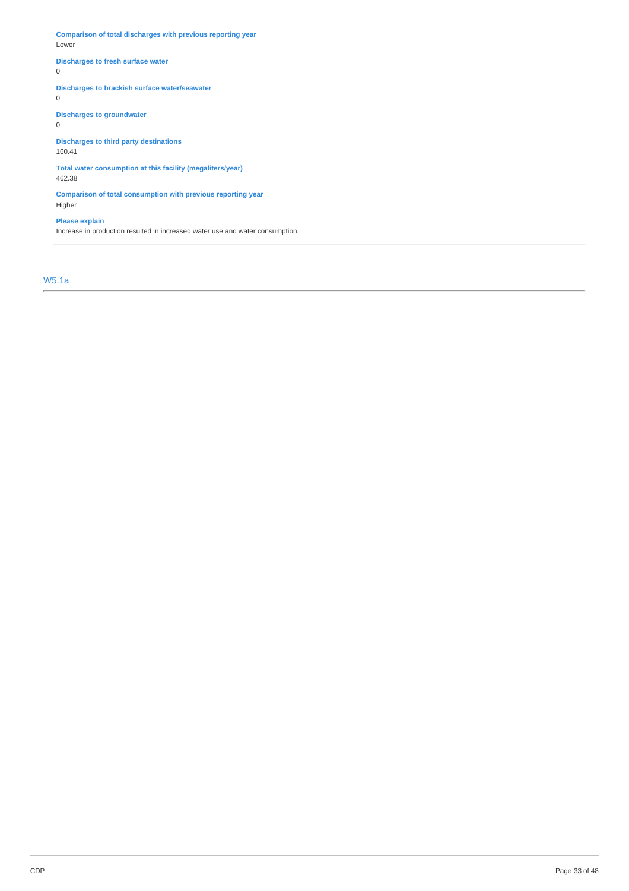**Comparison of total discharges with previous reporting year**
Lower

**Discharges to fresh surface water**
0

**Discharges to brackish surface water/seawater**
0

**Discharges to groundwater**
0

**Discharges to third party destinations**
160.41

**Total water consumption at this facility (megaliters/year)**
462.38

**Comparison of total consumption with previous reporting year**
Higher

**Please explain**
Increase in production resulted in increased water use and water consumption.

---

## W5.1a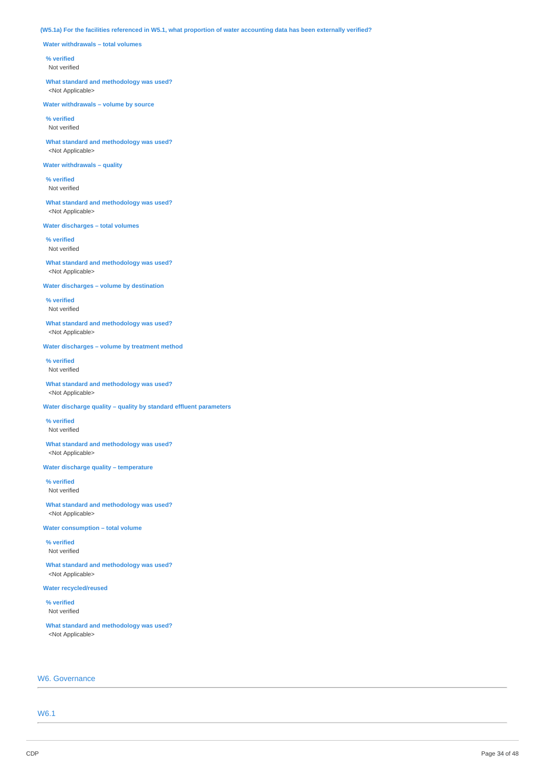**(W5.1a) For the facilities referenced in W5.1, what proportion of water accounting data has been externally verified?**

**Water withdrawals – total volumes**

**% verified**
Not verified

**What standard and methodology was used?**
<Not Applicable>

**Water withdrawals – volume by source**

**% verified**
Not verified

**What standard and methodology was used?**
<Not Applicable>

**Water withdrawals – quality**

**% verified**
Not verified

**What standard and methodology was used?**
<Not Applicable>

**Water discharges – total volumes**

**% verified**
Not verified

**What standard and methodology was used?**
<Not Applicable>

**Water discharges – volume by destination**

**% verified**
Not verified

**What standard and methodology was used?**
<Not Applicable>

**Water discharges – volume by treatment method**

**% verified**
Not verified

**What standard and methodology was used?**
<Not Applicable>

**Water discharge quality – quality by standard effluent parameters**

**% verified**
Not verified

**What standard and methodology was used?**
<Not Applicable>

**Water discharge quality – temperature**

**% verified**
Not verified

**What standard and methodology was used?**
<Not Applicable>

**Water consumption – total volume**

**% verified**
Not verified

**What standard and methodology was used?**
<Not Applicable>

**Water recycled/reused**

**% verified**
Not verified

**What standard and methodology was used?**
<Not Applicable>

## W6. Governance

### W6.1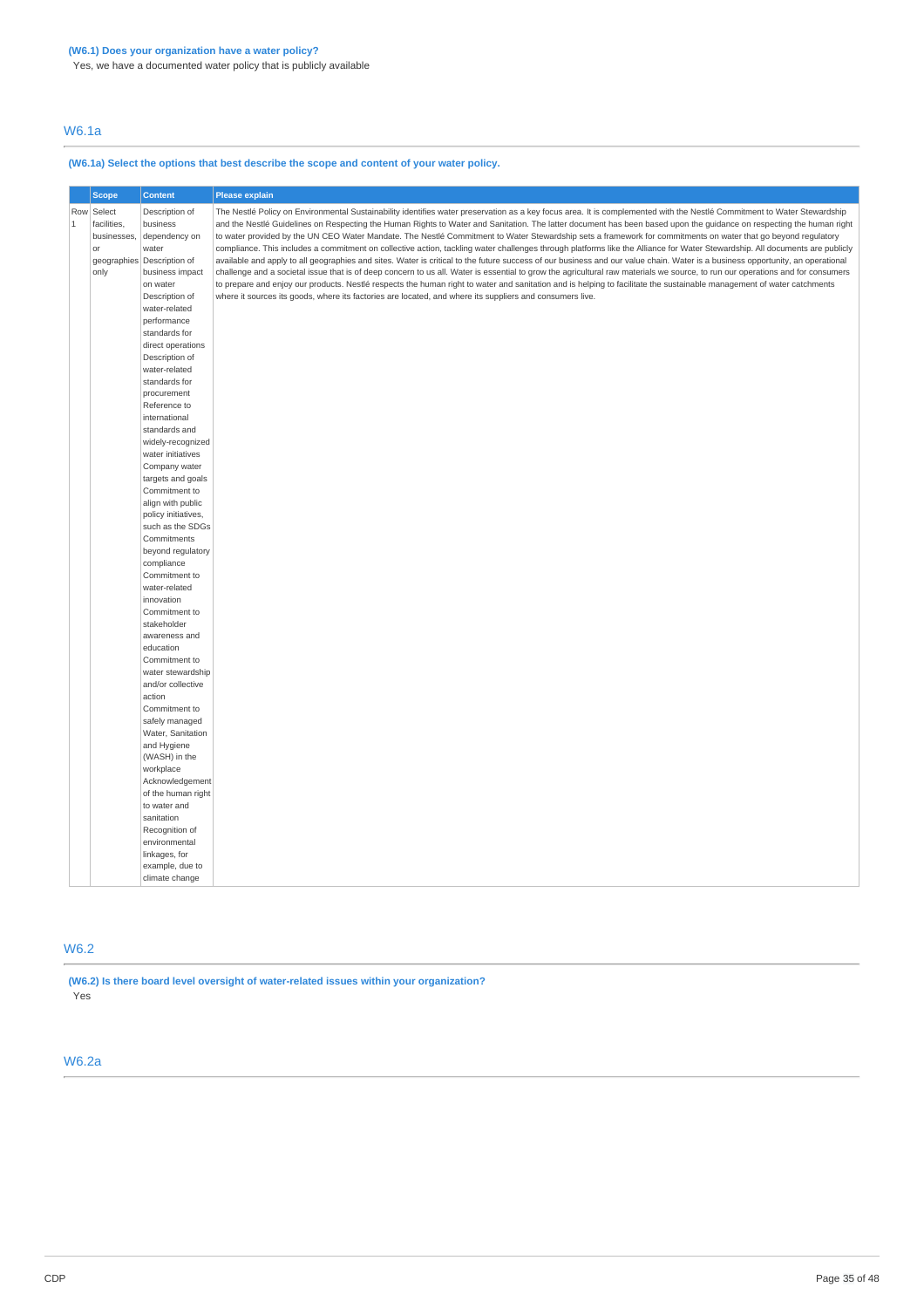**(W6.1) Does your organization have a water policy?**

Yes, we have a documented water policy that is publicly available

## W6.1a

**(W6.1a) Select the options that best describe the scope and content of your water policy.**

| | Scope | Content | Please explain |
|---|---|---|---|
| Row 1 | Select facilities, businesses, or geographies only | Description of business dependency on water<br>Description of business impact on water<br>Description of water-related performance standards for direct operations<br>Description of water-related standards for procurement<br>Reference to international standards and widely-recognized water initiatives<br>Company water targets and goals<br>Commitment to align with public policy initiatives, such as the SDGs<br>Commitments beyond regulatory compliance<br>Commitment to water-related innovation<br>Commitment to stakeholder awareness and education<br>Commitment to water stewardship and/or collective action<br>Commitment to safely managed Water, Sanitation and Hygiene (WASH) in the workplace<br>Acknowledgement of the human right to water and sanitation<br>Recognition of environmental linkages, for example, due to climate change | The Nestlé Policy on Environmental Sustainability identifies water preservation as a key focus area. It is complemented with the Nestlé Commitment to Water Stewardship and the Nestlé Guidelines on Respecting the Human Rights to Water and Sanitation. The latter document has been based upon the guidance on respecting the human right to water provided by the UN CEO Water Mandate. The Nestlé Commitment to Water Stewardship sets a framework for commitments on water that go beyond regulatory compliance. This includes a commitment on collective action, tackling water challenges through platforms like the Alliance for Water Stewardship. All documents are publicly available and apply to all geographies and sites. Water is critical to the future success of our business and our value chain. Water is a business opportunity, an operational challenge and a societal issue that is of deep concern to us all. Water is essential to grow the agricultural raw materials we source, to run our operations and for consumers to prepare and enjoy our products. Nestlé respects the human right to water and sanitation and is helping to facilitate the sustainable management of water catchments where it sources its goods, where its factories are located, and where its suppliers and consumers live. |

## W6.2

**(W6.2) Is there board level oversight of water-related issues within your organization?**

Yes

## W6.2a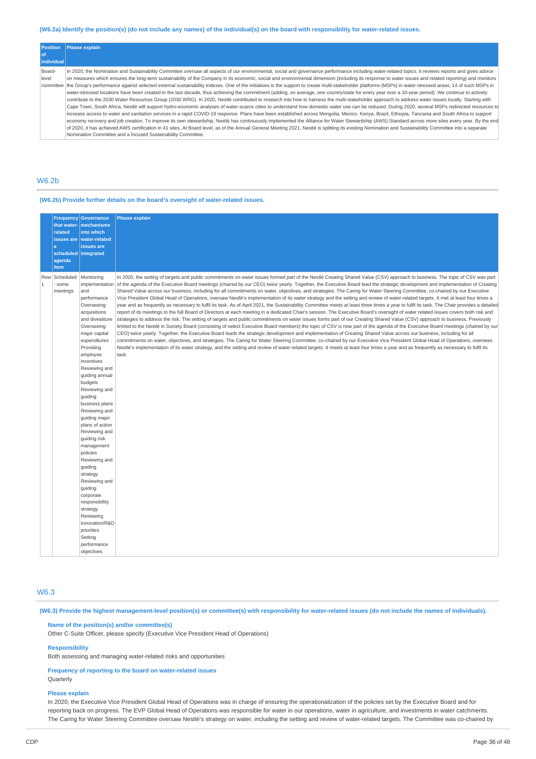(W6.2a) Identify the position(s) (do not include any names) of the individual(s) on the board with responsibility for water-related issues.

| Position of individual | Please explain |
|---|---|
| Board-level committee | In 2020, the Nomination and Sustainability Committee oversaw all aspects of our environmental, social and governance performance including water-related topics. It reviews reports and gives advice on measures which ensures the long-term sustainability of the Company in its economic, social and environmental dimension (including its response to water issues and related reporting) and monitors the Group's performance against selected external sustainability indexes. One of the initiatives is the support to create multi-stakeholder platforms (MSPs) in water-stressed areas; 14 of such MSPs in water-stressed locations have been created in the last decade, thus achieving the commitment (adding, on average, one country/state for every year over a 10-year period). We continue to actively contribute to the 2030 Water Resources Group (2030 WRG). In 2020, Nestlé contributed to research into how to harness the multi-stakeholder approach to address water issues locally. Starting with Cape Town, South Africa, Nestlé will support hydro-economic analyses of water-scarce cities to understand how domestic water use can be reduced. During 2020, several MSPs redirected resources to increase access to water and sanitation services in a rapid COVID-19 response. Plans have been established across Mongolia, Mexico, Kenya, Brazil, Ethiopia, Tanzania and South Africa to support economy recovery and job creation. To improve its own stewardship, Nestlé has continuously implemented the Alliance for Water Stewardship (AWS) Standard across more sites every year. By the end of 2020, it has achieved AWS certification in 41 sites. At Board level, as of the Annual General Meeting 2021, Nestlé is splitting its existing Nomination and Sustainability Committee into a separate Nomination Committee and a focused Sustainability Committee. |

## W6.2b

(W6.2b) Provide further details on the board's oversight of water-related issues.

| | Frequency that water-related issues are a scheduled agenda item | Governance mechanisms into which water-related issues are integrated | Please explain |
|---|---|---|---|
| Row 1 | Scheduled - some meetings | Monitoring implementation and performance<br>Overseeing acquisitions and divestiture<br>Overseeing major capital expenditures<br>Providing employee incentives<br>Reviewing and guiding annual budgets<br>Reviewing and guiding business plans<br>Reviewing and guiding major plans of action<br>Reviewing and guiding risk management policies<br>Reviewing and guiding strategy<br>Reviewing and guiding corporate responsibility strategy<br>Reviewing innovation/R&D priorities<br>Setting performance objectives | In 2020, the setting of targets and public commitments on water issues formed part of the Nestlé Creating Shared Value (CSV) approach to business. The topic of CSV was part of the agenda of the Executive Board meetings (chaired by our CEO) twice yearly. Together, the Executive Board lead the strategic development and implementation of Creating Shared Value across our business, including for all commitments on water, objectives, and strategies. The Caring for Water Steering Committee, co-chaired by our Executive Vice President Global Head of Operations, oversaw Nestlé's implementation of its water strategy and the setting and review of water-related targets. It met at least four times a year and as frequently as necessary to fulfil its task. As of April 2021, the Sustainability Committee meets at least three times a year to fulfil its task. The Chair provides a detailed report of its meetings to the full Board of Directors at each meeting in a dedicated Chair's session. The Executive Board's oversight of water related issues covers both risk and strategies to address the risk. The setting of targets and public commitments on water issues forms part of our Creating Shared Value (CSV) approach to business. Previously limited to the Nestlé in Society Board (consisting of select Executive Board members) the topic of CSV is now part of the agenda of the Executive Board meetings (chaired by our CEO) twice yearly. Together, the Executive Board leads the strategic development and implementation of Creating Shared Value across our business, including for all commitments on water, objectives, and strategies. The Caring for Water Steering Committee, co-chaired by our Executive Vice President Global Head of Operations, oversees Nestlé's implementation of its water strategy, and the setting and review of water-related targets. It meets at least four times a year and as frequently as necessary to fulfil its task. |

## W6.3

(W6.3) Provide the highest management-level position(s) or committee(s) with responsibility for water-related issues (do not include the names of individuals).

**Name of the position(s) and/or committee(s)**
Other C-Suite Officer, please specify (Executive Vice President Head of Operations)

**Responsibility**
Both assessing and managing water-related risks and opportunities

**Frequency of reporting to the board on water-related issues**
Quarterly

**Please explain**
In 2020, the Executive Vice President Global Head of Operations was in charge of ensuring the operationalization of the policies set by the Executive Board and for reporting back on progress. The EVP Global Head of Operations was responsible for water in our operations, water in agriculture, and investments in water catchments. The Caring for Water Steering Committee oversaw Nestlé's strategy on water, including the setting and review of water-related targets. The Committee was co-chaired by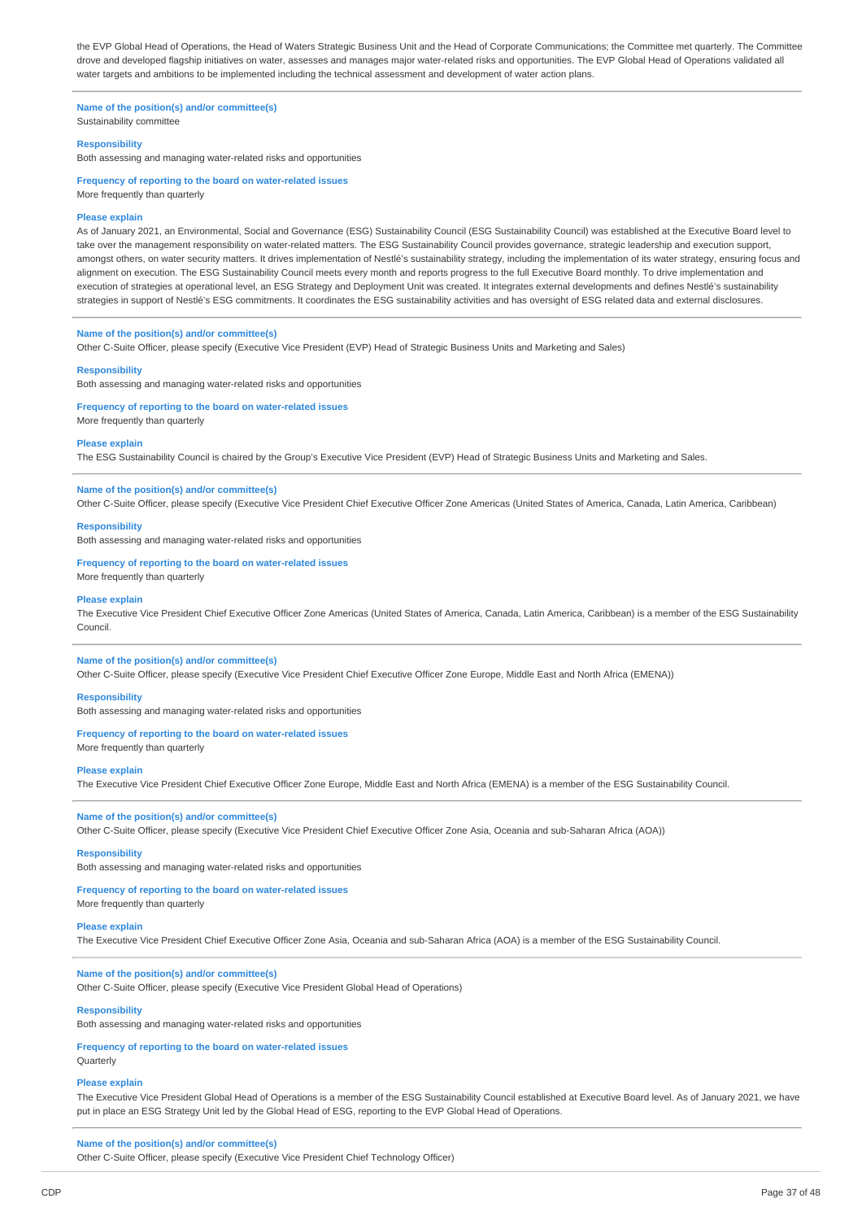the EVP Global Head of Operations, the Head of Waters Strategic Business Unit and the Head of Corporate Communications; the Committee met quarterly. The Committee drove and developed flagship initiatives on water, assesses and manages major water-related risks and opportunities. The EVP Global Head of Operations validated all water targets and ambitions to be implemented including the technical assessment and development of water action plans.

---

**Name of the position(s) and/or committee(s)**
Sustainability committee

**Responsibility**
Both assessing and managing water-related risks and opportunities

**Frequency of reporting to the board on water-related issues**
More frequently than quarterly

**Please explain**
As of January 2021, an Environmental, Social and Governance (ESG) Sustainability Council (ESG Sustainability Council) was established at the Executive Board level to take over the management responsibility on water-related matters. The ESG Sustainability Council provides governance, strategic leadership and execution support, amongst others, on water security matters. It drives implementation of Nestlé's sustainability strategy, including the implementation of its water strategy, ensuring focus and alignment on execution. The ESG Sustainability Council meets every month and reports progress to the full Executive Board monthly. To drive implementation and execution of strategies at operational level, an ESG Strategy and Deployment Unit was created. It integrates external developments and defines Nestlé's sustainability strategies in support of Nestlé's ESG commitments. It coordinates the ESG sustainability activities and has oversight of ESG related data and external disclosures.

---

**Name of the position(s) and/or committee(s)**
Other C-Suite Officer, please specify (Executive Vice President (EVP) Head of Strategic Business Units and Marketing and Sales)

**Responsibility**
Both assessing and managing water-related risks and opportunities

**Frequency of reporting to the board on water-related issues**
More frequently than quarterly

**Please explain**
The ESG Sustainability Council is chaired by the Group's Executive Vice President (EVP) Head of Strategic Business Units and Marketing and Sales.

---

**Name of the position(s) and/or committee(s)**
Other C-Suite Officer, please specify (Executive Vice President Chief Executive Officer Zone Americas (United States of America, Canada, Latin America, Caribbean)

**Responsibility**
Both assessing and managing water-related risks and opportunities

**Frequency of reporting to the board on water-related issues**
More frequently than quarterly

**Please explain**
The Executive Vice President Chief Executive Officer Zone Americas (United States of America, Canada, Latin America, Caribbean) is a member of the ESG Sustainability Council.

---

**Name of the position(s) and/or committee(s)**
Other C-Suite Officer, please specify (Executive Vice President Chief Executive Officer Zone Europe, Middle East and North Africa (EMENA))

**Responsibility**
Both assessing and managing water-related risks and opportunities

**Frequency of reporting to the board on water-related issues**
More frequently than quarterly

**Please explain**
The Executive Vice President Chief Executive Officer Zone Europe, Middle East and North Africa (EMENA) is a member of the ESG Sustainability Council.

---

**Name of the position(s) and/or committee(s)**
Other C-Suite Officer, please specify (Executive Vice President Chief Executive Officer Zone Asia, Oceania and sub-Saharan Africa (AOA))

**Responsibility**
Both assessing and managing water-related risks and opportunities

**Frequency of reporting to the board on water-related issues**
More frequently than quarterly

**Please explain**
The Executive Vice President Chief Executive Officer Zone Asia, Oceania and sub-Saharan Africa (AOA) is a member of the ESG Sustainability Council.

---

**Name of the position(s) and/or committee(s)**
Other C-Suite Officer, please specify (Executive Vice President Global Head of Operations)

**Responsibility**
Both assessing and managing water-related risks and opportunities

**Frequency of reporting to the board on water-related issues**
Quarterly

**Please explain**
The Executive Vice President Global Head of Operations is a member of the ESG Sustainability Council established at Executive Board level. As of January 2021, we have put in place an ESG Strategy Unit led by the Global Head of ESG, reporting to the EVP Global Head of Operations.

---

**Name of the position(s) and/or committee(s)**
Other C-Suite Officer, please specify (Executive Vice President Chief Technology Officer)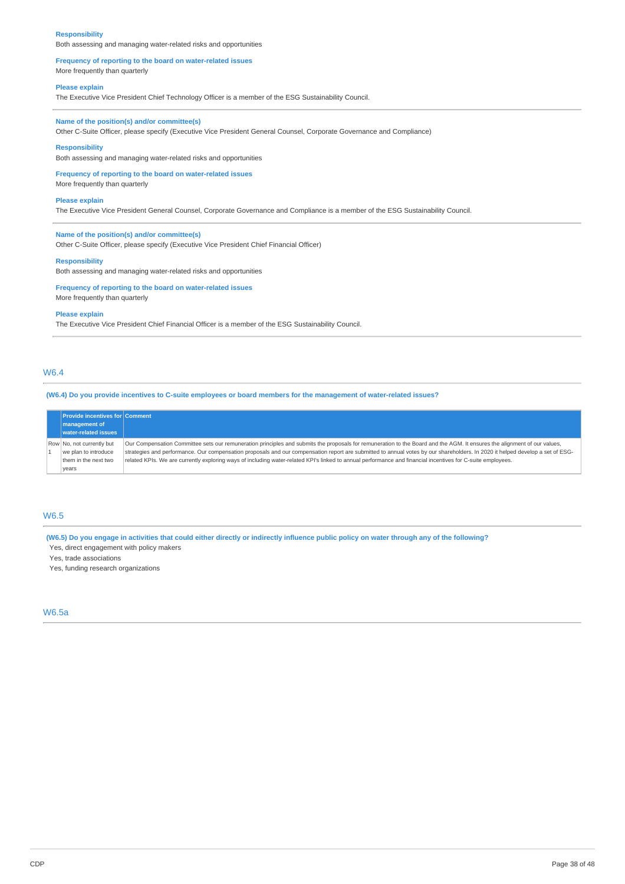**Responsibility**
Both assessing and managing water-related risks and opportunities

**Frequency of reporting to the board on water-related issues**
More frequently than quarterly

**Please explain**
The Executive Vice President Chief Technology Officer is a member of the ESG Sustainability Council.

---

**Name of the position(s) and/or committee(s)**
Other C-Suite Officer, please specify (Executive Vice President General Counsel, Corporate Governance and Compliance)

**Responsibility**
Both assessing and managing water-related risks and opportunities

**Frequency of reporting to the board on water-related issues**
More frequently than quarterly

**Please explain**
The Executive Vice President General Counsel, Corporate Governance and Compliance is a member of the ESG Sustainability Council.

---

**Name of the position(s) and/or committee(s)**
Other C-Suite Officer, please specify (Executive Vice President Chief Financial Officer)

**Responsibility**
Both assessing and managing water-related risks and opportunities

**Frequency of reporting to the board on water-related issues**
More frequently than quarterly

**Please explain**
The Executive Vice President Chief Financial Officer is a member of the ESG Sustainability Council.

---

## W6.4

**(W6.4) Do you provide incentives to C-suite employees or board members for the management of water-related issues?**

| | Provide incentives for management of water-related issues | Comment |
|---|---|---|
| Row 1 | No, not currently but we plan to introduce them in the next two years | Our Compensation Committee sets our remuneration principles and submits the proposals for remuneration to the Board and the AGM. It ensures the alignment of our values, strategies and performance. Our compensation proposals and our compensation report are submitted to annual votes by our shareholders. In 2020 it helped develop a set of ESG-related KPIs. We are currently exploring ways of including water-related KPI's linked to annual performance and financial incentives for C-suite employees. |

## W6.5

**(W6.5) Do you engage in activities that could either directly or indirectly influence public policy on water through any of the following?**

Yes, direct engagement with policy makers
Yes, trade associations
Yes, funding research organizations

## W6.5a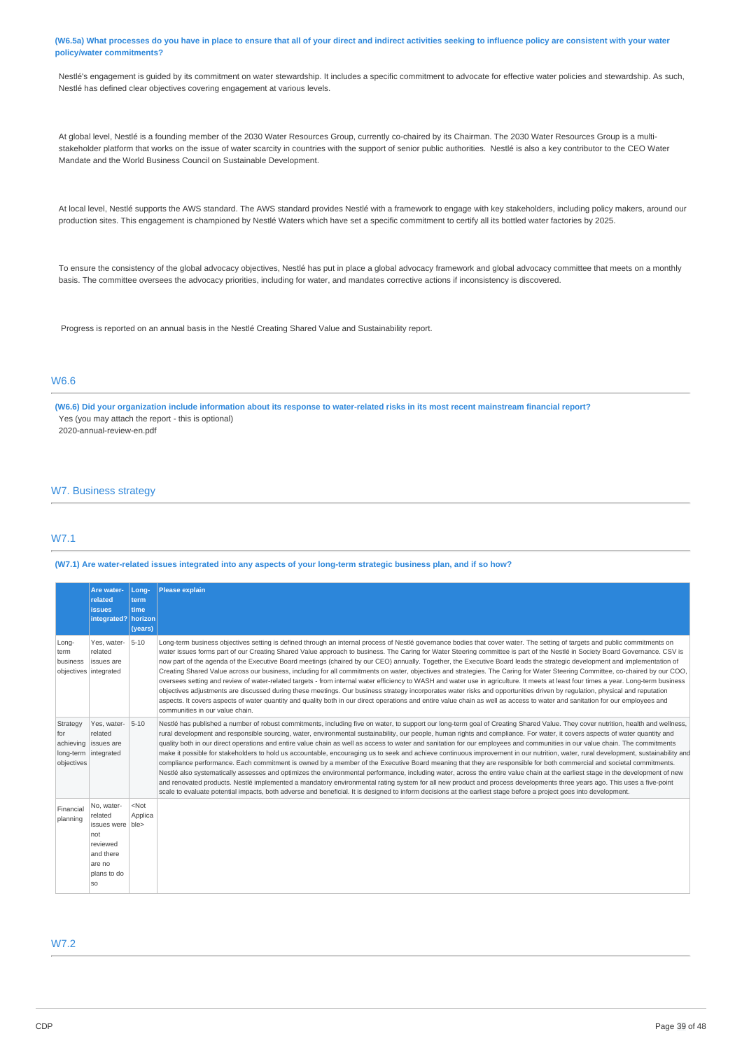**(W6.5a) What processes do you have in place to ensure that all of your direct and indirect activities seeking to influence policy are consistent with your water policy/water commitments?**

Nestlé's engagement is guided by its commitment on water stewardship. It includes a specific commitment to advocate for effective water policies and stewardship. As such, Nestlé has defined clear objectives covering engagement at various levels.

At global level, Nestlé is a founding member of the 2030 Water Resources Group, currently co-chaired by its Chairman. The 2030 Water Resources Group is a multi-stakeholder platform that works on the issue of water scarcity in countries with the support of senior public authorities. Nestlé is also a key contributor to the CEO Water Mandate and the World Business Council on Sustainable Development.

At local level, Nestlé supports the AWS standard. The AWS standard provides Nestlé with a framework to engage with key stakeholders, including policy makers, around our production sites. This engagement is championed by Nestlé Waters which have set a specific commitment to certify all its bottled water factories by 2025.

To ensure the consistency of the global advocacy objectives, Nestlé has put in place a global advocacy framework and global advocacy committee that meets on a monthly basis. The committee oversees the advocacy priorities, including for water, and mandates corrective actions if inconsistency is discovered.

Progress is reported on an annual basis in the Nestlé Creating Shared Value and Sustainability report.

## W6.6

**(W6.6) Did your organization include information about its response to water-related risks in its most recent mainstream financial report?**

Yes (you may attach the report - this is optional)

2020-annual-review-en.pdf

# W7. Business strategy

## W7.1

**(W7.1) Are water-related issues integrated into any aspects of your long-term strategic business plan, and if so how?**

| | Are water-related issues integrated? | Long-term time horizon (years) | Please explain |
|---|---|---|---|
| Long-term business objectives | Yes, water-related issues are integrated | 5-10 | Long-term business objectives setting is defined through an internal process of Nestlé governance bodies that cover water. The setting of targets and public commitments on water issues forms part of our Creating Shared Value approach to business. The Caring for Water Steering committee is part of the Nestlé in Society Board Governance. CSV is now part of the agenda of the Executive Board meetings (chaired by our CEO) annually. Together, the Executive Board leads the strategic development and implementation of Creating Shared Value across our business, including for all commitments on water, objectives and strategies. The Caring for Water Steering Committee, co-chaired by our COO, oversees setting and review of water-related targets - from internal water efficiency to WASH and water use in agriculture. It meets at least four times a year. Long-term business objectives adjustments are discussed during these meetings. Our business strategy incorporates water risks and opportunities driven by regulation, physical and reputation aspects. It covers aspects of water quantity and quality both in our direct operations and entire value chain as well as access to water and sanitation for our employees and communities in our value chain. |
| Strategy for achieving long-term objectives | Yes, water-related issues are integrated | 5-10 | Nestlé has published a number of robust commitments, including five on water, to support our long-term goal of Creating Shared Value. They cover nutrition, health and wellness, rural development and responsible sourcing, water, environmental sustainability, our people, human rights and compliance. For water, it covers aspects of water quantity and quality both in our direct operations and entire value chain as well as access to water and sanitation for our employees and communities in our value chain. The commitments make it possible for stakeholders to hold us accountable, encouraging us to seek and achieve continuous improvement in our nutrition, water, rural development, sustainability and compliance performance. Each commitment is owned by a member of the Executive Board meaning that they are responsible for both commercial and societal commitments. Nestlé also systematically assesses and optimizes the environmental performance, including water, across the entire value chain at the earliest stage in the development of new and renovated products. Nestlé implemented a mandatory environmental rating system for all new product and process developments three years ago. This uses a five-point scale to evaluate potential impacts, both adverse and beneficial. It is designed to inform decisions at the earliest stage before a project goes into development. |
| Financial planning | No, water-related issues were not reviewed and there are no plans to do so | <Not Applicable> | |

## W7.2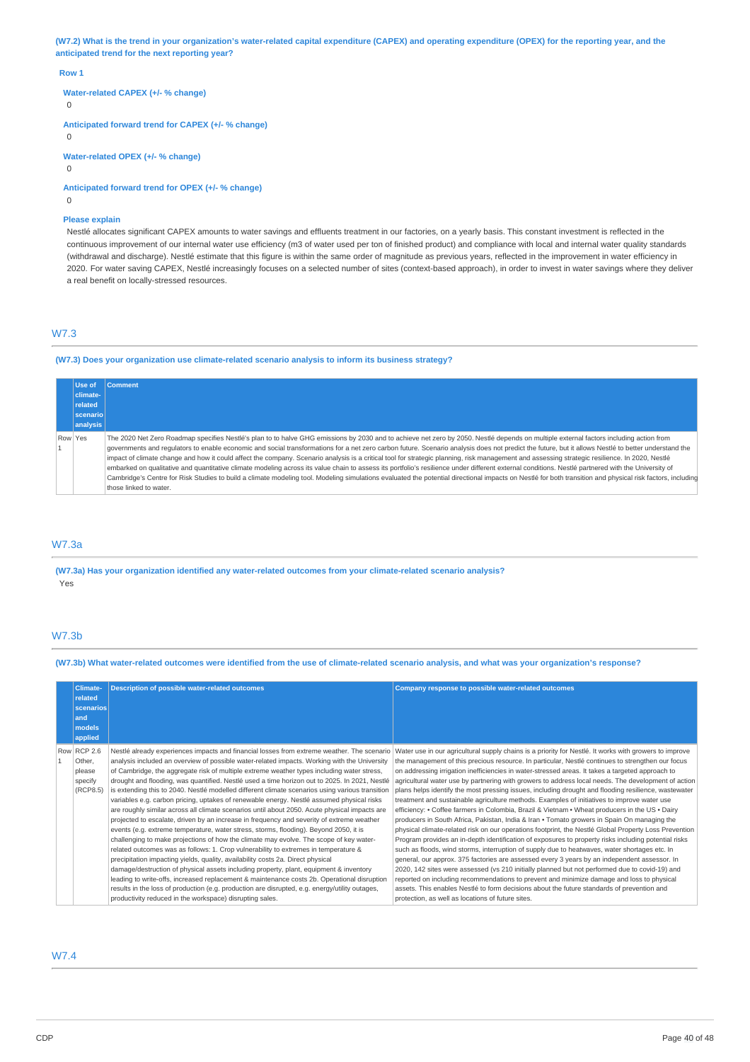**(W7.2) What is the trend in your organization's water-related capital expenditure (CAPEX) and operating expenditure (OPEX) for the reporting year, and the anticipated trend for the next reporting year?**

**Row 1**

**Water-related CAPEX (+/- % change)**

0

**Anticipated forward trend for CAPEX (+/- % change)**

0

**Water-related OPEX (+/- % change)**

0

**Anticipated forward trend for OPEX (+/- % change)**

0

**Please explain**

Nestlé allocates significant CAPEX amounts to water savings and effluents treatment in our factories, on a yearly basis. This constant investment is reflected in the continuous improvement of our internal water use efficiency (m3 of water used per ton of finished product) and compliance with local and internal water quality standards (withdrawal and discharge). Nestlé estimate that this figure is within the same order of magnitude as previous years, reflected in the improvement in water efficiency in 2020. For water saving CAPEX, Nestlé increasingly focuses on a selected number of sites (context-based approach), in order to invest in water savings where they deliver a real benefit on locally-stressed resources.

## W7.3

**(W7.3) Does your organization use climate-related scenario analysis to inform its business strategy?**

| | Use of climate-related scenario analysis | Comment |
|---|---|---|
| Row 1 | Yes | The 2020 Net Zero Roadmap specifies Nestlé's plan to to halve GHG emissions by 2030 and to achieve net zero by 2050. Nestlé depends on multiple external factors including action from governments and regulators to enable economic and social transformations for a net zero carbon future. Scenario analysis does not predict the future, but it allows Nestlé to better understand the impact of climate change and how it could affect the company. Scenario analysis is a critical tool for strategic planning, risk management and assessing strategic resilience. In 2020, Nestlé embarked on qualitative and quantitative climate modeling across its value chain to assess its portfolio's resilience under different external conditions. Nestlé partnered with the University of Cambridge's Centre for Risk Studies to build a climate modeling tool. Modeling simulations evaluated the potential directional impacts on Nestlé for both transition and physical risk factors, including those linked to water. |

## W7.3a

**(W7.3a) Has your organization identified any water-related outcomes from your climate-related scenario analysis?**

Yes

## W7.3b

**(W7.3b) What water-related outcomes were identified from the use of climate-related scenario analysis, and what was your organization's response?**

| | Climate-related scenarios and models applied | Description of possible water-related outcomes | Company response to possible water-related outcomes |
|---|---|---|---|
| Row 1 | RCP 2.6 Other, please specify (RCP8.5) | Nestlé already experiences impacts and financial losses from extreme weather. The scenario analysis included an overview of possible water-related impacts. Working with the University of Cambridge, the aggregate risk of multiple extreme weather types including water stress, drought and flooding, was quantified. Nestlé used a time horizon out to 2025. In 2021, Nestlé is extending this to 2040. Nestlé modelled different climate scenarios using various transition variables e.g. carbon pricing, uptakes of renewable energy. Nestlé assumed physical risks are roughly similar across all climate scenarios until about 2050. Acute physical impacts are projected to escalate, driven by an increase in frequency and severity of extreme weather events (e.g. extreme temperature, water stress, storms, flooding). Beyond 2050, it is challenging to make projections of how the climate may evolve. The scope of key water-related outcomes was as follows: 1. Crop vulnerability to extremes in temperature & precipitation impacting yields, quality, availability costs 2a. Direct physical damage/destruction of physical assets including property, plant, equipment & inventory leading to write-offs, increased replacement & maintenance costs 2b. Operational disruption results in the loss of production (e.g. production are disrupted, e.g. energy/utility outages, productivity reduced in the workspace) disrupting sales. | Water use in our agricultural supply chains is a priority for Nestlé. It works with growers to improve the management of this precious resource. In particular, Nestlé continues to strengthen our focus on addressing irrigation inefficiencies in water-stressed areas. It takes a targeted approach to agricultural water use by partnering with growers to address local needs. The development of action plans helps identify the most pressing issues, including drought and flooding resilience, wastewater treatment and sustainable agriculture methods. Examples of initiatives to improve water use efficiency: • Coffee farmers in Colombia, Brazil & Vietnam • Wheat producers in the US • Dairy producers in South Africa, Pakistan, India & Iran • Tomato growers in Spain On managing the physical climate-related risk on our operations footprint, the Nestlé Global Property Loss Prevention Program provides an in-depth identification of exposures to property risks including potential risks such as floods, wind storms, interruption of supply due to heatwaves, water shortages etc. In general, our approx. 375 factories are assessed every 3 years by an independent assessor. In 2020, 142 sites were assessed (vs 210 initially planned but not performed due to covid-19) and reported on including recommendations to prevent and minimize damage and loss to physical assets. This enables Nestlé to form decisions about the future standards of prevention and protection, as well as locations of future sites. |

## W7.4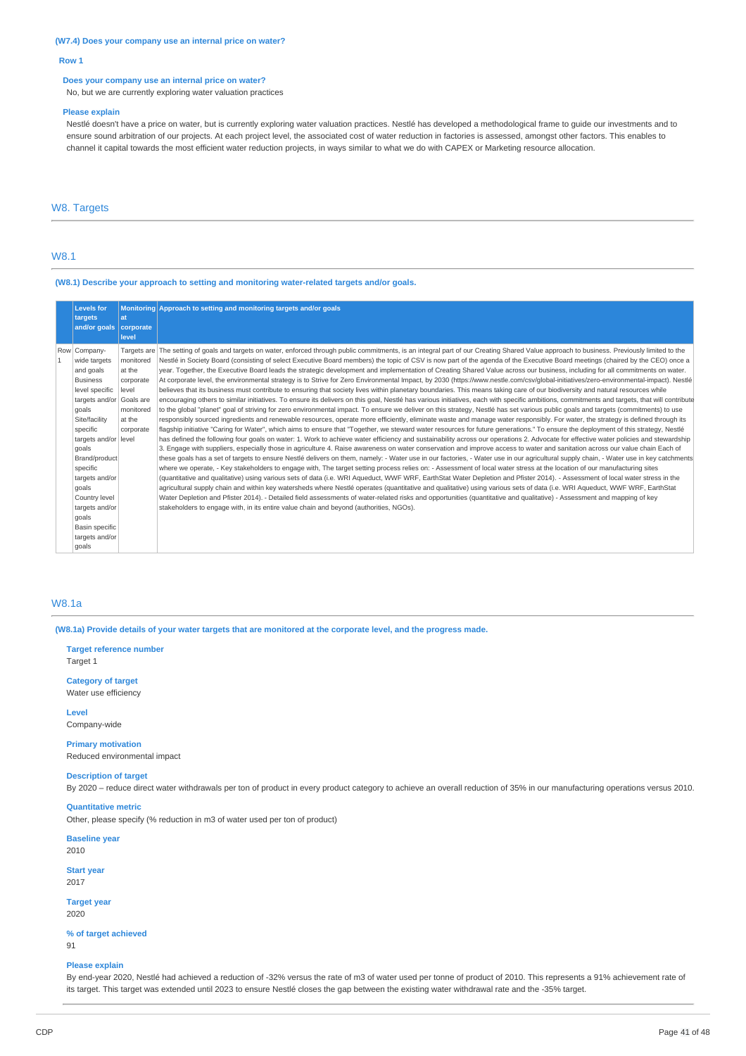**(W7.4) Does your company use an internal price on water?**

**Row 1**

**Does your company use an internal price on water?**

No, but we are currently exploring water valuation practices

**Please explain**

Nestlé doesn't have a price on water, but is currently exploring water valuation practices. Nestlé has developed a methodological frame to guide our investments and to ensure sound arbitration of our projects. At each project level, the associated cost of water reduction in factories is assessed, amongst other factors. This enables to channel it capital towards the most efficient water reduction projects, in ways similar to what we do with CAPEX or Marketing resource allocation.

## W8. Targets

### W8.1

**(W8.1) Describe your approach to setting and monitoring water-related targets and/or goals.**

| | Levels for targets and/or goals | Monitoring at corporate level | Approach to setting and monitoring targets and/or goals |
|---|---|---|---|
| Row 1 | Company-wide targets and goals<br>Business level specific targets and/or goals<br>Site/facility specific targets and/or goals<br>Brand/product specific targets and/or goals<br>Country level targets and/or goals<br>Basin specific targets and/or goals | Targets are monitored at the corporate level<br>Goals are monitored at the corporate level | The setting of goals and targets on water, enforced through public commitments, is an integral part of our Creating Shared Value approach to business. Previously limited to the Nestlé in Society Board (consisting of select Executive Board members) the topic of CSV is now part of the agenda of the Executive Board meetings (chaired by the CEO) once a year. Together, the Executive Board leads the strategic development and implementation of Creating Shared Value across our business, including for all commitments on water. At corporate level, the environmental strategy is to Strive for Zero Environmental Impact, by 2030 (https://www.nestle.com/csv/global-initiatives/zero-environmental-impact). Nestlé believes that its business must contribute to ensuring that society lives within planetary boundaries. This means taking care of our biodiversity and natural resources while encouraging others to similar initiatives. To ensure its delivers on this goal, Nestlé has various initiatives, each with specific ambitions, commitments and targets, that will contribute to the global "planet" goal of striving for zero environmental impact. To ensure we deliver on this strategy, Nestlé has set various public goals and targets (commitments) to use responsibly sourced ingredients and renewable resources, operate more efficiently, eliminate waste and manage water responsibly. For water, the strategy is defined through its flagship initiative "Caring for Water", which aims to ensure that "Together, we steward water resources for future generations." To ensure the deployment of this strategy, Nestlé has defined the following four goals on water: 1. Work to achieve water efficiency and sustainability across our operations 2. Advocate for effective water policies and stewardship 3. Engage with suppliers, especially those in agriculture 4. Raise awareness on water conservation and improve access to water and sanitation across our value chain Each of these goals has a set of targets to ensure Nestlé delivers on them, namely: - Water use in our factories, - Water use in our agricultural supply chain, - Water use in key catchments where we operate, - Key stakeholders to engage with, The target setting process relies on: - Assessment of local water stress at the location of our manufacturing sites (quantitative and qualitative) using various sets of data (i.e. WRI Aqueduct, WWF WRF, EarthStat Water Depletion and Pfister 2014). - Assessment of local water stress in the agricultural supply chain and within key watersheds where Nestlé operates (quantitative and qualitative) using various sets of data (i.e. WRI Aqueduct, WWF WRF, EarthStat Water Depletion and Pfister 2014). - Detailed field assessments of water-related risks and opportunities (quantitative and qualitative) - Assessment and mapping of key stakeholders to engage with, in its entire value chain and beyond (authorities, NGOs). |

### W8.1a

**(W8.1a) Provide details of your water targets that are monitored at the corporate level, and the progress made.**

**Target reference number**

Target 1

**Category of target**

Water use efficiency

**Level**

Company-wide

**Primary motivation**

Reduced environmental impact

**Description of target**

By 2020 – reduce direct water withdrawals per ton of product in every product category to achieve an overall reduction of 35% in our manufacturing operations versus 2010.

**Quantitative metric**

Other, please specify (% reduction in m3 of water used per ton of product)

**Baseline year**

2010

**Start year**

2017

**Target year**

2020

**% of target achieved**

91

**Please explain**

By end-year 2020, Nestlé had achieved a reduction of -32% versus the rate of m3 of water used per tonne of product of 2010. This represents a 91% achievement rate of its target. This target was extended until 2023 to ensure Nestlé closes the gap between the existing water withdrawal rate and the -35% target.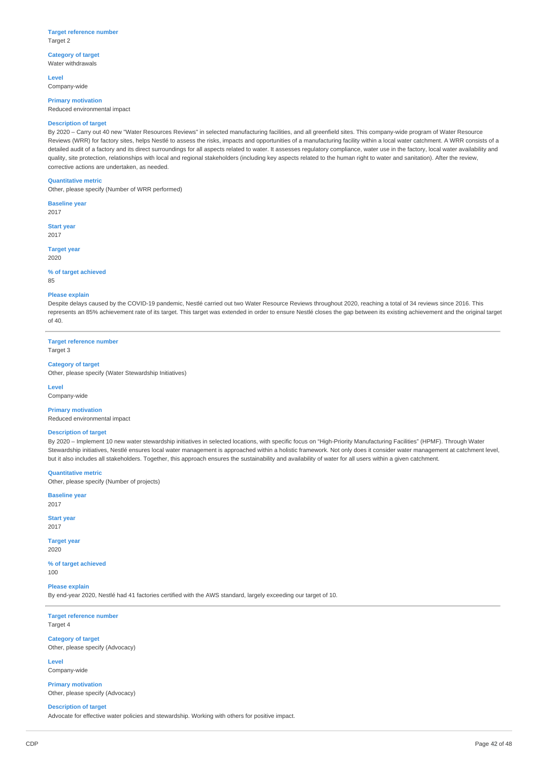**Target reference number**
Target 2

**Category of target**
Water withdrawals

**Level**
Company-wide

**Primary motivation**
Reduced environmental impact

**Description of target**
By 2020 – Carry out 40 new "Water Resources Reviews" in selected manufacturing facilities, and all greenfield sites. This company-wide program of Water Resource Reviews (WRR) for factory sites, helps Nestlé to assess the risks, impacts and opportunities of a manufacturing facility within a local water catchment. A WRR consists of a detailed audit of a factory and its direct surroundings for all aspects related to water. It assesses regulatory compliance, water use in the factory, local water availability and quality, site protection, relationships with local and regional stakeholders (including key aspects related to the human right to water and sanitation). After the review, corrective actions are undertaken, as needed.

**Quantitative metric**
Other, please specify (Number of WRR performed)

**Baseline year**
2017

**Start year**
2017

**Target year**
2020

**% of target achieved**
85

**Please explain**
Despite delays caused by the COVID-19 pandemic, Nestlé carried out two Water Resource Reviews throughout 2020, reaching a total of 34 reviews since 2016. This represents an 85% achievement rate of its target. This target was extended in order to ensure Nestlé closes the gap between its existing achievement and the original target of 40.

---

**Target reference number**
Target 3

**Category of target**
Other, please specify (Water Stewardship Initiatives)

**Level**
Company-wide

**Primary motivation**
Reduced environmental impact

**Description of target**
By 2020 – Implement 10 new water stewardship initiatives in selected locations, with specific focus on "High-Priority Manufacturing Facilities" (HPMF). Through Water Stewardship initiatives, Nestlé ensures local water management is approached within a holistic framework. Not only does it consider water management at catchment level, but it also includes all stakeholders. Together, this approach ensures the sustainability and availability of water for all users within a given catchment.

**Quantitative metric**
Other, please specify (Number of projects)

**Baseline year**
2017

**Start year**
2017

**Target year**
2020

**% of target achieved**
100

**Please explain**
By end-year 2020, Nestlé had 41 factories certified with the AWS standard, largely exceeding our target of 10.

---

**Target reference number**
Target 4

**Category of target**
Other, please specify (Advocacy)

**Level**
Company-wide

**Primary motivation**
Other, please specify (Advocacy)

**Description of target**
Advocate for effective water policies and stewardship. Working with others for positive impact.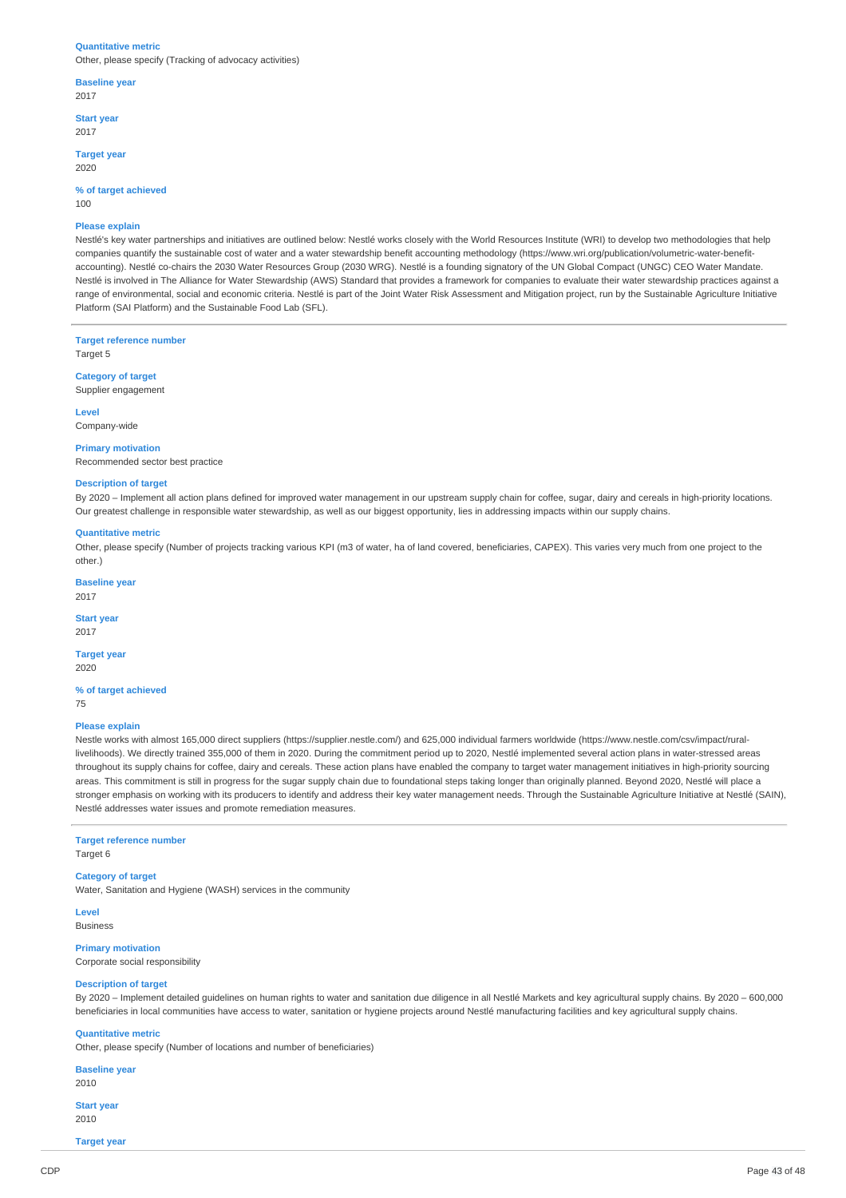**Quantitative metric**
Other, please specify (Tracking of advocacy activities)

**Baseline year**
2017

**Start year**
2017

**Target year**
2020

**% of target achieved**
100

**Please explain**
Nestlé's key water partnerships and initiatives are outlined below: Nestlé works closely with the World Resources Institute (WRI) to develop two methodologies that help companies quantify the sustainable cost of water and a water stewardship benefit accounting methodology (https://www.wri.org/publication/volumetric-water-benefit-accounting). Nestlé co-chairs the 2030 Water Resources Group (2030 WRG). Nestlé is a founding signatory of the UN Global Compact (UNGC) CEO Water Mandate. Nestlé is involved in The Alliance for Water Stewardship (AWS) Standard that provides a framework for companies to evaluate their water stewardship practices against a range of environmental, social and economic criteria. Nestlé is part of the Joint Water Risk Assessment and Mitigation project, run by the Sustainable Agriculture Initiative Platform (SAI Platform) and the Sustainable Food Lab (SFL).

---

**Target reference number**
Target 5

**Category of target**
Supplier engagement

**Level**
Company-wide

**Primary motivation**
Recommended sector best practice

**Description of target**
By 2020 – Implement all action plans defined for improved water management in our upstream supply chain for coffee, sugar, dairy and cereals in high-priority locations. Our greatest challenge in responsible water stewardship, as well as our biggest opportunity, lies in addressing impacts within our supply chains.

**Quantitative metric**
Other, please specify (Number of projects tracking various KPI (m3 of water, ha of land covered, beneficiaries, CAPEX). This varies very much from one project to the other.)

**Baseline year**
2017

**Start year**
2017

**Target year**
2020

**% of target achieved**
75

**Please explain**
Nestle works with almost 165,000 direct suppliers (https://supplier.nestle.com/) and 625,000 individual farmers worldwide (https://www.nestle.com/csv/impact/rural-livelihoods). We directly trained 355,000 of them in 2020. During the commitment period up to 2020, Nestlé implemented several action plans in water-stressed areas throughout its supply chains for coffee, dairy and cereals. These action plans have enabled the company to target water management initiatives in high-priority sourcing areas. This commitment is still in progress for the sugar supply chain due to foundational steps taking longer than originally planned. Beyond 2020, Nestlé will place a stronger emphasis on working with its producers to identify and address their key water management needs. Through the Sustainable Agriculture Initiative at Nestlé (SAIN), Nestlé addresses water issues and promote remediation measures.

---

**Target reference number**
Target 6

**Category of target**
Water, Sanitation and Hygiene (WASH) services in the community

**Level**
Business

**Primary motivation**
Corporate social responsibility

**Description of target**
By 2020 – Implement detailed guidelines on human rights to water and sanitation due diligence in all Nestlé Markets and key agricultural supply chains. By 2020 – 600,000 beneficiaries in local communities have access to water, sanitation or hygiene projects around Nestlé manufacturing facilities and key agricultural supply chains.

**Quantitative metric**
Other, please specify (Number of locations and number of beneficiaries)

**Baseline year**
2010

**Start year**
2010

**Target year**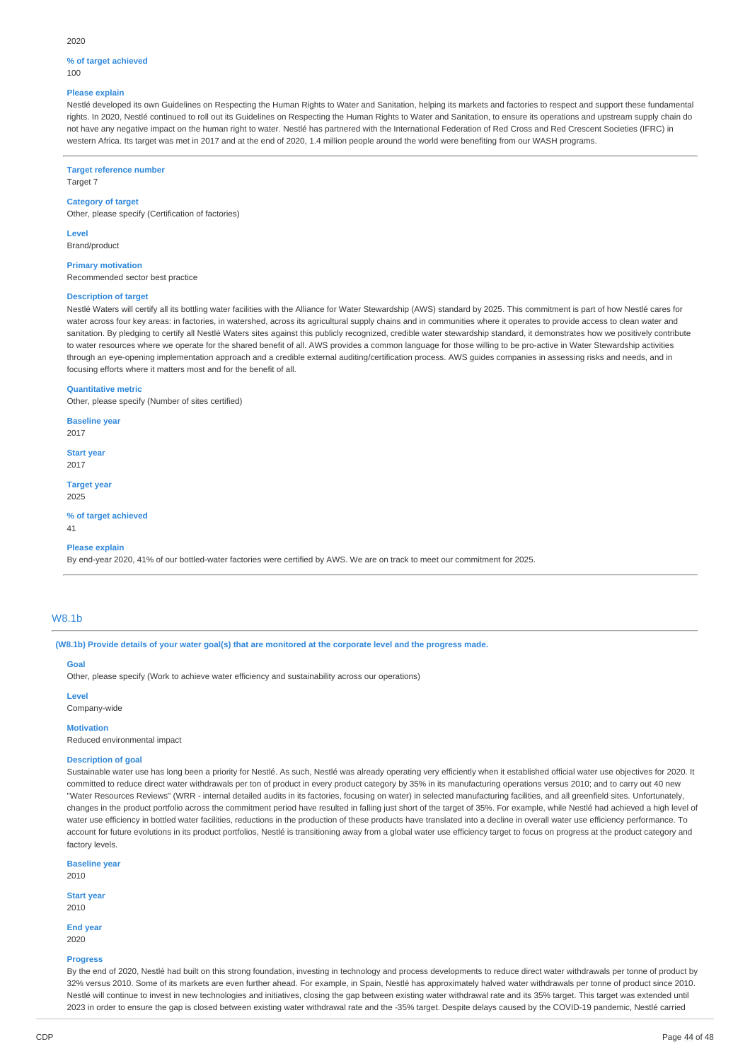2020

**% of target achieved**

100

**Please explain**

Nestlé developed its own Guidelines on Respecting the Human Rights to Water and Sanitation, helping its markets and factories to respect and support these fundamental rights. In 2020, Nestlé continued to roll out its Guidelines on Respecting the Human Rights to Water and Sanitation, to ensure its operations and upstream supply chain do not have any negative impact on the human right to water. Nestlé has partnered with the International Federation of Red Cross and Red Crescent Societies (IFRC) in western Africa. Its target was met in 2017 and at the end of 2020, 1.4 million people around the world were benefiting from our WASH programs.

---

**Target reference number**

Target 7

**Category of target**

Other, please specify (Certification of factories)

**Level**

Brand/product

**Primary motivation**

Recommended sector best practice

**Description of target**

Nestlé Waters will certify all its bottling water facilities with the Alliance for Water Stewardship (AWS) standard by 2025. This commitment is part of how Nestlé cares for water across four key areas: in factories, in watershed, across its agricultural supply chains and in communities where it operates to provide access to clean water and sanitation. By pledging to certify all Nestlé Waters sites against this publicly recognized, credible water stewardship standard, it demonstrates how we positively contribute to water resources where we operate for the shared benefit of all. AWS provides a common language for those willing to be pro-active in Water Stewardship activities through an eye-opening implementation approach and a credible external auditing/certification process. AWS guides companies in assessing risks and needs, and in focusing efforts where it matters most and for the benefit of all.

**Quantitative metric**

Other, please specify (Number of sites certified)

**Baseline year**

2017

**Start year**

2017

**Target year**

2025

**% of target achieved**

41

**Please explain**

By end-year 2020, 41% of our bottled-water factories were certified by AWS. We are on track to meet our commitment for 2025.

---

## W8.1b

**(W8.1b) Provide details of your water goal(s) that are monitored at the corporate level and the progress made.**

**Goal**

Other, please specify (Work to achieve water efficiency and sustainability across our operations)

**Level**

Company-wide

**Motivation**

Reduced environmental impact

**Description of goal**

Sustainable water use has long been a priority for Nestlé. As such, Nestlé was already operating very efficiently when it established official water use objectives for 2020. It committed to reduce direct water withdrawals per ton of product in every product category by 35% in its manufacturing operations versus 2010; and to carry out 40 new "Water Resources Reviews" (WRR - internal detailed audits in its factories, focusing on water) in selected manufacturing facilities, and all greenfield sites. Unfortunately, changes in the product portfolio across the commitment period have resulted in falling just short of the target of 35%. For example, while Nestlé had achieved a high level of water use efficiency in bottled water facilities, reductions in the production of these products have translated into a decline in overall water use efficiency performance. To account for future evolutions in its product portfolios, Nestlé is transitioning away from a global water use efficiency target to focus on progress at the product category and factory levels.

**Baseline year**

2010

**Start year**

2010

**End year**

2020

**Progress**

By the end of 2020, Nestlé had built on this strong foundation, investing in technology and process developments to reduce direct water withdrawals per tonne of product by 32% versus 2010. Some of its markets are even further ahead. For example, in Spain, Nestlé has approximately halved water withdrawals per tonne of product since 2010. Nestlé will continue to invest in new technologies and initiatives, closing the gap between existing water withdrawal rate and its 35% target. This target was extended until 2023 in order to ensure the gap is closed between existing water withdrawal rate and the -35% target. Despite delays caused by the COVID-19 pandemic, Nestlé carried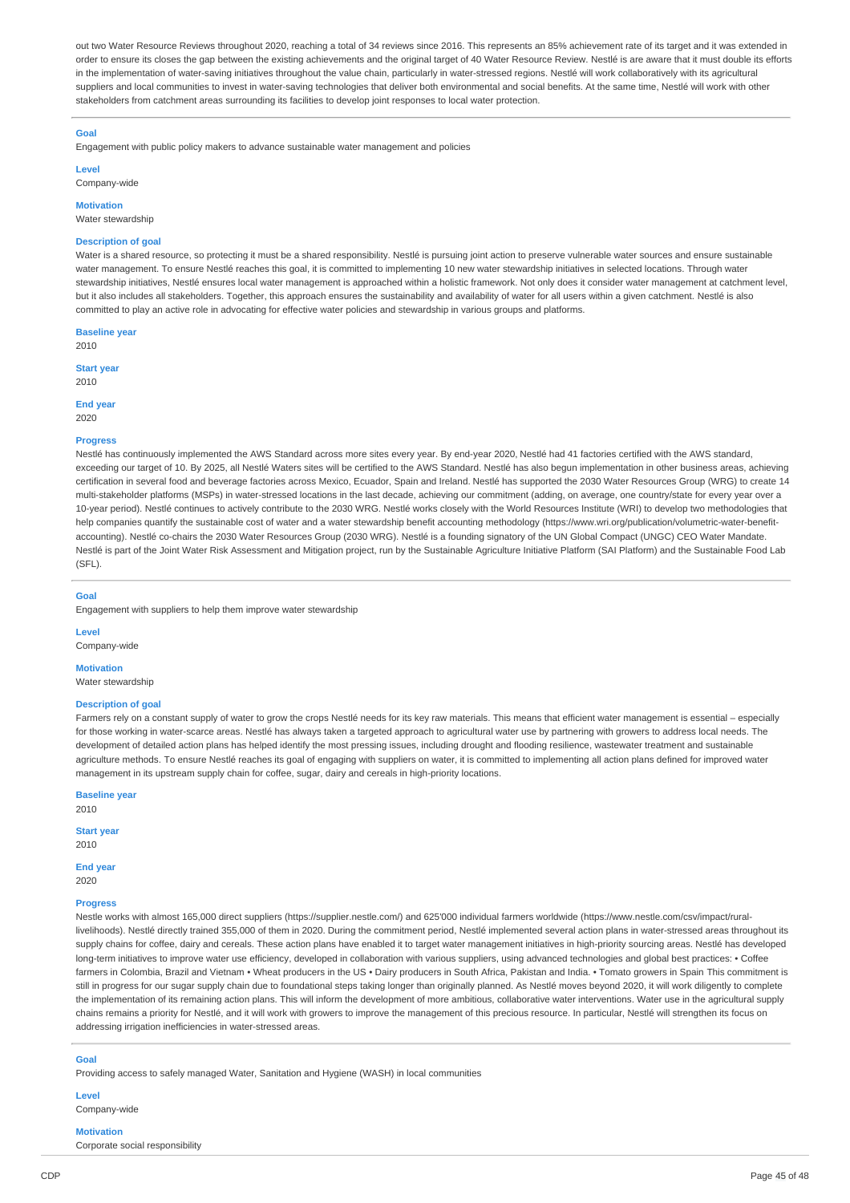out two Water Resource Reviews throughout 2020, reaching a total of 34 reviews since 2016. This represents an 85% achievement rate of its target and it was extended in order to ensure its closes the gap between the existing achievements and the original target of 40 Water Resource Review. Nestlé is are aware that it must double its efforts in the implementation of water-saving initiatives throughout the value chain, particularly in water-stressed regions. Nestlé will work collaboratively with its agricultural suppliers and local communities to invest in water-saving technologies that deliver both environmental and social benefits. At the same time, Nestlé will work with other stakeholders from catchment areas surrounding its facilities to develop joint responses to local water protection.

---

**Goal**
Engagement with public policy makers to advance sustainable water management and policies

**Level**
Company-wide

**Motivation**
Water stewardship

**Description of goal**
Water is a shared resource, so protecting it must be a shared responsibility. Nestlé is pursuing joint action to preserve vulnerable water sources and ensure sustainable water management. To ensure Nestlé reaches this goal, it is committed to implementing 10 new water stewardship initiatives in selected locations. Through water stewardship initiatives, Nestlé ensures local water management is approached within a holistic framework. Not only does it consider water management at catchment level, but it also includes all stakeholders. Together, this approach ensures the sustainability and availability of water for all users within a given catchment. Nestlé is also committed to play an active role in advocating for effective water policies and stewardship in various groups and platforms.

**Baseline year**
2010

**Start year**
2010

**End year**
2020

**Progress**
Nestlé has continuously implemented the AWS Standard across more sites every year. By end-year 2020, Nestlé had 41 factories certified with the AWS standard, exceeding our target of 10. By 2025, all Nestlé Waters sites will be certified to the AWS Standard. Nestlé has also begun implementation in other business areas, achieving certification in several food and beverage factories across Mexico, Ecuador, Spain and Ireland. Nestlé has supported the 2030 Water Resources Group (WRG) to create 14 multi-stakeholder platforms (MSPs) in water-stressed locations in the last decade, achieving our commitment (adding, on average, one country/state for every year over a 10-year period). Nestlé continues to actively contribute to the 2030 WRG. Nestlé works closely with the World Resources Institute (WRI) to develop two methodologies that help companies quantify the sustainable cost of water and a water stewardship benefit accounting methodology (https://www.wri.org/publication/volumetric-water-benefit-accounting). Nestlé co-chairs the 2030 Water Resources Group (2030 WRG). Nestlé is a founding signatory of the UN Global Compact (UNGC) CEO Water Mandate. Nestlé is part of the Joint Water Risk Assessment and Mitigation project, run by the Sustainable Agriculture Initiative Platform (SAI Platform) and the Sustainable Food Lab (SFL).

---

**Goal**
Engagement with suppliers to help them improve water stewardship

**Level**
Company-wide

**Motivation**
Water stewardship

**Description of goal**
Farmers rely on a constant supply of water to grow the crops Nestlé needs for its key raw materials. This means that efficient water management is essential – especially for those working in water-scarce areas. Nestlé has always taken a targeted approach to agricultural water use by partnering with growers to address local needs. The development of detailed action plans has helped identify the most pressing issues, including drought and flooding resilience, wastewater treatment and sustainable agriculture methods. To ensure Nestlé reaches its goal of engaging with suppliers on water, it is committed to implementing all action plans defined for improved water management in its upstream supply chain for coffee, sugar, dairy and cereals in high-priority locations.

**Baseline year**
2010

**Start year**
2010

**End year**
2020

**Progress**
Nestle works with almost 165,000 direct suppliers (https://supplier.nestle.com/) and 625'000 individual farmers worldwide (https://www.nestle.com/csv/impact/rural-livelihoods). Nestlé directly trained 355,000 of them in 2020. During the commitment period, Nestlé implemented several action plans in water-stressed areas throughout its supply chains for coffee, dairy and cereals. These action plans have enabled it to target water management initiatives in high-priority sourcing areas. Nestlé has developed long-term initiatives to improve water use efficiency, developed in collaboration with various suppliers, using advanced technologies and global best practices: • Coffee farmers in Colombia, Brazil and Vietnam • Wheat producers in the US • Dairy producers in South Africa, Pakistan and India. • Tomato growers in Spain This commitment is still in progress for our sugar supply chain due to foundational steps taking longer than originally planned. As Nestlé moves beyond 2020, it will work diligently to complete the implementation of its remaining action plans. This will inform the development of more ambitious, collaborative water interventions. Water use in the agricultural supply chains remains a priority for Nestlé, and it will work with growers to improve the management of this precious resource. In particular, Nestlé will strengthen its focus on addressing irrigation inefficiencies in water-stressed areas.

---

**Goal**
Providing access to safely managed Water, Sanitation and Hygiene (WASH) in local communities

**Level**
Company-wide

**Motivation**
Corporate social responsibility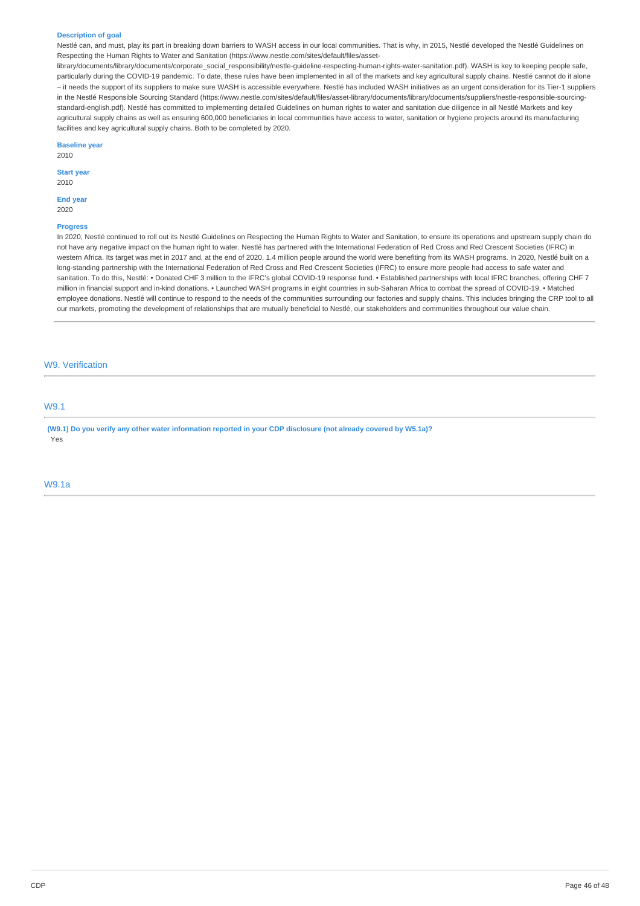**Description of goal**

Nestlé can, and must, play its part in breaking down barriers to WASH access in our local communities. That is why, in 2015, Nestlé developed the Nestlé Guidelines on Respecting the Human Rights to Water and Sanitation (https://www.nestle.com/sites/default/files/asset-library/documents/library/documents/corporate_social_responsibility/nestle-guideline-respecting-human-rights-water-sanitation.pdf). WASH is key to keeping people safe, particularly during the COVID-19 pandemic. To date, these rules have been implemented in all of the markets and key agricultural supply chains. Nestlé cannot do it alone – it needs the support of its suppliers to make sure WASH is accessible everywhere. Nestlé has included WASH initiatives as an urgent consideration for its Tier-1 suppliers in the Nestlé Responsible Sourcing Standard (https://www.nestle.com/sites/default/files/asset-library/documents/library/documents/suppliers/nestle-responsible-sourcing-standard-english.pdf). Nestlé has committed to implementing detailed Guidelines on human rights to water and sanitation due diligence in all Nestlé Markets and key agricultural supply chains as well as ensuring 600,000 beneficiaries in local communities have access to water, sanitation or hygiene projects around its manufacturing facilities and key agricultural supply chains. Both to be completed by 2020.

**Baseline year**

2010

**Start year**

2010

**End year**

2020

**Progress**

In 2020, Nestlé continued to roll out its Nestlé Guidelines on Respecting the Human Rights to Water and Sanitation, to ensure its operations and upstream supply chain do not have any negative impact on the human right to water. Nestlé has partnered with the International Federation of Red Cross and Red Crescent Societies (IFRC) in western Africa. Its target was met in 2017 and, at the end of 2020, 1.4 million people around the world were benefiting from its WASH programs. In 2020, Nestlé built on a long-standing partnership with the International Federation of Red Cross and Red Crescent Societies (IFRC) to ensure more people had access to safe water and sanitation. To do this, Nestlé: • Donated CHF 3 million to the IFRC's global COVID-19 response fund. • Established partnerships with local IFRC branches, offering CHF 7 million in financial support and in-kind donations. • Launched WASH programs in eight countries in sub-Saharan Africa to combat the spread of COVID-19. • Matched employee donations. Nestlé will continue to respond to the needs of the communities surrounding our factories and supply chains. This includes bringing the CRP tool to all our markets, promoting the development of relationships that are mutually beneficial to Nestlé, our stakeholders and communities throughout our value chain.

## W9. Verification

### W9.1

**(W9.1) Do you verify any other water information reported in your CDP disclosure (not already covered by W5.1a)?**

Yes

### W9.1a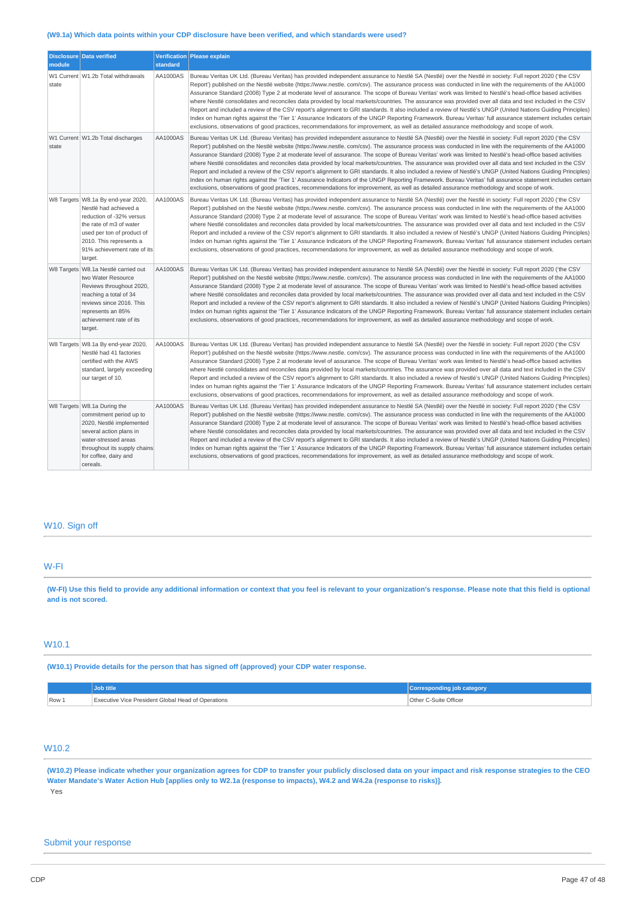**(W9.1a) Which data points within your CDP disclosure have been verified, and which standards were used?**

| Disclosure module | Data verified | Verification standard | Please explain |
|---|---|---|---|
| W1 Current state | W1.2b Total withdrawals | AA1000AS | Bureau Veritas UK Ltd. (Bureau Veritas) has provided independent assurance to Nestlé SA (Nestlé) over the Nestlé in society: Full report 2020 ('the CSV Report') published on the Nestlé website (https://www.nestle. com/csv). The assurance process was conducted in line with the requirements of the AA1000 Assurance Standard (2008) Type 2 at moderate level of assurance. The scope of Bureau Veritas' work was limited to Nestlé's head-office based activities where Nestlé consolidates and reconciles data provided by local markets/countries. The assurance was provided over all data and text included in the CSV Report and included a review of the CSV report's alignment to GRI standards. It also included a review of Nestlé's UNGP (United Nations Guiding Principles) Index on human rights against the 'Tier 1' Assurance Indicators of the UNGP Reporting Framework. Bureau Veritas' full assurance statement includes certain exclusions, observations of good practices, recommendations for improvement, as well as detailed assurance methodology and scope of work. |
| W1 Current state | W1.2b Total discharges | AA1000AS | Bureau Veritas UK Ltd. (Bureau Veritas) has provided independent assurance to Nestlé SA (Nestlé) over the Nestlé in society: Full report 2020 ('the CSV Report') published on the Nestlé website (https://www.nestle. com/csv). The assurance process was conducted in line with the requirements of the AA1000 Assurance Standard (2008) Type 2 at moderate level of assurance. The scope of Bureau Veritas' work was limited to Nestlé's head-office based activities where Nestlé consolidates and reconciles data provided by local markets/countries. The assurance was provided over all data and text included in the CSV Report and included a review of the CSV report's alignment to GRI standards. It also included a review of Nestlé's UNGP (United Nations Guiding Principles) Index on human rights against the 'Tier 1' Assurance Indicators of the UNGP Reporting Framework. Bureau Veritas' full assurance statement includes certain exclusions, observations of good practices, recommendations for improvement, as well as detailed assurance methodology and scope of work. |
| W8 Targets | W8.1a By end-year 2020, Nestlé had achieved a reduction of -32% versus the rate of m3 of water used per ton of product of 2010. This represents a 91% achievement rate of its target. | AA1000AS | Bureau Veritas UK Ltd. (Bureau Veritas) has provided independent assurance to Nestlé SA (Nestlé) over the Nestlé in society: Full report 2020 ('the CSV Report') published on the Nestlé website (https://www.nestle. com/csv). The assurance process was conducted in line with the requirements of the AA1000 Assurance Standard (2008) Type 2 at moderate level of assurance. The scope of Bureau Veritas' work was limited to Nestlé's head-office based activities where Nestlé consolidates and reconciles data provided by local markets/countries. The assurance was provided over all data and text included in the CSV Report and included a review of the CSV report's alignment to GRI standards. It also included a review of Nestlé's UNGP (United Nations Guiding Principles) Index on human rights against the 'Tier 1' Assurance Indicators of the UNGP Reporting Framework. Bureau Veritas' full assurance statement includes certain exclusions, observations of good practices, recommendations for improvement, as well as detailed assurance methodology and scope of work. |
| W8 Targets | W8.1a Nestlé carried out two Water Resource Reviews throughout 2020, reaching a total of 34 reviews since 2016. This represents an 85% achievement rate of its target. | AA1000AS | Bureau Veritas UK Ltd. (Bureau Veritas) has provided independent assurance to Nestlé SA (Nestlé) over the Nestlé in society: Full report 2020 ('the CSV Report') published on the Nestlé website (https://www.nestle. com/csv). The assurance process was conducted in line with the requirements of the AA1000 Assurance Standard (2008) Type 2 at moderate level of assurance. The scope of Bureau Veritas' work was limited to Nestlé's head-office based activities where Nestlé consolidates and reconciles data provided by local markets/countries. The assurance was provided over all data and text included in the CSV Report and included a review of the CSV report's alignment to GRI standards. It also included a review of Nestlé's UNGP (United Nations Guiding Principles) Index on human rights against the 'Tier 1' Assurance Indicators of the UNGP Reporting Framework. Bureau Veritas' full assurance statement includes certain exclusions, observations of good practices, recommendations for improvement, as well as detailed assurance methodology and scope of work. |
| W8 Targets | W8.1a By end-year 2020, Nestlé had 41 factories certified with the AWS standard, largely exceeding our target of 10. | AA1000AS | Bureau Veritas UK Ltd. (Bureau Veritas) has provided independent assurance to Nestlé SA (Nestlé) over the Nestlé in society: Full report 2020 ('the CSV Report') published on the Nestlé website (https://www.nestle. com/csv). The assurance process was conducted in line with the requirements of the AA1000 Assurance Standard (2008) Type 2 at moderate level of assurance. The scope of Bureau Veritas' work was limited to Nestlé's head-office based activities where Nestlé consolidates and reconciles data provided by local markets/countries. The assurance was provided over all data and text included in the CSV Report and included a review of the CSV report's alignment to GRI standards. It also included a review of Nestlé's UNGP (United Nations Guiding Principles) Index on human rights against the 'Tier 1' Assurance Indicators of the UNGP Reporting Framework. Bureau Veritas' full assurance statement includes certain exclusions, observations of good practices, recommendations for improvement, as well as detailed assurance methodology and scope of work. |
| W8 Targets | W8.1a During the commitment period up to 2020, Nestlé implemented several action plans in water-stressed areas throughout its supply chains for coffee, dairy and cereals. | AA1000AS | Bureau Veritas UK Ltd. (Bureau Veritas) has provided independent assurance to Nestlé SA (Nestlé) over the Nestlé in society: Full report 2020 ('the CSV Report') published on the Nestlé website (https://www.nestle. com/csv). The assurance process was conducted in line with the requirements of the AA1000 Assurance Standard (2008) Type 2 at moderate level of assurance. The scope of Bureau Veritas' work was limited to Nestlé's head-office based activities where Nestlé consolidates and reconciles data provided by local markets/countries. The assurance was provided over all data and text included in the CSV Report and included a review of the CSV report's alignment to GRI standards. It also included a review of Nestlé's UNGP (United Nations Guiding Principles) Index on human rights against the 'Tier 1' Assurance Indicators of the UNGP Reporting Framework. Bureau Veritas' full assurance statement includes certain exclusions, observations of good practices, recommendations for improvement, as well as detailed assurance methodology and scope of work. |

## W10. Sign off

## W-FI

**(W-FI) Use this field to provide any additional information or context that you feel is relevant to your organization's response. Please note that this field is optional and is not scored.**

## W10.1

**(W10.1) Provide details for the person that has signed off (approved) your CDP water response.**

| | Job title | Corresponding job category |
|---|---|---|
| Row 1 | Executive Vice President Global Head of Operations | Other C-Suite Officer |

## W10.2

**(W10.2) Please indicate whether your organization agrees for CDP to transfer your publicly disclosed data on your impact and risk response strategies to the CEO Water Mandate's Water Action Hub [applies only to W2.1a (response to impacts), W4.2 and W4.2a (response to risks)].**

Yes

## Submit your response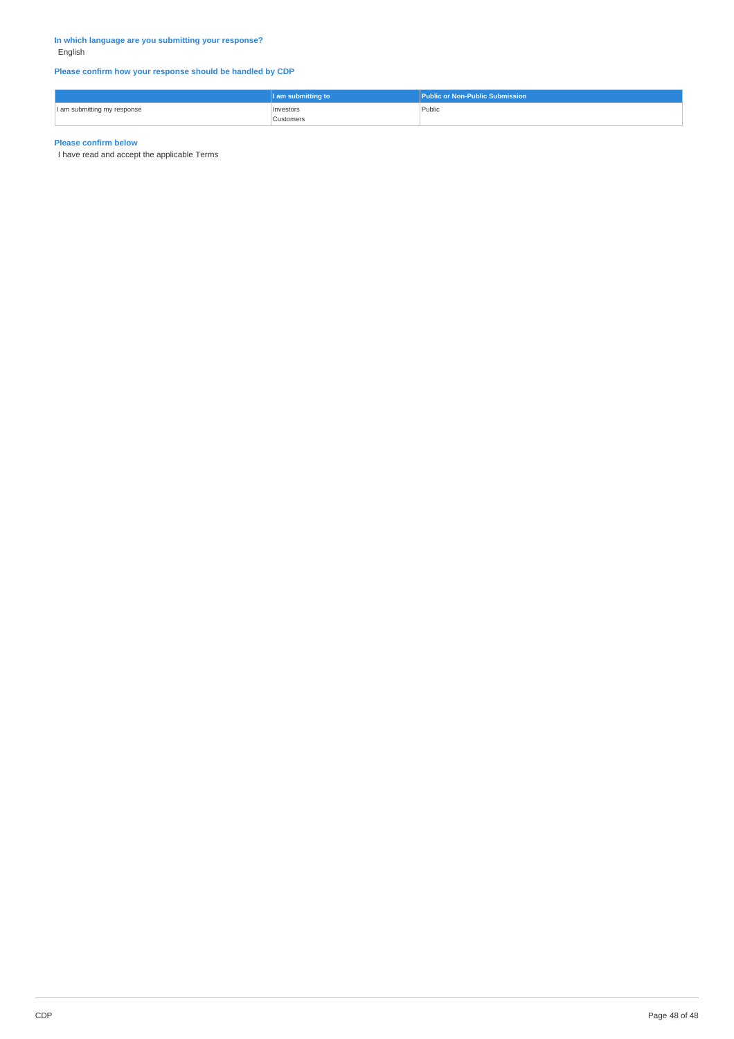### In which language are you submitting your response?

English

### Please confirm how your response should be handled by CDP

| | I am submitting to | Public or Non-Public Submission |
|---|---|---|
| I am submitting my response | Investors<br>Customers | Public |

### Please confirm below

I have read and accept the applicable Terms